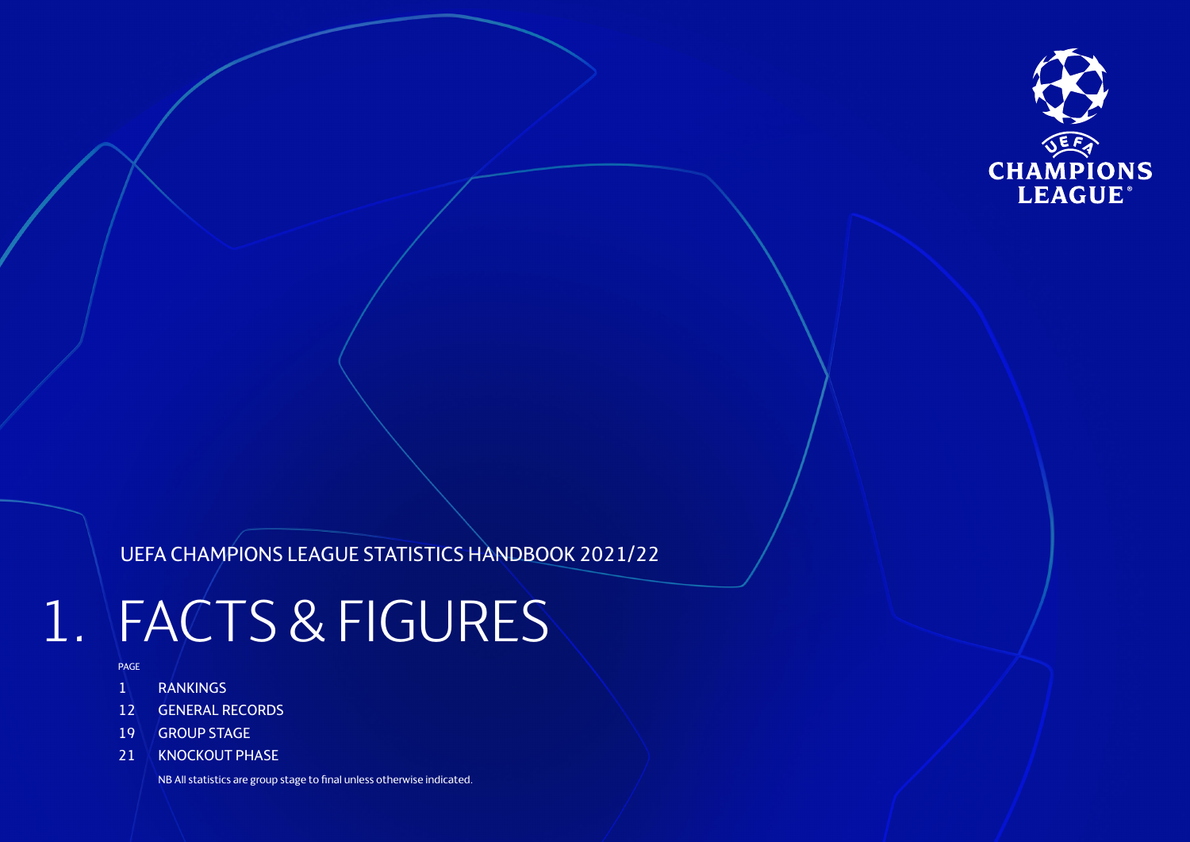UEFA CHAMPIONS LEAGUE STATISTICS HANDBOOK 2021/22

# 1. FACTS & FIGURES

| PAGE | |
|---|---|
| 1 | RANKINGS |
| 12 | GENERAL RECORDS |
| 19 | GROUP STAGE |
| 21 | KNOCKOUT PHASE |

NB All statistics are group stage to final unless otherwise indicated.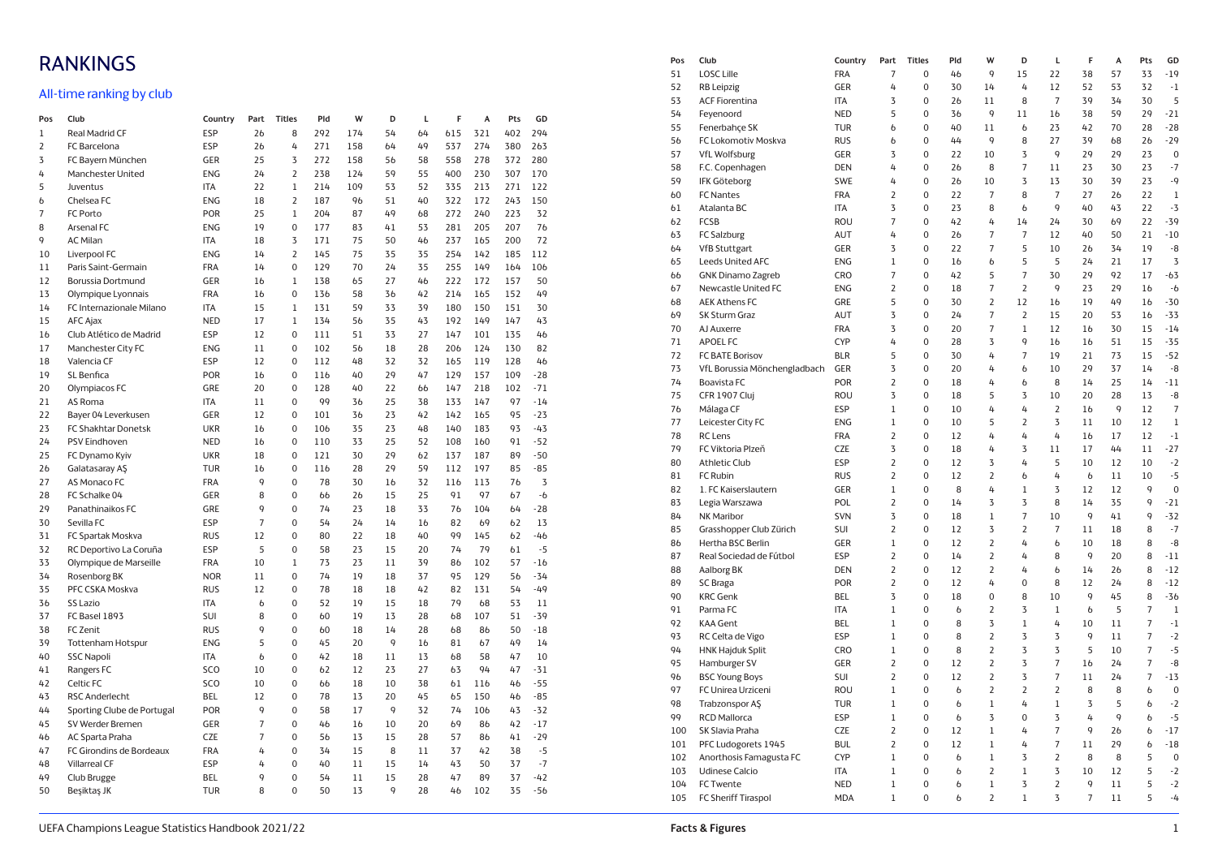# RANKINGS

## All-time ranking by club

| Pos | Club | Country | Part | Titles | Pld | W | D | L | F | A | Pts | GD |
|---|---|---|---|---|---|---|---|---|---|---|---|---|
| 1 | Real Madrid CF | ESP | 26 | 8 | 292 | 174 | 54 | 64 | 615 | 321 | 402 | 294 |
| 2 | FC Barcelona | ESP | 26 | 4 | 271 | 158 | 64 | 49 | 537 | 274 | 380 | 263 |
| 3 | FC Bayern München | GER | 25 | 3 | 272 | 158 | 56 | 58 | 558 | 278 | 372 | 280 |
| 4 | Manchester United | ENG | 24 | 2 | 238 | 124 | 59 | 55 | 400 | 230 | 307 | 170 |
| 5 | Juventus | ITA | 22 | 1 | 214 | 109 | 53 | 52 | 335 | 213 | 271 | 122 |
| 6 | Chelsea FC | ENG | 18 | 2 | 187 | 96 | 51 | 40 | 322 | 172 | 243 | 150 |
| 7 | FC Porto | POR | 25 | 1 | 204 | 87 | 49 | 68 | 272 | 240 | 223 | 32 |
| 8 | Arsenal FC | ENG | 19 | 0 | 177 | 83 | 41 | 53 | 281 | 205 | 207 | 76 |
| 9 | AC Milan | ITA | 18 | 3 | 171 | 75 | 50 | 46 | 237 | 165 | 200 | 72 |
| 10 | Liverpool FC | ENG | 14 | 2 | 145 | 75 | 35 | 35 | 254 | 142 | 185 | 112 |
| 11 | Paris Saint-Germain | FRA | 14 | 0 | 129 | 70 | 24 | 35 | 255 | 149 | 164 | 106 |
| 12 | Borussia Dortmund | GER | 16 | 1 | 138 | 65 | 27 | 46 | 222 | 172 | 157 | 50 |
| 13 | Olympique Lyonnais | FRA | 16 | 0 | 136 | 58 | 36 | 42 | 214 | 165 | 152 | 49 |
| 14 | FC Internazionale Milano | ITA | 15 | 1 | 131 | 59 | 33 | 39 | 180 | 150 | 151 | 30 |
| 15 | AFC Ajax | NED | 17 | 1 | 134 | 56 | 35 | 43 | 192 | 149 | 147 | 43 |
| 16 | Club Atlético de Madrid | ESP | 12 | 0 | 111 | 51 | 33 | 27 | 147 | 101 | 135 | 46 |
| 17 | Manchester City FC | ENG | 11 | 0 | 102 | 56 | 18 | 28 | 206 | 124 | 130 | 82 |
| 18 | Valencia CF | ESP | 12 | 0 | 112 | 48 | 32 | 32 | 165 | 119 | 128 | 46 |
| 19 | SL Benfica | POR | 16 | 0 | 116 | 40 | 29 | 47 | 129 | 157 | 109 | -28 |
| 20 | Olympiacos FC | GRE | 20 | 0 | 128 | 40 | 22 | 66 | 147 | 218 | 102 | -71 |
| 21 | AS Roma | ITA | 11 | 0 | 99 | 36 | 25 | 38 | 133 | 147 | 97 | -14 |
| 22 | Bayer 04 Leverkusen | GER | 12 | 0 | 101 | 36 | 23 | 42 | 142 | 165 | 95 | -23 |
| 23 | FC Shakhtar Donetsk | UKR | 16 | 0 | 106 | 35 | 23 | 48 | 140 | 183 | 93 | -43 |
| 24 | PSV Eindhoven | NED | 16 | 0 | 110 | 33 | 25 | 52 | 108 | 160 | 91 | -52 |
| 25 | FC Dynamo Kyiv | UKR | 18 | 0 | 121 | 30 | 29 | 62 | 137 | 187 | 89 | -50 |
| 26 | Galatasaray AŞ | TUR | 16 | 0 | 116 | 28 | 29 | 59 | 112 | 197 | 85 | -85 |
| 27 | AS Monaco FC | FRA | 9 | 0 | 78 | 30 | 16 | 32 | 116 | 113 | 76 | 3 |
| 28 | FC Schalke 04 | GER | 8 | 0 | 66 | 26 | 15 | 25 | 91 | 97 | 67 | -6 |
| 29 | Panathinaikos FC | GRE | 9 | 0 | 74 | 23 | 18 | 33 | 76 | 104 | 64 | -28 |
| 30 | Sevilla FC | ESP | 7 | 0 | 54 | 24 | 14 | 16 | 82 | 69 | 62 | 13 |
| 31 | FC Spartak Moskva | RUS | 12 | 0 | 80 | 22 | 18 | 40 | 99 | 145 | 62 | -46 |
| 32 | RC Deportivo La Coruña | ESP | 5 | 0 | 58 | 23 | 15 | 20 | 74 | 79 | 61 | -5 |
| 33 | Olympique de Marseille | FRA | 10 | 1 | 73 | 23 | 11 | 39 | 86 | 102 | 57 | -16 |
| 34 | Rosenborg BK | NOR | 11 | 0 | 74 | 19 | 18 | 37 | 95 | 129 | 56 | -34 |
| 35 | PFC CSKA Moskva | RUS | 12 | 0 | 78 | 18 | 18 | 42 | 82 | 131 | 54 | -49 |
| 36 | SS Lazio | ITA | 6 | 0 | 52 | 19 | 15 | 18 | 79 | 68 | 53 | 11 |
| 37 | FC Basel 1893 | SUI | 8 | 0 | 60 | 19 | 13 | 28 | 68 | 107 | 51 | -39 |
| 38 | FC Zenit | RUS | 9 | 0 | 60 | 18 | 14 | 28 | 68 | 86 | 50 | -18 |
| 39 | Tottenham Hotspur | ENG | 5 | 0 | 45 | 20 | 9 | 16 | 81 | 67 | 49 | 14 |
| 40 | SSC Napoli | ITA | 6 | 0 | 42 | 18 | 11 | 13 | 68 | 58 | 47 | 10 |
| 41 | Rangers FC | SCO | 10 | 0 | 62 | 12 | 23 | 27 | 63 | 94 | 47 | -31 |
| 42 | Celtic FC | SCO | 10 | 0 | 66 | 18 | 10 | 38 | 61 | 116 | 46 | -55 |
| 43 | RSC Anderlecht | BEL | 12 | 0 | 78 | 13 | 20 | 45 | 65 | 150 | 46 | -85 |
| 44 | Sporting Clube de Portugal | POR | 9 | 0 | 58 | 17 | 9 | 32 | 74 | 106 | 43 | -32 |
| 45 | SV Werder Bremen | GER | 7 | 0 | 46 | 16 | 10 | 20 | 69 | 86 | 42 | -17 |
| 46 | AC Sparta Praha | CZE | 7 | 0 | 56 | 13 | 15 | 28 | 57 | 86 | 41 | -29 |
| 47 | FC Girondins de Bordeaux | FRA | 4 | 0 | 34 | 15 | 8 | 11 | 37 | 42 | 38 | -5 |
| 48 | Villarreal CF | ESP | 4 | 0 | 40 | 11 | 15 | 14 | 43 | 50 | 37 | -7 |
| 49 | Club Brugge | BEL | 9 | 0 | 54 | 11 | 15 | 28 | 47 | 89 | 37 | -42 |
| 50 | Beşiktaş JK | TUR | 8 | 0 | 50 | 13 | 9 | 28 | 46 | 102 | 35 | -56 |
| 51 | LOSC Lille | FRA | 7 | 0 | 46 | 9 | 15 | 22 | 38 | 57 | 33 | -19 |
| 52 | RB Leipzig | GER | 4 | 0 | 30 | 14 | 4 | 12 | 52 | 53 | 32 | -1 |
| 53 | ACF Fiorentina | ITA | 3 | 0 | 26 | 11 | 8 | 7 | 39 | 34 | 30 | 5 |
| 54 | Feyenoord | NED | 5 | 0 | 36 | 9 | 11 | 16 | 38 | 59 | 29 | -21 |
| 55 | Fenerbahçe SK | TUR | 6 | 0 | 40 | 11 | 6 | 23 | 42 | 70 | 28 | -28 |
| 56 | FC Lokomotiv Moskva | RUS | 6 | 0 | 44 | 9 | 8 | 27 | 39 | 68 | 26 | -29 |
| 57 | VfL Wolfsburg | GER | 3 | 0 | 22 | 10 | 3 | 9 | 29 | 29 | 23 | 0 |
| 58 | F.C. Copenhagen | DEN | 4 | 0 | 26 | 8 | 7 | 11 | 23 | 30 | 23 | -7 |
| 59 | IFK Göteborg | SWE | 4 | 0 | 26 | 10 | 3 | 13 | 30 | 39 | 23 | -9 |
| 60 | FC Nantes | FRA | 2 | 0 | 22 | 7 | 8 | 7 | 27 | 26 | 22 | 1 |
| 61 | Atalanta BC | ITA | 3 | 0 | 23 | 8 | 6 | 9 | 40 | 43 | 22 | -3 |
| 62 | FCSB | ROU | 7 | 0 | 42 | 4 | 14 | 24 | 30 | 69 | 22 | -39 |
| 63 | FC Salzburg | AUT | 4 | 0 | 26 | 7 | 7 | 12 | 40 | 50 | 21 | -10 |
| 64 | VfB Stuttgart | GER | 3 | 0 | 22 | 7 | 5 | 10 | 26 | 34 | 19 | -8 |
| 65 | Leeds United AFC | ENG | 1 | 0 | 16 | 6 | 5 | 5 | 24 | 21 | 17 | 3 |
| 66 | GNK Dinamo Zagreb | CRO | 7 | 0 | 42 | 5 | 7 | 30 | 29 | 92 | 17 | -63 |
| 67 | Newcastle United FC | ENG | 2 | 0 | 18 | 7 | 2 | 9 | 23 | 29 | 16 | -6 |
| 68 | AEK Athens FC | GRE | 5 | 0 | 30 | 2 | 12 | 16 | 19 | 49 | 16 | -30 |
| 69 | SK Sturm Graz | AUT | 3 | 0 | 24 | 7 | 2 | 15 | 20 | 53 | 16 | -33 |
| 70 | AJ Auxerre | FRA | 3 | 0 | 20 | 7 | 1 | 12 | 16 | 30 | 15 | -14 |
| 71 | APOEL FC | CYP | 4 | 0 | 28 | 3 | 9 | 16 | 16 | 51 | 15 | -35 |
| 72 | FC BATE Borisov | BLR | 5 | 0 | 30 | 4 | 7 | 19 | 21 | 73 | 15 | -52 |
| 73 | VfL Borussia Mönchengladbach | GER | 3 | 0 | 20 | 4 | 6 | 10 | 29 | 37 | 14 | -8 |
| 74 | Boavista FC | POR | 2 | 0 | 18 | 4 | 6 | 8 | 14 | 25 | 14 | -11 |
| 75 | CFR 1907 Cluj | ROU | 3 | 0 | 18 | 5 | 3 | 10 | 20 | 28 | 13 | -8 |
| 76 | Málaga CF | ESP | 1 | 0 | 10 | 4 | 4 | 2 | 16 | 9 | 12 | 7 |
| 77 | Leicester City FC | ENG | 1 | 0 | 10 | 5 | 2 | 3 | 11 | 10 | 12 | 1 |
| 78 | RC Lens | FRA | 2 | 0 | 12 | 4 | 4 | 4 | 16 | 17 | 12 | -1 |
| 79 | FC Viktoria Plzeň | CZE | 3 | 0 | 18 | 4 | 3 | 11 | 17 | 44 | 11 | -27 |
| 80 | Athletic Club | ESP | 2 | 0 | 12 | 3 | 4 | 5 | 10 | 12 | 10 | -2 |
| 81 | FC Rubin | RUS | 2 | 0 | 12 | 2 | 6 | 4 | 6 | 11 | 10 | -5 |
| 82 | 1. FC Kaiserslautern | GER | 1 | 0 | 8 | 4 | 1 | 3 | 12 | 12 | 9 | 0 |
| 83 | Legia Warszawa | POL | 2 | 0 | 14 | 3 | 3 | 8 | 14 | 35 | 9 | -21 |
| 84 | NK Maribor | SVN | 3 | 0 | 18 | 1 | 7 | 10 | 9 | 41 | 9 | -32 |
| 85 | Grasshopper Club Zürich | SUI | 2 | 0 | 12 | 3 | 2 | 7 | 11 | 18 | 8 | -7 |
| 86 | Hertha BSC Berlin | GER | 1 | 0 | 12 | 2 | 4 | 6 | 10 | 18 | 8 | -8 |
| 87 | Real Sociedad de Fútbol | ESP | 2 | 0 | 14 | 2 | 4 | 8 | 9 | 20 | 8 | -11 |
| 88 | Aalborg BK | DEN | 2 | 0 | 12 | 2 | 4 | 6 | 14 | 26 | 8 | -12 |
| 89 | SC Braga | POR | 2 | 0 | 12 | 4 | 0 | 8 | 12 | 24 | 8 | -12 |
| 90 | KRC Genk | BEL | 3 | 0 | 18 | 0 | 8 | 10 | 9 | 45 | 8 | -36 |
| 91 | Parma FC | ITA | 1 | 0 | 6 | 2 | 3 | 1 | 6 | 5 | 7 | 1 |
| 92 | KAA Gent | BEL | 1 | 0 | 8 | 3 | 1 | 4 | 10 | 11 | 7 | -1 |
| 93 | RC Celta de Vigo | ESP | 1 | 0 | 8 | 2 | 3 | 3 | 9 | 11 | 7 | -2 |
| 94 | HNK Hajduk Split | CRO | 1 | 0 | 8 | 2 | 3 | 3 | 5 | 10 | 7 | -5 |
| 95 | Hamburger SV | GER | 2 | 0 | 12 | 2 | 3 | 7 | 16 | 24 | 7 | -8 |
| 96 | BSC Young Boys | SUI | 2 | 0 | 12 | 2 | 3 | 7 | 11 | 24 | 7 | -13 |
| 97 | FC Unirea Urziceni | ROU | 1 | 0 | 6 | 2 | 2 | 2 | 8 | 8 | 6 | 0 |
| 98 | Trabzonspor AŞ | TUR | 1 | 0 | 6 | 1 | 4 | 1 | 3 | 5 | 6 | -2 |
| 99 | RCD Mallorca | ESP | 1 | 0 | 6 | 3 | 0 | 3 | 4 | 9 | 6 | -5 |
| 100 | SK Slavia Praha | CZE | 2 | 0 | 12 | 1 | 4 | 7 | 9 | 26 | 6 | -17 |
| 101 | PFC Ludogorets 1945 | BUL | 2 | 0 | 12 | 1 | 4 | 7 | 11 | 29 | 6 | -18 |
| 102 | Anorthosis Famagusta FC | CYP | 1 | 0 | 6 | 1 | 3 | 2 | 8 | 8 | 5 | 0 |
| 103 | Udinese Calcio | ITA | 1 | 0 | 6 | 2 | 1 | 3 | 10 | 12 | 5 | -2 |
| 104 | FC Twente | NED | 1 | 0 | 6 | 1 | 3 | 2 | 9 | 11 | 5 | -2 |
| 105 | FC Sheriff Tiraspol | MDA | 1 | 0 | 6 | 2 | 1 | 3 | 7 | 11 | 5 | -4 |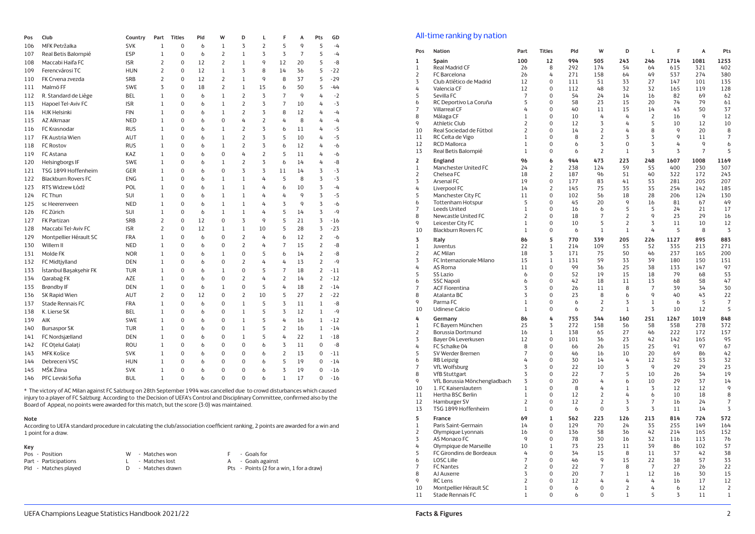| Pos | Club | Country | Part | Titles | Pld | W | D | L | F | A | Pts | GD |
|---|---|---|---|---|---|---|---|---|---|---|---|---|
| 106 | MFK Petržalka | SVK | 1 | 0 | 6 | 1 | 3 | 2 | 5 | 9 | 5 | -4 |
| 107 | Real Betis Balompié | ESP | 1 | 0 | 6 | 2 | 1 | 3 | 3 | 7 | 5 | -4 |
| 108 | Maccabi Haifa FC | ISR | 2 | 0 | 12 | 2 | 1 | 9 | 12 | 20 | 5 | -8 |
| 109 | Ferencvárosi TC | HUN | 2 | 0 | 12 | 1 | 3 | 8 | 14 | 36 | 5 | -22 |
| 110 | FK Crvena zvezda | SRB | 2 | 0 | 12 | 2 | 1 | 9 | 8 | 37 | 5 | -29 |
| 111 | Malmö FF | SWE | 3 | 0 | 18 | 2 | 1 | 15 | 6 | 50 | 5 | -44 |
| 112 | R. Standard de Liège | BEL | 1 | 0 | 6 | 1 | 2 | 3 | 7 | 9 | 4 | -2 |
| 113 | Hapoel Tel-Aviv FC | ISR | 1 | 0 | 6 | 1 | 2 | 3 | 7 | 10 | 4 | -3 |
| 114 | HJK Helsinki | FIN | 1 | 0 | 6 | 1 | 2 | 3 | 8 | 12 | 4 | -4 |
| 115 | AZ Alkmaar | NED | 1 | 0 | 6 | 0 | 4 | 2 | 4 | 8 | 4 | -4 |
| 116 | FC Krasnodar | RUS | 1 | 0 | 6 | 1 | 2 | 3 | 6 | 11 | 4 | -5 |
| 117 | FK Austria Wien | AUT | 1 | 0 | 6 | 1 | 2 | 3 | 5 | 10 | 4 | -5 |
| 118 | FC Rostov | RUS | 1 | 0 | 6 | 1 | 2 | 3 | 6 | 12 | 4 | -6 |
| 119 | FC Astana | KAZ | 1 | 0 | 6 | 0 | 4 | 2 | 5 | 11 | 4 | -6 |
| 120 | Helsingborgs IF | SWE | 1 | 0 | 6 | 1 | 2 | 3 | 6 | 14 | 4 | -8 |
| 121 | TSG 1899 Hoffenheim | GER | 1 | 0 | 6 | 0 | 3 | 3 | 11 | 14 | 3 | -3 |
| 122 | Blackburn Rovers FC | ENG | 1 | 0 | 6 | 1 | 1 | 4 | 5 | 8 | 3 | -3 |
| 123 | RTS Widzew Łódź | POL | 1 | 0 | 6 | 1 | 1 | 4 | 6 | 10 | 3 | -4 |
| 124 | FC Thun | SUI | 1 | 0 | 6 | 1 | 1 | 4 | 4 | 9 | 3 | -5 |
| 125 | sc Heerenveen | NED | 1 | 0 | 6 | 1 | 1 | 4 | 3 | 9 | 3 | -6 |
| 126 | FC Zürich | SUI | 1 | 0 | 6 | 1 | 1 | 4 | 5 | 14 | 3 | -9 |
| 127 | FK Partizan | SRB | 2 | 0 | 12 | 0 | 3 | 9 | 5 | 21 | 3 | -16 |
| 128 | Maccabi Tel-Aviv FC | ISR | 2 | 0 | 12 | 1 | 1 | 10 | 5 | 28 | 3 | -23 |
| 129 | Montpellier Hérault SC | FRA | 1 | 0 | 6 | 0 | 2 | 4 | 6 | 12 | 2 | -6 |
| 130 | Willem II | NED | 1 | 0 | 6 | 0 | 2 | 4 | 7 | 15 | 2 | -8 |
| 131 | Molde FK | NOR | 1 | 0 | 6 | 1 | 0 | 5 | 6 | 14 | 2 | -8 |
| 132 | FC Midtjylland | DEN | 1 | 0 | 6 | 0 | 2 | 4 | 4 | 13 | 2 | -9 |
| 133 | İstanbul Başakşehir FK | TUR | 1 | 0 | 6 | 1 | 0 | 5 | 7 | 18 | 2 | -11 |
| 134 | Qarabağ FK | AZE | 1 | 0 | 6 | 0 | 2 | 4 | 2 | 14 | 2 | -12 |
| 135 | Brøndby IF | DEN | 1 | 0 | 6 | 1 | 0 | 5 | 4 | 18 | 2 | -14 |
| 136 | SK Rapid Wien | AUT | 2 | 0 | 12 | 0 | 2 | 10 | 5 | 27 | 2 | -22 |
| 137 | Stade Rennais FC | FRA | 1 | 0 | 6 | 0 | 1 | 5 | 3 | 11 | 1 | -8 |
| 138 | K. Lierse SK | BEL | 1 | 0 | 6 | 0 | 1 | 5 | 3 | 12 | 1 | -9 |
| 139 | AIK | SWE | 1 | 0 | 6 | 0 | 1 | 5 | 4 | 16 | 1 | -12 |
| 140 | Bursaspor SK | TUR | 1 | 0 | 6 | 0 | 1 | 5 | 2 | 16 | 1 | -14 |
| 141 | FC Nordsjælland | DEN | 1 | 0 | 6 | 0 | 1 | 5 | 4 | 22 | 1 | -18 |
| 142 | FC Oțelul Galați | ROU | 1 | 0 | 6 | 0 | 0 | 6 | 3 | 11 | 0 | -8 |
| 143 | MFK Košice | SVK | 1 | 0 | 6 | 0 | 0 | 6 | 2 | 13 | 0 | -11 |
| 144 | Debreceni VSC | HUN | 1 | 0 | 6 | 0 | 0 | 6 | 5 | 19 | 0 | -14 |
| 145 | MŠK Žilina | SVK | 1 | 0 | 6 | 0 | 0 | 6 | 3 | 19 | 0 | -16 |
| 146 | PFC Levski Sofia | BUL | 1 | 0 | 6 | 0 | 0 | 6 | 1 | 17 | 0 | -16 |

* The victory of AC Milan against FC Salzburg on 28th September 1994 was cancelled due to crowd disturbances which caused injury to a player of FC Salzburg. According to the Decision of UEFA's Control and Disciplinary Committee, confirmed also by the Board of Appeal, no points were awarded for this match, but the score (3:0) was maintained.

**Note**

According to UEFA standard procedure in calculating the club/association coefficient ranking, 2 points are awarded for a win and 1 point for a draw.

**Key**

Pos - Position
Part - Participations
Pld - Matches played
W - Matches won
L - Matches lost
D - Matches drawn
F - Goals for
A - Goals against
Pts - Points (2 for a win, 1 for a draw)

## All-time ranking by nation

| Pos | Nation | Part | Titles | Pld | W | D | L | F | A | Pts |
|---|---|---|---|---|---|---|---|---|---|---|
| **1** | **Spain** | **100** | **12** | **994** | **505** | **243** | **246** | **1714** | **1081** | **1253** |
| 1 | Real Madrid CF | 26 | 8 | 292 | 174 | 54 | 64 | 615 | 321 | 402 |
| 2 | FC Barcelona | 26 | 4 | 271 | 158 | 64 | 49 | 537 | 274 | 380 |
| 3 | Club Atlético de Madrid | 12 | 0 | 111 | 51 | 33 | 27 | 147 | 101 | 135 |
| 4 | Valencia CF | 12 | 0 | 112 | 48 | 32 | 32 | 165 | 119 | 128 |
| 5 | Sevilla FC | 7 | 0 | 54 | 24 | 14 | 16 | 82 | 69 | 62 |
| 6 | RC Deportivo La Coruña | 5 | 0 | 58 | 23 | 15 | 20 | 74 | 79 | 61 |
| 7 | Villarreal CF | 4 | 0 | 40 | 11 | 15 | 14 | 43 | 50 | 37 |
| 8 | Málaga CF | 1 | 0 | 10 | 4 | 4 | 2 | 16 | 9 | 12 |
| 9 | Athletic Club | 2 | 0 | 12 | 3 | 4 | 5 | 10 | 12 | 10 |
| 10 | Real Sociedad de Fútbol | 2 | 0 | 14 | 2 | 4 | 8 | 9 | 20 | 8 |
| 11 | RC Celta de Vigo | 1 | 0 | 8 | 2 | 3 | 3 | 9 | 11 | 7 |
| 12 | RCD Mallorca | 1 | 0 | 6 | 3 | 0 | 3 | 4 | 9 | 6 |
| 13 | Real Betis Balompié | 1 | 0 | 6 | 2 | 1 | 3 | 3 | 7 | 5 |
| **2** | **England** | **96** | **6** | **944** | **473** | **223** | **248** | **1607** | **1008** | **1169** |
| 1 | Manchester United FC | 24 | 2 | 238 | 124 | 59 | 55 | 400 | 230 | 307 |
| 2 | Chelsea FC | 18 | 2 | 187 | 96 | 51 | 40 | 322 | 172 | 243 |
| 3 | Arsenal FC | 19 | 0 | 177 | 83 | 41 | 53 | 281 | 205 | 207 |
| 4 | Liverpool FC | 14 | 2 | 145 | 75 | 35 | 35 | 254 | 142 | 185 |
| 5 | Manchester City FC | 11 | 0 | 102 | 56 | 18 | 28 | 206 | 124 | 130 |
| 6 | Tottenham Hotspur | 5 | 0 | 45 | 20 | 9 | 16 | 81 | 67 | 49 |
| 7 | Leeds United | 1 | 0 | 16 | 6 | 5 | 5 | 24 | 21 | 17 |
| 8 | Newcastle United FC | 2 | 0 | 18 | 7 | 2 | 9 | 23 | 29 | 16 |
| 9 | Leicester City FC | 1 | 0 | 10 | 5 | 2 | 3 | 11 | 10 | 12 |
| 10 | Blackburn Rovers FC | 1 | 0 | 6 | 1 | 1 | 4 | 5 | 8 | 3 |
| **3** | **Italy** | **86** | **5** | **770** | **339** | **205** | **226** | **1127** | **895** | **883** |
| 1 | Juventus | 22 | 1 | 214 | 109 | 53 | 52 | 335 | 213 | 271 |
| 2 | AC Milan | 18 | 3 | 171 | 75 | 50 | 46 | 237 | 165 | 200 |
| 3 | FC Internazionale Milano | 15 | 1 | 131 | 59 | 33 | 39 | 180 | 150 | 151 |
| 4 | AS Roma | 11 | 0 | 99 | 36 | 25 | 38 | 133 | 147 | 97 |
| 5 | SS Lazio | 6 | 0 | 52 | 19 | 15 | 18 | 79 | 68 | 53 |
| 6 | SSC Napoli | 6 | 0 | 42 | 18 | 11 | 13 | 68 | 58 | 47 |
| 7 | ACF Fiorentina | 3 | 0 | 26 | 11 | 8 | 7 | 39 | 34 | 30 |
| 8 | Atalanta BC | 3 | 0 | 23 | 8 | 6 | 9 | 40 | 43 | 22 |
| 9 | Parma FC | 1 | 0 | 6 | 2 | 3 | 1 | 6 | 5 | 7 |
| 10 | Udinese Calcio | 1 | 0 | 6 | 2 | 1 | 3 | 10 | 12 | 5 |
| **4** | **Germany** | **86** | **4** | **755** | **344** | **160** | **251** | **1267** | **1019** | **848** |
| 1 | FC Bayern München | 25 | 3 | 272 | 158 | 56 | 58 | 558 | 278 | 372 |
| 2 | Borussia Dortmund | 16 | 1 | 138 | 65 | 27 | 46 | 222 | 172 | 157 |
| 3 | Bayer 04 Leverkusen | 12 | 0 | 101 | 36 | 23 | 42 | 142 | 165 | 95 |
| 4 | FC Schalke 04 | 8 | 0 | 66 | 26 | 15 | 25 | 91 | 97 | 67 |
| 5 | SV Werder Bremen | 7 | 0 | 46 | 16 | 10 | 20 | 69 | 86 | 42 |
| 6 | RB Leipzig | 4 | 0 | 30 | 14 | 4 | 12 | 52 | 53 | 32 |
| 7 | VfL Wolfsburg | 3 | 0 | 22 | 10 | 3 | 9 | 29 | 29 | 23 |
| 8 | VfB Stuttgart | 3 | 0 | 22 | 7 | 5 | 10 | 26 | 34 | 19 |
| 9 | VfL Borussia Mönchengladbach | 3 | 0 | 20 | 4 | 6 | 10 | 29 | 37 | 14 |
| 10 | 1. FC Kaiserslautern | 1 | 0 | 8 | 4 | 1 | 3 | 12 | 12 | 9 |
| 11 | Hertha BSC Berlin | 1 | 0 | 12 | 2 | 4 | 6 | 10 | 18 | 8 |
| 12 | Hamburger SV | 2 | 0 | 12 | 2 | 3 | 7 | 16 | 24 | 7 |
| 13 | TSG 1899 Hoffenheim | 1 | 0 | 6 | 0 | 3 | 3 | 11 | 14 | 3 |
| **5** | **France** | **69** | **1** | **562** | **223** | **126** | **213** | **814** | **724** | **572** |
| 1 | Paris Saint-Germain | 14 | 0 | 129 | 70 | 24 | 35 | 255 | 149 | 164 |
| 2 | Olympique Lyonnais | 16 | 0 | 136 | 58 | 36 | 42 | 214 | 165 | 152 |
| 3 | AS Monaco FC | 9 | 0 | 78 | 30 | 16 | 32 | 116 | 113 | 76 |
| 4 | Olympique de Marseille | 10 | 1 | 73 | 23 | 11 | 39 | 86 | 102 | 57 |
| 5 | FC Girondins de Bordeaux | 4 | 0 | 34 | 15 | 8 | 11 | 37 | 42 | 38 |
| 6 | LOSC Lille | 7 | 0 | 46 | 9 | 15 | 22 | 38 | 57 | 33 |
| 7 | FC Nantes | 2 | 0 | 22 | 7 | 8 | 7 | 27 | 26 | 22 |
| 8 | AJ Auxerre | 3 | 0 | 20 | 7 | 1 | 12 | 16 | 30 | 15 |
| 9 | RC Lens | 2 | 0 | 12 | 4 | 4 | 4 | 16 | 17 | 12 |
| 10 | Montpellier Hérault SC | 1 | 0 | 6 | 0 | 2 | 4 | 6 | 12 | 2 |
| 11 | Stade Rennais FC | 1 | 0 | 6 | 0 | 1 | 5 | 3 | 11 | 1 |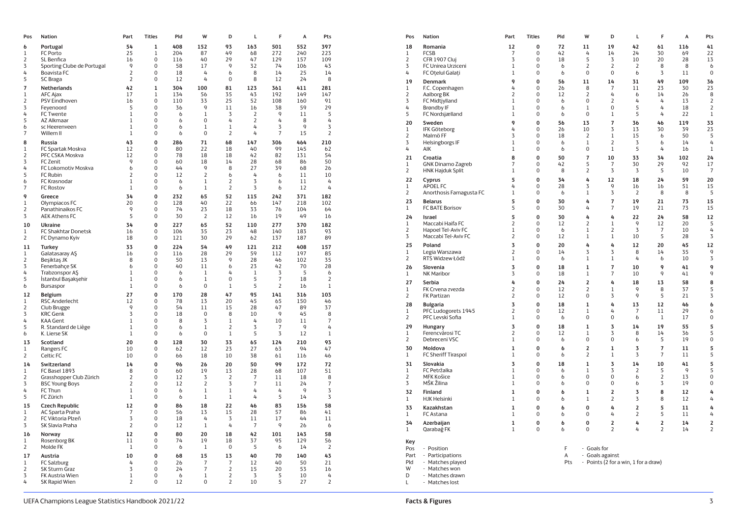| Pos | Nation | Part | Titles | Pld | W | D | L | F | A | Pts |
|---|---|---|---|---|---|---|---|---|---|---|
| **6** | **Portugal** | **54** | **1** | **408** | **152** | **93** | **163** | **501** | **552** | **397** |
| 1 | FC Porto | 25 | 1 | 204 | 87 | 49 | 68 | 272 | 240 | 223 |
| 2 | SL Benfica | 16 | 0 | 116 | 40 | 29 | 47 | 129 | 157 | 109 |
| 3 | Sporting Clube de Portugal | 9 | 0 | 58 | 17 | 9 | 32 | 74 | 106 | 43 |
| 4 | Boavista FC | 2 | 0 | 18 | 4 | 6 | 8 | 14 | 25 | 14 |
| 5 | SC Braga | 2 | 0 | 12 | 4 | 0 | 8 | 12 | 24 | 8 |
| **7** | **Netherlands** | **42** | **1** | **304** | **100** | **81** | **123** | **361** | **411** | **281** |
| 1 | AFC Ajax | 17 | 1 | 134 | 56 | 35 | 43 | 192 | 149 | 147 |
| 2 | PSV Eindhoven | 16 | 0 | 110 | 33 | 25 | 52 | 108 | 160 | 91 |
| 3 | Feyenoord | 5 | 0 | 36 | 9 | 11 | 16 | 38 | 59 | 29 |
| 4 | FC Twente | 1 | 0 | 6 | 1 | 3 | 2 | 9 | 11 | 5 |
| 5 | AZ Alkmaar | 1 | 0 | 6 | 0 | 4 | 2 | 4 | 8 | 4 |
| 6 | sc Heerenveen | 1 | 0 | 6 | 1 | 1 | 4 | 3 | 9 | 3 |
| 7 | Willem II | 1 | 0 | 6 | 0 | 2 | 4 | 7 | 15 | 2 |
| **8** | **Russia** | **43** | **0** | **286** | **71** | **68** | **147** | **306** | **464** | **210** |
| 1 | FC Spartak Moskva | 12 | 0 | 80 | 22 | 18 | 40 | 99 | 145 | 62 |
| 2 | PFC CSKA Moskva | 12 | 0 | 78 | 18 | 18 | 42 | 82 | 131 | 54 |
| 3 | FC Zenit | 9 | 0 | 60 | 18 | 14 | 28 | 68 | 86 | 50 |
| 4 | FC Lokomotiv Moskva | 6 | 0 | 44 | 9 | 8 | 27 | 39 | 68 | 26 |
| 5 | FC Rubin | 2 | 0 | 12 | 2 | 6 | 4 | 6 | 11 | 10 |
| 6 | FC Krasnodar | 1 | 0 | 6 | 1 | 2 | 3 | 6 | 11 | 4 |
| 7 | FC Rostov | 1 | 0 | 6 | 1 | 2 | 3 | 6 | 12 | 4 |
| **9** | **Greece** | **34** | **0** | **232** | **65** | **52** | **115** | **242** | **371** | **182** |
| 1 | Olympiacos FC | 20 | 0 | 128 | 40 | 22 | 66 | 147 | 218 | 102 |
| 2 | Panathinaikos FC | 9 | 0 | 74 | 23 | 18 | 33 | 76 | 104 | 64 |
| 3 | AEK Athens FC | 5 | 0 | 30 | 2 | 12 | 16 | 19 | 49 | 16 |
| **10** | **Ukraine** | **34** | **0** | **227** | **65** | **52** | **110** | **277** | **370** | **182** |
| 1 | FC Shakhtar Donetsk | 16 | 0 | 106 | 35 | 23 | 48 | 140 | 183 | 93 |
| 2 | FC Dynamo Kyiv | 18 | 0 | 121 | 30 | 29 | 62 | 137 | 187 | 89 |
| **11** | **Turkey** | **33** | **0** | **224** | **54** | **49** | **121** | **212** | **408** | **157** |
| 1 | Galatasaray AŞ | 16 | 0 | 116 | 28 | 29 | 59 | 112 | 197 | 85 |
| 2 | Beşiktaş JK | 8 | 0 | 50 | 13 | 9 | 28 | 46 | 102 | 35 |
| 3 | Fenerbahçe SK | 6 | 0 | 40 | 11 | 6 | 23 | 42 | 70 | 28 |
| 4 | Trabzonspor AŞ | 1 | 0 | 6 | 1 | 4 | 1 | 3 | 5 | 6 |
| 5 | İstanbul Başakşehir | 1 | 0 | 6 | 1 | 0 | 5 | 7 | 18 | 2 |
| 6 | Bursaspor | 1 | 0 | 6 | 0 | 1 | 5 | 2 | 16 | 1 |
| **12** | **Belgium** | **27** | **0** | **170** | **28** | **47** | **95** | **141** | **316** | **103** |
| 1 | RSC Anderlecht | 12 | 0 | 78 | 13 | 20 | 45 | 65 | 150 | 46 |
| 2 | Club Brugge | 9 | 0 | 54 | 11 | 15 | 28 | 47 | 89 | 37 |
| 3 | KRC Genk | 3 | 0 | 18 | 0 | 8 | 10 | 9 | 45 | 8 |
| 4 | KAA Gent | 1 | 0 | 8 | 3 | 1 | 4 | 10 | 11 | 7 |
| 5 | R. Standard de Liège | 1 | 0 | 6 | 1 | 2 | 3 | 7 | 9 | 4 |
| 6 | K. Lierse SK | 1 | 0 | 6 | 0 | 1 | 5 | 3 | 12 | 1 |
| **13** | **Scotland** | **20** | **0** | **128** | **30** | **33** | **65** | **124** | **210** | **93** |
| 1 | Rangers FC | 10 | 0 | 62 | 12 | 23 | 27 | 63 | 94 | 47 |
| 2 | Celtic FC | 10 | 0 | 66 | 18 | 10 | 38 | 61 | 116 | 46 |
| **14** | **Switzerland** | **14** | **0** | **96** | **26** | **20** | **50** | **99** | **172** | **72** |
| 1 | FC Basel 1893 | 8 | 0 | 60 | 19 | 13 | 28 | 68 | 107 | 51 |
| 2 | Grasshopper Club Zürich | 2 | 0 | 12 | 3 | 2 | 7 | 11 | 18 | 8 |
| 3 | BSC Young Boys | 2 | 0 | 12 | 2 | 3 | 7 | 11 | 24 | 7 |
| 4 | FC Thun | 1 | 0 | 6 | 1 | 1 | 4 | 4 | 9 | 3 |
| 5 | FC Zürich | 1 | 0 | 6 | 1 | 1 | 4 | 5 | 14 | 3 |
| **15** | **Czech Republic** | **12** | **0** | **86** | **18** | **22** | **46** | **83** | **156** | **58** |
| 1 | AC Sparta Praha | 7 | 0 | 56 | 13 | 15 | 28 | 57 | 86 | 41 |
| 2 | FC Viktoria Plzeň | 3 | 0 | 18 | 4 | 3 | 11 | 17 | 44 | 11 |
| 3 | SK Slavia Praha | 2 | 0 | 12 | 1 | 4 | 7 | 9 | 26 | 6 |
| **16** | **Norway** | **12** | **0** | **80** | **20** | **18** | **42** | **101** | **143** | **58** |
| 1 | Rosenborg BK | 11 | 0 | 74 | 19 | 18 | 37 | 95 | 129 | 56 |
| 2 | Molde FK | 1 | 0 | 6 | 1 | 0 | 5 | 6 | 14 | 2 |
| **17** | **Austria** | **10** | **0** | **68** | **15** | **13** | **40** | **70** | **140** | **43** |
| 1 | FC Salzburg | 4 | 0 | 26 | 7 | 7 | 12 | 40 | 50 | 21 |
| 2 | SK Sturm Graz | 3 | 0 | 24 | 7 | 2 | 15 | 20 | 53 | 16 |
| 3 | FK Austria Wien | 1 | 0 | 6 | 1 | 2 | 3 | 5 | 10 | 4 |
| 4 | SK Rapid Wien | 2 | 0 | 12 | 0 | 2 | 10 | 5 | 27 | 2 |
| **18** | **Romania** | **12** | **0** | **72** | **11** | **19** | **42** | **61** | **116** | **41** |
| 1 | FCSB | 7 | 0 | 42 | 4 | 14 | 24 | 30 | 69 | 22 |
| 2 | CFR 1907 Cluj | 3 | 0 | 18 | 5 | 3 | 10 | 20 | 28 | 13 |
| 3 | FC Unirea Urziceni | 1 | 0 | 6 | 2 | 2 | 2 | 8 | 8 | 6 |
| 4 | FC Oțelul Galați | 1 | 0 | 6 | 0 | 0 | 6 | 3 | 11 | 0 |
| **19** | **Denmark** | **9** | **0** | **56** | **11** | **14** | **31** | **49** | **109** | **36** |
| 1 | F.C. Copenhagen | 4 | 0 | 26 | 8 | 7 | 11 | 23 | 30 | 23 |
| 2 | Aalborg BK | 2 | 0 | 12 | 2 | 4 | 6 | 14 | 26 | 8 |
| 3 | FC Midtjylland | 1 | 0 | 6 | 0 | 2 | 4 | 4 | 13 | 2 |
| 4 | Brøndby IF | 1 | 0 | 6 | 1 | 0 | 5 | 4 | 18 | 2 |
| 5 | FC Nordsjælland | 1 | 0 | 6 | 0 | 1 | 5 | 4 | 22 | 1 |
| **20** | **Sweden** | **9** | **0** | **56** | **13** | **7** | **36** | **46** | **119** | **33** |
| 1 | IFK Göteborg | 4 | 0 | 26 | 10 | 3 | 13 | 30 | 39 | 23 |
| 2 | Malmö FF | 3 | 0 | 18 | 2 | 1 | 15 | 6 | 50 | 5 |
| 3 | Helsingborgs IF | 1 | 0 | 6 | 1 | 2 | 3 | 6 | 14 | 4 |
| 4 | AIK | 1 | 0 | 6 | 0 | 1 | 5 | 4 | 16 | 1 |
| **21** | **Croatia** | **8** | **0** | **50** | **7** | **10** | **33** | **34** | **102** | **24** |
| 1 | GNK Dinamo Zagreb | 7 | 0 | 42 | 5 | 7 | 30 | 29 | 92 | 17 |
| 2 | HNK Hajduk Split | 1 | 0 | 8 | 2 | 3 | 3 | 5 | 10 | 7 |
| **22** | **Cyprus** | **5** | **0** | **34** | **4** | **12** | **18** | **24** | **59** | **20** |
| 1 | APOEL FC | 4 | 0 | 28 | 3 | 9 | 16 | 16 | 51 | 15 |
| 2 | Anorthosis Famagusta FC | 1 | 0 | 6 | 1 | 3 | 2 | 8 | 8 | 5 |
| **23** | **Belarus** | **5** | **0** | **30** | **4** | **7** | **19** | **21** | **73** | **15** |
| 1 | FC BATE Borisov | 5 | 0 | 30 | 4 | 7 | 19 | 21 | 73 | 15 |
| **24** | **Israel** | **5** | **0** | **30** | **4** | **4** | **22** | **24** | **58** | **12** |
| 1 | Maccabi Haifa FC | 2 | 0 | 12 | 2 | 1 | 9 | 12 | 20 | 5 |
| 2 | Hapoel Tel-Aviv FC | 1 | 0 | 6 | 1 | 2 | 3 | 7 | 10 | 4 |
| 3 | Maccabi Tel-Aviv FC | 2 | 0 | 12 | 1 | 1 | 10 | 5 | 28 | 3 |
| **25** | **Poland** | **3** | **0** | **20** | **4** | **4** | **12** | **20** | **45** | **12** |
| 1 | Legia Warszawa | 2 | 0 | 14 | 3 | 3 | 8 | 14 | 35 | 9 |
| 2 | RTS Widzew Łódź | 1 | 0 | 6 | 1 | 1 | 4 | 6 | 10 | 3 |
| **26** | **Slovenia** | **3** | **0** | **18** | **1** | **7** | **10** | **9** | **41** | **9** |
| 1 | NK Maribor | 3 | 0 | 18 | 1 | 7 | 10 | 9 | 41 | 9 |
| **27** | **Serbia** | **4** | **0** | **24** | **2** | **4** | **18** | **13** | **58** | **8** |
| 1 | FK Crvena zvezda | 2 | 0 | 12 | 2 | 1 | 9 | 8 | 37 | 5 |
| 2 | FK Partizan | 2 | 0 | 12 | 0 | 3 | 9 | 5 | 21 | 3 |
| **28** | **Bulgaria** | **3** | **0** | **18** | **1** | **4** | **13** | **12** | **46** | **6** |
| 1 | PFC Ludogorets 1945 | 2 | 0 | 12 | 1 | 4 | 7 | 11 | 29 | 6 |
| 2 | PFC Levski Sofia | 1 | 0 | 6 | 0 | 0 | 6 | 1 | 17 | 0 |
| **29** | **Hungary** | **3** | **0** | **18** | **1** | **3** | **14** | **19** | **55** | **5** |
| 1 | Ferencvárosi TC | 2 | 0 | 12 | 1 | 3 | 8 | 14 | 36 | 5 |
| 2 | Debreceni VSC | 1 | 0 | 6 | 0 | 0 | 6 | 5 | 19 | 0 |
| **30** | **Moldova** | **1** | **0** | **6** | **2** | **1** | **3** | **7** | **11** | **5** |
| 1 | FC Sheriff Tiraspol | 1 | 0 | 6 | 2 | 1 | 3 | 7 | 11 | 5 |
| **31** | **Slovakia** | **3** | **0** | **18** | **1** | **3** | **14** | **10** | **41** | **5** |
| 1 | FC Petržalka | 1 | 0 | 6 | 1 | 3 | 2 | 5 | 9 | 5 |
| 2 | MFK Košice | 1 | 0 | 6 | 0 | 0 | 6 | 2 | 13 | 0 |
| 3 | MŠK Žilina | 1 | 0 | 6 | 0 | 0 | 6 | 3 | 19 | 0 |
| **32** | **Finland** | **1** | **0** | **6** | **1** | **2** | **3** | **8** | **12** | **4** |
| 1 | HJK Helsinki | 1 | 0 | 6 | 1 | 2 | 3 | 8 | 12 | 4 |
| **33** | **Kazakhstan** | **1** | **0** | **6** | **0** | **4** | **2** | **5** | **11** | **4** |
| 1 | FC Astana | 1 | 0 | 6 | 0 | 4 | 2 | 5 | 11 | 4 |
| **34** | **Azerbaijan** | **1** | **0** | **6** | **0** | **2** | **4** | **2** | **14** | **2** |
| 1 | Qarabağ FK | 1 | 0 | 6 | 0 | 2 | 4 | 2 | 14 | 2 |

**Key**

- Pos - Position
- Part - Participations
- Pld - Matches played
- W - Matches won
- D - Matches drawn
- L - Matches lost
- F - Goals for
- A - Goals against
- Pts - Points (2 for a win, 1 for a draw)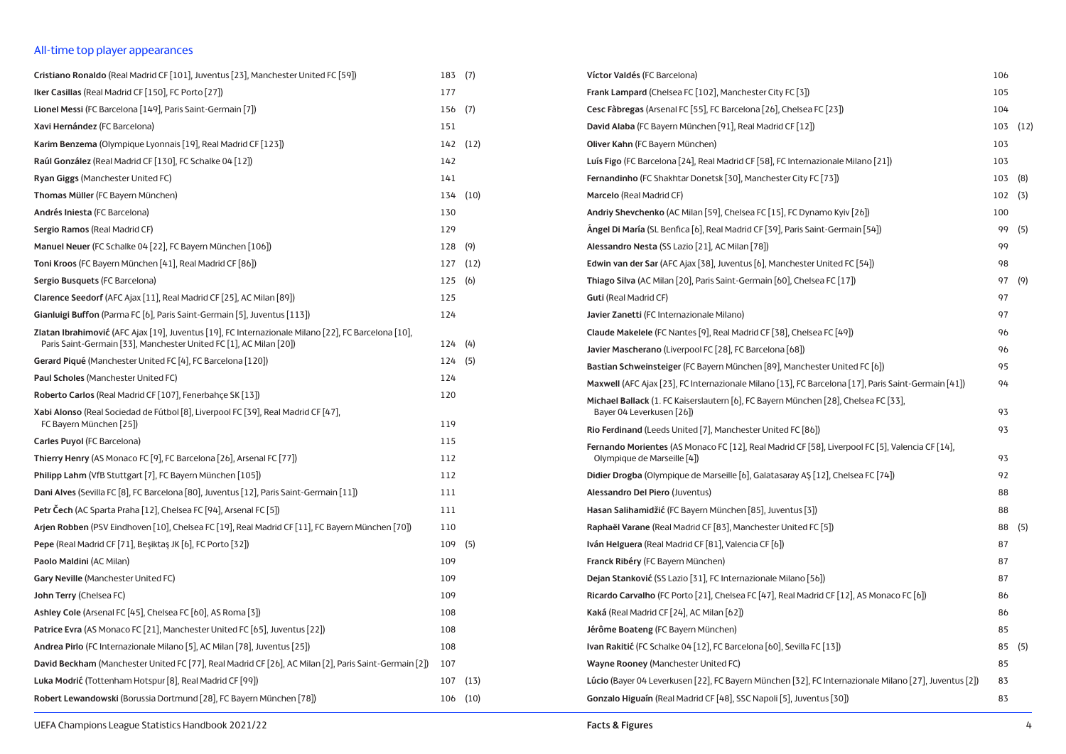## All-time top player appearances

| Player | Apps | |
|---|---|---|
| **Cristiano Ronaldo** (Real Madrid CF [101], Juventus [23], Manchester United FC [59]) | 183 | (7) |
| **Iker Casillas** (Real Madrid CF [150], FC Porto [27]) | 177 | |
| **Lionel Messi** (FC Barcelona [149], Paris Saint-Germain [7]) | 156 | (7) |
| **Xavi Hernández** (FC Barcelona) | 151 | |
| **Karim Benzema** (Olympique Lyonnais [19], Real Madrid CF [123]) | 142 | (12) |
| **Raúl González** (Real Madrid CF [130], FC Schalke 04 [12]) | 142 | |
| **Ryan Giggs** (Manchester United FC) | 141 | |
| **Thomas Müller** (FC Bayern München) | 134 | (10) |
| **Andrés Iniesta** (FC Barcelona) | 130 | |
| **Sergio Ramos** (Real Madrid CF) | 129 | |
| **Manuel Neuer** (FC Schalke 04 [22], FC Bayern München [106]) | 128 | (9) |
| **Toni Kroos** (FC Bayern München [41], Real Madrid CF [86]) | 127 | (12) |
| **Sergio Busquets** (FC Barcelona) | 125 | (6) |
| **Clarence Seedorf** (AFC Ajax [11], Real Madrid CF [25], AC Milan [89]) | 125 | |
| **Gianluigi Buffon** (Parma FC [6], Paris Saint-Germain [5], Juventus [113]) | 124 | |
| **Zlatan Ibrahimović** (AFC Ajax [19], Juventus [19], FC Internazionale Milano [22], FC Barcelona [10], Paris Saint-Germain [33], Manchester United FC [1], AC Milan [20]) | 124 | (4) |
| **Gerard Piqué** (Manchester United FC [4], FC Barcelona [120]) | 124 | (5) |
| **Paul Scholes** (Manchester United FC) | 124 | |
| **Roberto Carlos** (Real Madrid CF [107], Fenerbahçe SK [13]) | 120 | |
| **Xabi Alonso** (Real Sociedad de Fútbol [8], Liverpool FC [39], Real Madrid CF [47], FC Bayern München [25]) | 119 | |
| **Carles Puyol** (FC Barcelona) | 115 | |
| **Thierry Henry** (AS Monaco FC [9], FC Barcelona [26], Arsenal FC [77]) | 112 | |
| **Philipp Lahm** (VfB Stuttgart [7], FC Bayern München [105]) | 112 | |
| **Dani Alves** (Sevilla FC [8], FC Barcelona [80], Juventus [12], Paris Saint-Germain [11]) | 111 | |
| **Petr Čech** (AC Sparta Praha [12], Chelsea FC [94], Arsenal FC [5]) | 111 | |
| **Arjen Robben** (PSV Eindhoven [10], Chelsea FC [19], Real Madrid CF [11], FC Bayern München [70]) | 110 | |
| **Pepe** (Real Madrid CF [71], Beşiktaş JK [6], FC Porto [32]) | 109 | (5) |
| **Paolo Maldini** (AC Milan) | 109 | |
| **Gary Neville** (Manchester United FC) | 109 | |
| **John Terry** (Chelsea FC) | 109 | |
| **Ashley Cole** (Arsenal FC [45], Chelsea FC [60], AS Roma [3]) | 108 | |
| **Patrice Evra** (AS Monaco FC [21], Manchester United FC [65], Juventus [22]) | 108 | |
| **Andrea Pirlo** (FC Internazionale Milano [5], AC Milan [78], Juventus [25]) | 108 | |
| **David Beckham** (Manchester United FC [77], Real Madrid CF [26], AC Milan [2], Paris Saint-Germain [2]) | 107 | |
| **Luka Modrić** (Tottenham Hotspur [8], Real Madrid CF [99]) | 107 | (13) |
| **Robert Lewandowski** (Borussia Dortmund [28], FC Bayern München [78]) | 106 | (10) |
| **Víctor Valdés** (FC Barcelona) | 106 | |
| **Frank Lampard** (Chelsea FC [102], Manchester City FC [3]) | 105 | |
| **Cesc Fàbregas** (Arsenal FC [55], FC Barcelona [26], Chelsea FC [23]) | 104 | |
| **David Alaba** (FC Bayern München [91], Real Madrid CF [12]) | 103 | (12) |
| **Oliver Kahn** (FC Bayern München) | 103 | |
| **Luís Figo** (FC Barcelona [24], Real Madrid CF [58], FC Internazionale Milano [21]) | 103 | |
| **Fernandinho** (FC Shakhtar Donetsk [30], Manchester City FC [73]) | 103 | (8) |
| **Marcelo** (Real Madrid CF) | 102 | (3) |
| **Andriy Shevchenko** (AC Milan [59], Chelsea FC [15], FC Dynamo Kyiv [26]) | 100 | |
| **Ángel Di María** (SL Benfica [6], Real Madrid CF [39], Paris Saint-Germain [54]) | 99 | (5) |
| **Alessandro Nesta** (SS Lazio [21], AC Milan [78]) | 99 | |
| **Edwin van der Sar** (AFC Ajax [38], Juventus [6], Manchester United FC [54]) | 98 | |
| **Thiago Silva** (AC Milan [20], Paris Saint-Germain [60], Chelsea FC [17]) | 97 | (9) |
| **Guti** (Real Madrid CF) | 97 | |
| **Javier Zanetti** (FC Internazionale Milano) | 97 | |
| **Claude Makelele** (FC Nantes [9], Real Madrid CF [38], Chelsea FC [49]) | 96 | |
| **Javier Mascherano** (Liverpool FC [28], FC Barcelona [68]) | 96 | |
| **Bastian Schweinsteiger** (FC Bayern München [89], Manchester United FC [6]) | 95 | |
| **Maxwell** (AFC Ajax [23], FC Internazionale Milano [13], FC Barcelona [17], Paris Saint-Germain [41]) | 94 | |
| **Michael Ballack** (1. FC Kaiserslautern [6], FC Bayern München [28], Chelsea FC [33], Bayer 04 Leverkusen [26]) | 93 | |
| **Rio Ferdinand** (Leeds United [7], Manchester United FC [86]) | 93 | |
| **Fernando Morientes** (AS Monaco FC [12], Real Madrid CF [58], Liverpool FC [5], Valencia CF [14], Olympique de Marseille [4]) | 93 | |
| **Didier Drogba** (Olympique de Marseille [6], Galatasaray AŞ [12], Chelsea FC [74]) | 92 | |
| **Alessandro Del Piero** (Juventus) | 88 | |
| **Hasan Salihamidžić** (FC Bayern München [85], Juventus [3]) | 88 | |
| **Raphaël Varane** (Real Madrid CF [83], Manchester United FC [5]) | 88 | (5) |
| **Iván Helguera** (Real Madrid CF [81], Valencia CF [6]) | 87 | |
| **Franck Ribéry** (FC Bayern München) | 87 | |
| **Dejan Stanković** (SS Lazio [31], FC Internazionale Milano [56]) | 87 | |
| **Ricardo Carvalho** (FC Porto [21], Chelsea FC [47], Real Madrid CF [12], AS Monaco FC [6]) | 86 | |
| **Kaká** (Real Madrid CF [24], AC Milan [62]) | 86 | |
| **Jérôme Boateng** (FC Bayern München) | 85 | |
| **Ivan Rakitić** (FC Schalke 04 [12], FC Barcelona [60], Sevilla FC [13]) | 85 | (5) |
| **Wayne Rooney** (Manchester United FC) | 85 | |
| **Lúcio** (Bayer 04 Leverkusen [22], FC Bayern München [32], FC Internazionale Milano [27], Juventus [2]) | 83 | |
| **Gonzalo Higuaín** (Real Madrid CF [48], SSC Napoli [5], Juventus [30]) | 83 | |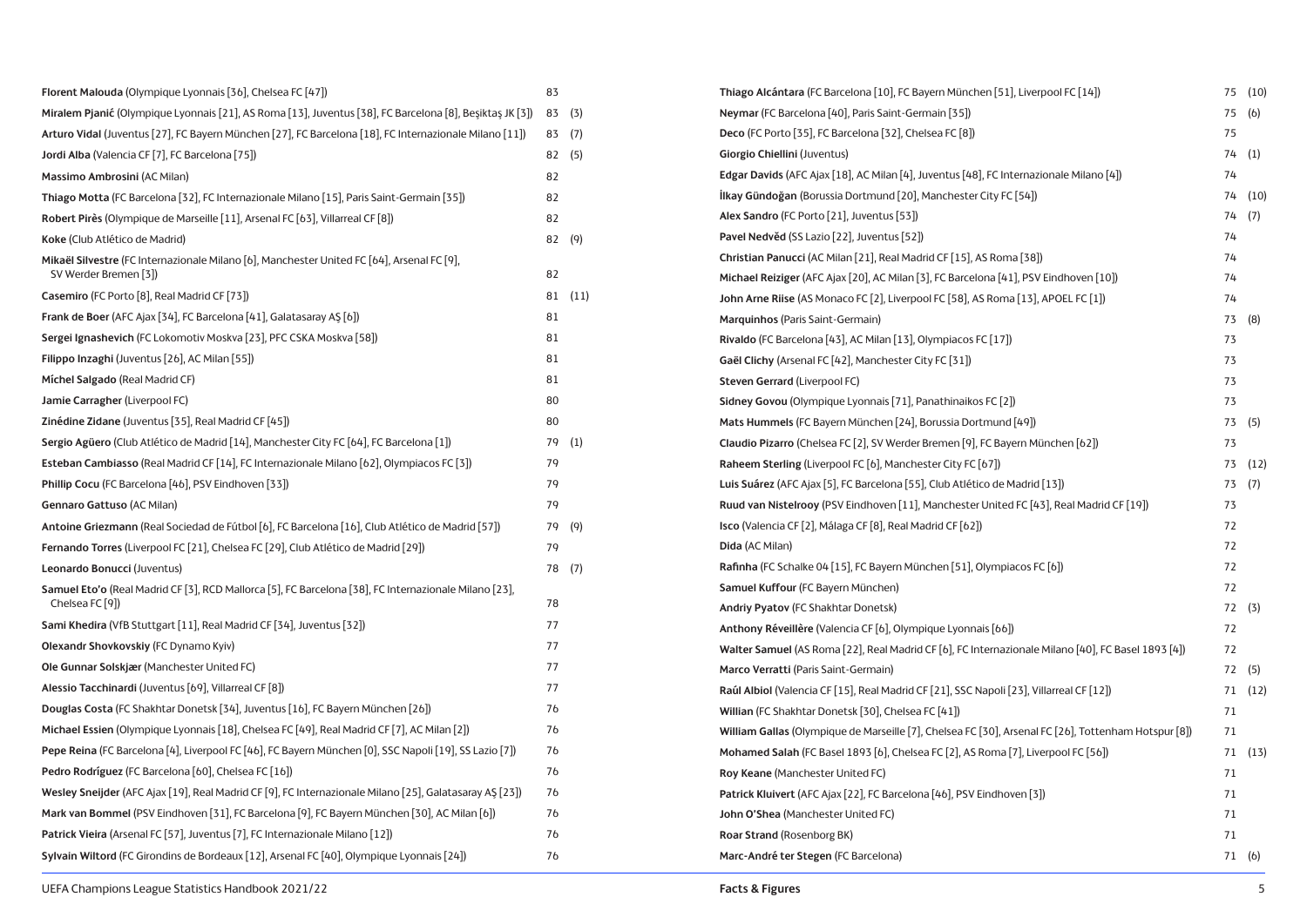| Player | | |
|---|---|---|
| **Florent Malouda** (Olympique Lyonnais [36], Chelsea FC [47]) | 83 | |
| **Miralem Pjanić** (Olympique Lyonnais [21], AS Roma [13], Juventus [38], FC Barcelona [8], Beşiktaş JK [3]) | 83 | (3) |
| **Arturo Vidal** (Juventus [27], FC Bayern München [27], FC Barcelona [18], FC Internazionale Milano [11]) | 83 | (7) |
| **Jordi Alba** (Valencia CF [7], FC Barcelona [75]) | 82 | (5) |
| **Massimo Ambrosini** (AC Milan) | 82 | |
| **Thiago Motta** (FC Barcelona [32], FC Internazionale Milano [15], Paris Saint-Germain [35]) | 82 | |
| **Robert Pirès** (Olympique de Marseille [11], Arsenal FC [63], Villarreal CF [8]) | 82 | |
| **Koke** (Club Atlético de Madrid) | 82 | (9) |
| **Mikaël Silvestre** (FC Internazionale Milano [6], Manchester United FC [64], Arsenal FC [9], SV Werder Bremen [3]) | 82 | |
| **Casemiro** (FC Porto [8], Real Madrid CF [73]) | 81 | (11) |
| **Frank de Boer** (AFC Ajax [34], FC Barcelona [41], Galatasaray AŞ [6]) | 81 | |
| **Sergei Ignashevich** (FC Lokomotiv Moskva [23], PFC CSKA Moskva [58]) | 81 | |
| **Filippo Inzaghi** (Juventus [26], AC Milan [55]) | 81 | |
| **Míchel Salgado** (Real Madrid CF) | 81 | |
| **Jamie Carragher** (Liverpool FC) | 80 | |
| **Zinédine Zidane** (Juventus [35], Real Madrid CF [45]) | 80 | |
| **Sergio Agüero** (Club Atlético de Madrid [14], Manchester City FC [64], FC Barcelona [1]) | 79 | (1) |
| **Esteban Cambiasso** (Real Madrid CF [14], FC Internazionale Milano [62], Olympiacos FC [3]) | 79 | |
| **Phillip Cocu** (FC Barcelona [46], PSV Eindhoven [33]) | 79 | |
| **Gennaro Gattuso** (AC Milan) | 79 | |
| **Antoine Griezmann** (Real Sociedad de Fútbol [6], FC Barcelona [16], Club Atlético de Madrid [57]) | 79 | (9) |
| **Fernando Torres** (Liverpool FC [21], Chelsea FC [29], Club Atlético de Madrid [29]) | 79 | |
| **Leonardo Bonucci** (Juventus) | 78 | (7) |
| **Samuel Eto'o** (Real Madrid CF [3], RCD Mallorca [5], FC Barcelona [38], FC Internazionale Milano [23], Chelsea FC [9]) | 78 | |
| **Sami Khedira** (VfB Stuttgart [11], Real Madrid CF [34], Juventus [32]) | 77 | |
| **Olexandr Shovkovskiy** (FC Dynamo Kyiv) | 77 | |
| **Ole Gunnar Solskjær** (Manchester United FC) | 77 | |
| **Alessio Tacchinardi** (Juventus [69], Villarreal CF [8]) | 77 | |
| **Douglas Costa** (FC Shakhtar Donetsk [34], Juventus [16], FC Bayern München [26]) | 76 | |
| **Michael Essien** (Olympique Lyonnais [18], Chelsea FC [49], Real Madrid CF [7], AC Milan [2]) | 76 | |
| **Pepe Reina** (FC Barcelona [4], Liverpool FC [46], FC Bayern München [0], SSC Napoli [19], SS Lazio [7]) | 76 | |
| **Pedro Rodríguez** (FC Barcelona [60], Chelsea FC [16]) | 76 | |
| **Wesley Sneijder** (AFC Ajax [19], Real Madrid CF [9], FC Internazionale Milano [25], Galatasaray AŞ [23]) | 76 | |
| **Mark van Bommel** (PSV Eindhoven [31], FC Barcelona [9], FC Bayern München [30], AC Milan [6]) | 76 | |
| **Patrick Vieira** (Arsenal FC [57], Juventus [7], FC Internazionale Milano [12]) | 76 | |
| **Sylvain Wiltord** (FC Girondins de Bordeaux [12], Arsenal FC [40], Olympique Lyonnais [24]) | 76 | |
| **Thiago Alcántara** (FC Barcelona [10], FC Bayern München [51], Liverpool FC [14]) | 75 | (10) |
| **Neymar** (FC Barcelona [40], Paris Saint-Germain [35]) | 75 | (6) |
| **Deco** (FC Porto [35], FC Barcelona [32], Chelsea FC [8]) | 75 | |
| **Giorgio Chiellini** (Juventus) | 74 | (1) |
| **Edgar Davids** (AFC Ajax [18], AC Milan [4], Juventus [48], FC Internazionale Milano [4]) | 74 | |
| **İlkay Gündoğan** (Borussia Dortmund [20], Manchester City FC [54]) | 74 | (10) |
| **Alex Sandro** (FC Porto [21], Juventus [53]) | 74 | (7) |
| **Pavel Nedvěd** (SS Lazio [22], Juventus [52]) | 74 | |
| **Christian Panucci** (AC Milan [21], Real Madrid CF [15], AS Roma [38]) | 74 | |
| **Michael Reiziger** (AFC Ajax [20], AC Milan [3], FC Barcelona [41], PSV Eindhoven [10]) | 74 | |
| **John Arne Riise** (AS Monaco FC [2], Liverpool FC [58], AS Roma [13], APOEL FC [1]) | 74 | |
| **Marquinhos** (Paris Saint-Germain) | 73 | (8) |
| **Rivaldo** (FC Barcelona [43], AC Milan [13], Olympiacos FC [17]) | 73 | |
| **Gaël Clichy** (Arsenal FC [42], Manchester City FC [31]) | 73 | |
| **Steven Gerrard** (Liverpool FC) | 73 | |
| **Sidney Govou** (Olympique Lyonnais [71], Panathinaikos FC [2]) | 73 | |
| **Mats Hummels** (FC Bayern München [24], Borussia Dortmund [49]) | 73 | (5) |
| **Claudio Pizarro** (Chelsea FC [2], SV Werder Bremen [9], FC Bayern München [62]) | 73 | |
| **Raheem Sterling** (Liverpool FC [6], Manchester City FC [67]) | 73 | (12) |
| **Luis Suárez** (AFC Ajax [5], FC Barcelona [55], Club Atlético de Madrid [13]) | 73 | (7) |
| **Ruud van Nistelrooy** (PSV Eindhoven [11], Manchester United FC [43], Real Madrid CF [19]) | 73 | |
| **Isco** (Valencia CF [2], Málaga CF [8], Real Madrid CF [62]) | 72 | |
| **Dida** (AC Milan) | 72 | |
| **Rafinha** (FC Schalke 04 [15], FC Bayern München [51], Olympiacos FC [6]) | 72 | |
| **Samuel Kuffour** (FC Bayern München) | 72 | |
| **Andriy Pyatov** (FC Shakhtar Donetsk) | 72 | (3) |
| **Anthony Réveillère** (Valencia CF [6], Olympique Lyonnais [66]) | 72 | |
| **Walter Samuel** (AS Roma [22], Real Madrid CF [6], FC Internazionale Milano [40], FC Basel 1893 [4]) | 72 | |
| **Marco Verratti** (Paris Saint-Germain) | 72 | (5) |
| **Raúl Albiol** (Valencia CF [15], Real Madrid CF [21], SSC Napoli [23], Villarreal CF [12]) | 71 | (12) |
| **Willian** (FC Shakhtar Donetsk [30], Chelsea FC [41]) | 71 | |
| **William Gallas** (Olympique de Marseille [7], Chelsea FC [30], Arsenal FC [26], Tottenham Hotspur [8]) | 71 | |
| **Mohamed Salah** (FC Basel 1893 [6], Chelsea FC [2], AS Roma [7], Liverpool FC [56]) | 71 | (13) |
| **Roy Keane** (Manchester United FC) | 71 | |
| **Patrick Kluivert** (AFC Ajax [22], FC Barcelona [46], PSV Eindhoven [3]) | 71 | |
| **John O'Shea** (Manchester United FC) | 71 | |
| **Roar Strand** (Rosenborg BK) | 71 | |
| **Marc-André ter Stegen** (FC Barcelona) | 71 | (6) |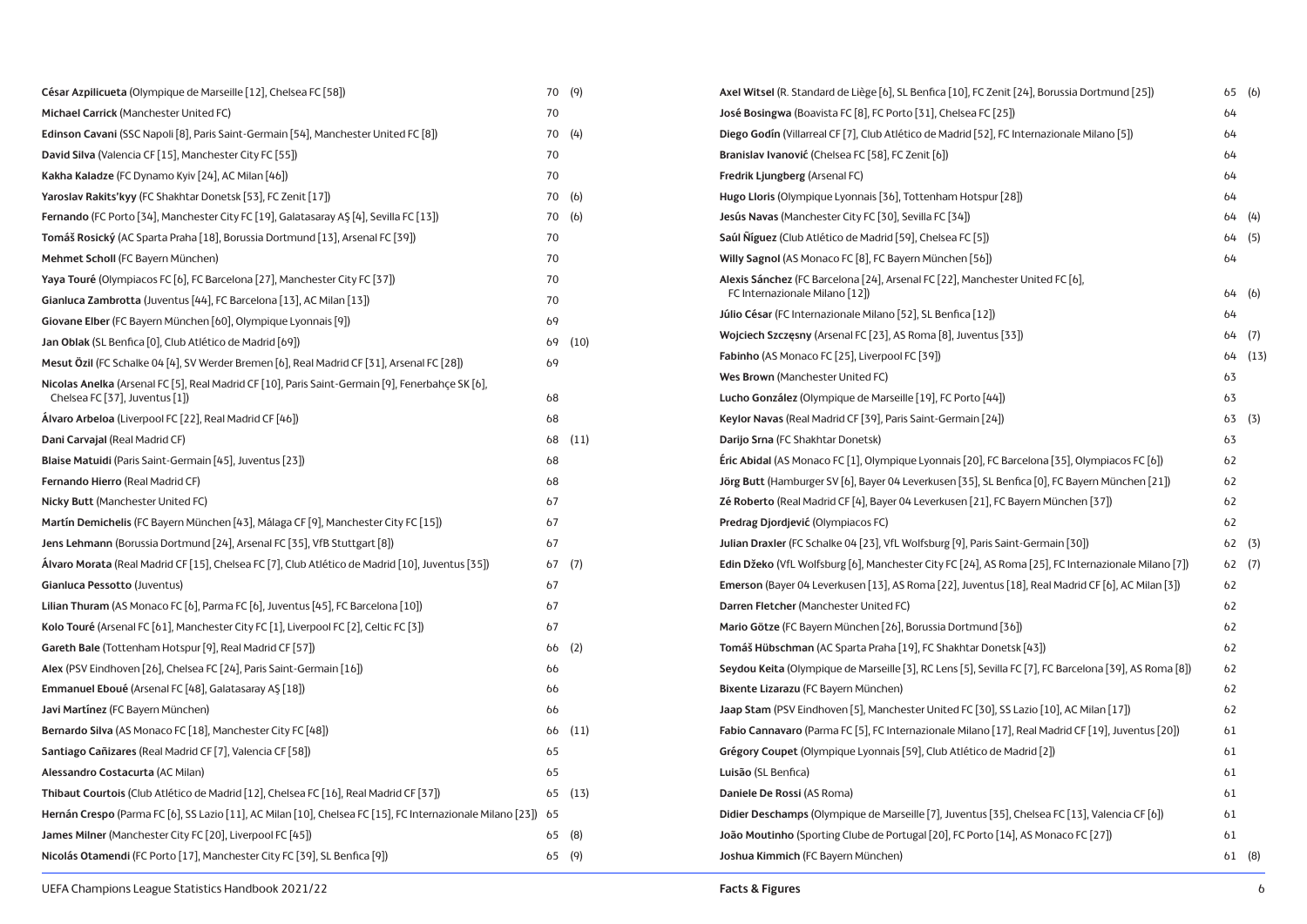| Player | Apps | |
|---|---|---|
| **César Azpilicueta** (Olympique de Marseille [12], Chelsea FC [58]) | 70 | (9) |
| **Michael Carrick** (Manchester United FC) | 70 | |
| **Edinson Cavani** (SSC Napoli [8], Paris Saint-Germain [54], Manchester United FC [8]) | 70 | (4) |
| **David Silva** (Valencia CF [15], Manchester City FC [55]) | 70 | |
| **Kakha Kaladze** (FC Dynamo Kyiv [24], AC Milan [46]) | 70 | |
| **Yaroslav Rakits'kyy** (FC Shakhtar Donetsk [53], FC Zenit [17]) | 70 | (6) |
| **Fernando** (FC Porto [34], Manchester City FC [19], Galatasaray AŞ [4], Sevilla FC [13]) | 70 | (6) |
| **Tomáš Rosický** (AC Sparta Praha [18], Borussia Dortmund [13], Arsenal FC [39]) | 70 | |
| **Mehmet Scholl** (FC Bayern München) | 70 | |
| **Yaya Touré** (Olympiacos FC [6], FC Barcelona [27], Manchester City FC [37]) | 70 | |
| **Gianluca Zambrotta** (Juventus [44], FC Barcelona [13], AC Milan [13]) | 70 | |
| **Giovane Elber** (FC Bayern München [60], Olympique Lyonnais [9]) | 69 | |
| **Jan Oblak** (SL Benfica [0], Club Atlético de Madrid [69]) | 69 | (10) |
| **Mesut Özil** (FC Schalke 04 [4], SV Werder Bremen [6], Real Madrid CF [31], Arsenal FC [28]) | 69 | |
| **Nicolas Anelka** (Arsenal FC [5], Real Madrid CF [10], Paris Saint-Germain [9], Fenerbahçe SK [6], Chelsea FC [37], Juventus [1]) | 68 | |
| **Álvaro Arbeloa** (Liverpool FC [22], Real Madrid CF [46]) | 68 | |
| **Dani Carvajal** (Real Madrid CF) | 68 | (11) |
| **Blaise Matuidi** (Paris Saint-Germain [45], Juventus [23]) | 68 | |
| **Fernando Hierro** (Real Madrid CF) | 68 | |
| **Nicky Butt** (Manchester United FC) | 67 | |
| **Martín Demichelis** (FC Bayern München [43], Málaga CF [9], Manchester City FC [15]) | 67 | |
| **Jens Lehmann** (Borussia Dortmund [24], Arsenal FC [35], VfB Stuttgart [8]) | 67 | |
| **Álvaro Morata** (Real Madrid CF [15], Chelsea FC [7], Club Atlético de Madrid [10], Juventus [35]) | 67 | (7) |
| **Gianluca Pessotto** (Juventus) | 67 | |
| **Lilian Thuram** (AS Monaco FC [6], Parma FC [6], Juventus [45], FC Barcelona [10]) | 67 | |
| **Kolo Touré** (Arsenal FC [61], Manchester City FC [1], Liverpool FC [2], Celtic FC [3]) | 67 | |
| **Gareth Bale** (Tottenham Hotspur [9], Real Madrid CF [57]) | 66 | (2) |
| **Alex** (PSV Eindhoven [26], Chelsea FC [24], Paris Saint-Germain [16]) | 66 | |
| **Emmanuel Eboué** (Arsenal FC [48], Galatasaray AŞ [18]) | 66 | |
| **Javi Martínez** (FC Bayern München) | 66 | |
| **Bernardo Silva** (AS Monaco FC [18], Manchester City FC [48]) | 66 | (11) |
| **Santiago Cañizares** (Real Madrid CF [7], Valencia CF [58]) | 65 | |
| **Alessandro Costacurta** (AC Milan) | 65 | |
| **Thibaut Courtois** (Club Atlético de Madrid [12], Chelsea FC [16], Real Madrid CF [37]) | 65 | (13) |
| **Hernán Crespo** (Parma FC [6], SS Lazio [11], AC Milan [10], Chelsea FC [15], FC Internazionale Milano [23]) | 65 | |
| **James Milner** (Manchester City FC [20], Liverpool FC [45]) | 65 | (8) |
| **Nicolás Otamendi** (FC Porto [17], Manchester City FC [39], SL Benfica [9]) | 65 | (9) |
| **Axel Witsel** (R. Standard de Liège [6], SL Benfica [10], FC Zenit [24], Borussia Dortmund [25]) | 65 | (6) |
| **José Bosingwa** (Boavista FC [8], FC Porto [31], Chelsea FC [25]) | 64 | |
| **Diego Godín** (Villarreal CF [7], Club Atlético de Madrid [52], FC Internazionale Milano [5]) | 64 | |
| **Branislav Ivanović** (Chelsea FC [58], FC Zenit [6]) | 64 | |
| **Fredrik Ljungberg** (Arsenal FC) | 64 | |
| **Hugo Lloris** (Olympique Lyonnais [36], Tottenham Hotspur [28]) | 64 | |
| **Jesús Navas** (Manchester City FC [30], Sevilla FC [34]) | 64 | (4) |
| **Saúl Ñíguez** (Club Atlético de Madrid [59], Chelsea FC [5]) | 64 | (5) |
| **Willy Sagnol** (AS Monaco FC [8], FC Bayern München [56]) | 64 | |
| **Alexis Sánchez** (FC Barcelona [24], Arsenal FC [22], Manchester United FC [6], FC Internazionale Milano [12]) | 64 | (6) |
| **Júlio César** (FC Internazionale Milano [52], SL Benfica [12]) | 64 | |
| **Wojciech Szczęsny** (Arsenal FC [23], AS Roma [8], Juventus [33]) | 64 | (7) |
| **Fabinho** (AS Monaco FC [25], Liverpool FC [39]) | 64 | (13) |
| **Wes Brown** (Manchester United FC) | 63 | |
| **Lucho González** (Olympique de Marseille [19], FC Porto [44]) | 63 | |
| **Keylor Navas** (Real Madrid CF [39], Paris Saint-Germain [24]) | 63 | (3) |
| **Darijo Srna** (FC Shakhtar Donetsk) | 63 | |
| **Éric Abidal** (AS Monaco FC [1], Olympique Lyonnais [20], FC Barcelona [35], Olympiacos FC [6]) | 62 | |
| **Jörg Butt** (Hamburger SV [6], Bayer 04 Leverkusen [35], SL Benfica [0], FC Bayern München [21]) | 62 | |
| **Zé Roberto** (Real Madrid CF [4], Bayer 04 Leverkusen [21], FC Bayern München [37]) | 62 | |
| **Predrag Djordjević** (Olympiacos FC) | 62 | |
| **Julian Draxler** (FC Schalke 04 [23], VfL Wolfsburg [9], Paris Saint-Germain [30]) | 62 | (3) |
| **Edin Džeko** (VfL Wolfsburg [6], Manchester City FC [24], AS Roma [25], FC Internazionale Milano [7]) | 62 | (7) |
| **Emerson** (Bayer 04 Leverkusen [13], AS Roma [22], Juventus [18], Real Madrid CF [6], AC Milan [3]) | 62 | |
| **Darren Fletcher** (Manchester United FC) | 62 | |
| **Mario Götze** (FC Bayern München [26], Borussia Dortmund [36]) | 62 | |
| **Tomáš Hübschman** (AC Sparta Praha [19], FC Shakhtar Donetsk [43]) | 62 | |
| **Seydou Keita** (Olympique de Marseille [3], RC Lens [5], Sevilla FC [7], FC Barcelona [39], AS Roma [8]) | 62 | |
| **Bixente Lizarazu** (FC Bayern München) | 62 | |
| **Jaap Stam** (PSV Eindhoven [5], Manchester United FC [30], SS Lazio [10], AC Milan [17]) | 62 | |
| **Fabio Cannavaro** (Parma FC [5], FC Internazionale Milano [17], Real Madrid CF [19], Juventus [20]) | 61 | |
| **Grégory Coupet** (Olympique Lyonnais [59], Club Atlético de Madrid [2]) | 61 | |
| **Luisão** (SL Benfica) | 61 | |
| **Daniele De Rossi** (AS Roma) | 61 | |
| **Didier Deschamps** (Olympique de Marseille [7], Juventus [35], Chelsea FC [13], Valencia CF [6]) | 61 | |
| **João Moutinho** (Sporting Clube de Portugal [20], FC Porto [14], AS Monaco FC [27]) | 61 | |
| **Joshua Kimmich** (FC Bayern München) | 61 | (8) |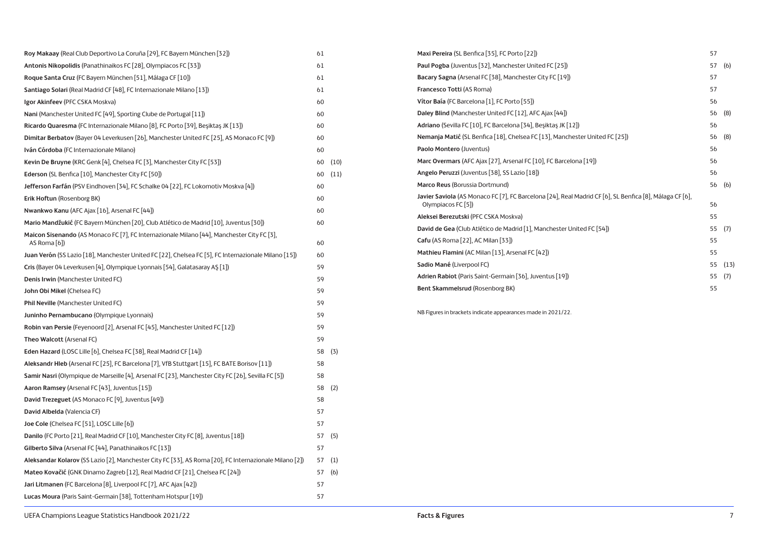| Player | Apps | 2021/22 |
|---|---|---|
| **Roy Makaay** (Real Club Deportivo La Coruña [29], FC Bayern München [32]) | 61 | |
| **Antonis Nikopolidis** (Panathinaikos FC [28], Olympiacos FC [33]) | 61 | |
| **Roque Santa Cruz** (FC Bayern München [51], Málaga CF [10]) | 61 | |
| **Santiago Solari** (Real Madrid CF [48], FC Internazionale Milano [13]) | 61 | |
| **Igor Akinfeev** (PFC CSKA Moskva) | 60 | |
| **Nani** (Manchester United FC [49], Sporting Clube de Portugal [11]) | 60 | |
| **Ricardo Quaresma** (FC Internazionale Milano [8], FC Porto [39], Beşiktaş JK [13]) | 60 | |
| **Dimitar Berbatov** (Bayer 04 Leverkusen [26], Manchester United FC [25], AS Monaco FC [9]) | 60 | |
| **Iván Córdoba** (FC Internazionale Milano) | 60 | |
| **Kevin De Bruyne** (KRC Genk [4], Chelsea FC [3], Manchester City FC [53]) | 60 | (10) |
| **Ederson** (SL Benfica [10], Manchester City FC [50]) | 60 | (11) |
| **Jefferson Farfán** (PSV Eindhoven [34], FC Schalke 04 [22], FC Lokomotiv Moskva [4]) | 60 | |
| **Erik Hoftun** (Rosenborg BK) | 60 | |
| **Nwankwo Kanu** (AFC Ajax [16], Arsenal FC [44]) | 60 | |
| **Mario Mandžukić** (FC Bayern München [20], Club Atlético de Madrid [10], Juventus [30]) | 60 | |
| **Maicon Sisenando** (AS Monaco FC [7], FC Internazionale Milano [44], Manchester City FC [3], AS Roma [6]) | 60 | |
| **Juan Verón** (SS Lazio [18], Manchester United FC [22], Chelsea FC [5], FC Internazionale Milano [15]) | 60 | |
| **Cris** (Bayer 04 Leverkusen [4], Olympique Lyonnais [54], Galatasaray AŞ [1]) | 59 | |
| **Denis Irwin** (Manchester United FC) | 59 | |
| **John Obi Mikel** (Chelsea FC) | 59 | |
| **Phil Neville** (Manchester United FC) | 59 | |
| **Juninho Pernambucano** (Olympique Lyonnais) | 59 | |
| **Robin van Persie** (Feyenoord [2], Arsenal FC [45], Manchester United FC [12]) | 59 | |
| **Theo Walcott** (Arsenal FC) | 59 | |
| **Eden Hazard** (LOSC Lille [6], Chelsea FC [38], Real Madrid CF [14]) | 58 | (3) |
| **Aleksandr Hleb** (Arsenal FC [25], FC Barcelona [7], VfB Stuttgart [15], FC BATE Borisov [11]) | 58 | |
| **Samir Nasri** (Olympique de Marseille [4], Arsenal FC [23], Manchester City FC [26], Sevilla FC [5]) | 58 | |
| **Aaron Ramsey** (Arsenal FC [43], Juventus [15]) | 58 | (2) |
| **David Trezeguet** (AS Monaco FC [9], Juventus [49]) | 58 | |
| **David Albelda** (Valencia CF) | 57 | |
| **Joe Cole** (Chelsea FC [51], LOSC Lille [6]) | 57 | |
| **Danilo** (FC Porto [21], Real Madrid CF [10], Manchester City FC [8], Juventus [18]) | 57 | (5) |
| **Gilberto Silva** (Arsenal FC [44], Panathinaikos FC [13]) | 57 | |
| **Aleksandar Kolarov** (SS Lazio [2], Manchester City FC [33], AS Roma [20], FC Internazionale Milano [2]) | 57 | (1) |
| **Mateo Kovačić** (GNK Dinamo Zagreb [12], Real Madrid CF [21], Chelsea FC [24]) | 57 | (6) |
| **Jari Litmanen** (FC Barcelona [8], Liverpool FC [7], AFC Ajax [42]) | 57 | |
| **Lucas Moura** (Paris Saint-Germain [38], Tottenham Hotspur [19]) | 57 | |
| **Maxi Pereira** (SL Benfica [35], FC Porto [22]) | 57 | |
| **Paul Pogba** (Juventus [32], Manchester United FC [25]) | 57 | (6) |
| **Bacary Sagna** (Arsenal FC [38], Manchester City FC [19]) | 57 | |
| **Francesco Totti** (AS Roma) | 57 | |
| **Vítor Baía** (FC Barcelona [1], FC Porto [55]) | 56 | |
| **Daley Blind** (Manchester United FC [12], AFC Ajax [44]) | 56 | (8) |
| **Adriano** (Sevilla FC [10], FC Barcelona [34], Beşiktaş JK [12]) | 56 | |
| **Nemanja Matić** (SL Benfica [18], Chelsea FC [13], Manchester United FC [25]) | 56 | (8) |
| **Paolo Montero** (Juventus) | 56 | |
| **Marc Overmars** (AFC Ajax [27], Arsenal FC [10], FC Barcelona [19]) | 56 | |
| **Angelo Peruzzi** (Juventus [38], SS Lazio [18]) | 56 | |
| **Marco Reus** (Borussia Dortmund) | 56 | (6) |
| **Javier Saviola** (AS Monaco FC [7], FC Barcelona [24], Real Madrid CF [6], SL Benfica [8], Málaga CF [6], Olympiacos FC [5]) | 56 | |
| **Aleksei Berezutski** (PFC CSKA Moskva) | 55 | |
| **David de Gea** (Club Atlético de Madrid [1], Manchester United FC [54]) | 55 | (7) |
| **Cafu** (AS Roma [22], AC Milan [33]) | 55 | |
| **Mathieu Flamini** (AC Milan [13], Arsenal FC [42]) | 55 | |
| **Sadio Mané** (Liverpool FC) | 55 | (13) |
| **Adrien Rabiot** (Paris Saint-Germain [36], Juventus [19]) | 55 | (7) |
| **Bent Skammelsrud** (Rosenborg BK) | 55 | |

NB Figures in brackets indicate appearances made in 2021/22.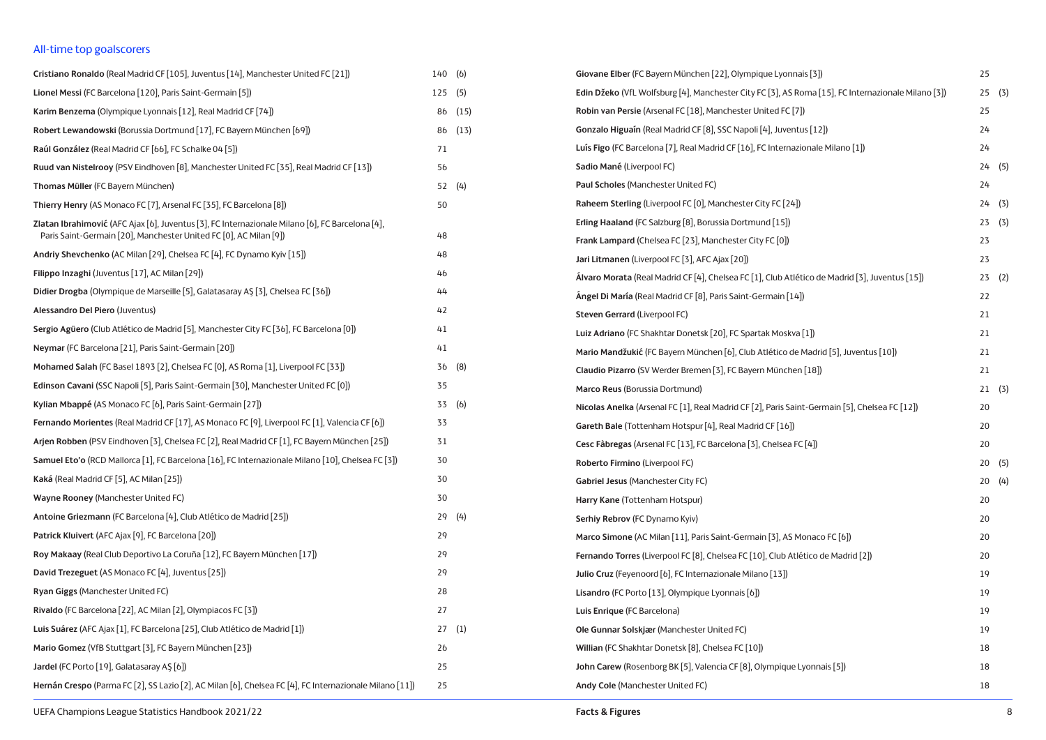## All-time top goalscorers

| Player | Goals | |
|---|---|---|
| **Cristiano Ronaldo** (Real Madrid CF [105], Juventus [14], Manchester United FC [21]) | 140 | (6) |
| **Lionel Messi** (FC Barcelona [120], Paris Saint-Germain [5]) | 125 | (5) |
| **Karim Benzema** (Olympique Lyonnais [12], Real Madrid CF [74]) | 86 | (15) |
| **Robert Lewandowski** (Borussia Dortmund [17], FC Bayern München [69]) | 86 | (13) |
| **Raúl González** (Real Madrid CF [66], FC Schalke 04 [5]) | 71 | |
| **Ruud van Nistelrooy** (PSV Eindhoven [8], Manchester United FC [35], Real Madrid CF [13]) | 56 | |
| **Thomas Müller** (FC Bayern München) | 52 | (4) |
| **Thierry Henry** (AS Monaco FC [7], Arsenal FC [35], FC Barcelona [8]) | 50 | |
| **Zlatan Ibrahimović** (AFC Ajax [6], Juventus [3], FC Internazionale Milano [6], FC Barcelona [4], Paris Saint-Germain [20], Manchester United FC [0], AC Milan [9]) | 48 | |
| **Andriy Shevchenko** (AC Milan [29], Chelsea FC [4], FC Dynamo Kyiv [15]) | 48 | |
| **Filippo Inzaghi** (Juventus [17], AC Milan [29]) | 46 | |
| **Didier Drogba** (Olympique de Marseille [5], Galatasaray AŞ [3], Chelsea FC [36]) | 44 | |
| **Alessandro Del Piero** (Juventus) | 42 | |
| **Sergio Agüero** (Club Atlético de Madrid [5], Manchester City FC [36], FC Barcelona [0]) | 41 | |
| **Neymar** (FC Barcelona [21], Paris Saint-Germain [20]) | 41 | |
| **Mohamed Salah** (FC Basel 1893 [2], Chelsea FC [0], AS Roma [1], Liverpool FC [33]) | 36 | (8) |
| **Edinson Cavani** (SSC Napoli [5], Paris Saint-Germain [30], Manchester United FC [0]) | 35 | |
| **Kylian Mbappé** (AS Monaco FC [6], Paris Saint-Germain [27]) | 33 | (6) |
| **Fernando Morientes** (Real Madrid CF [17], AS Monaco FC [9], Liverpool FC [1], Valencia CF [6]) | 33 | |
| **Arjen Robben** (PSV Eindhoven [3], Chelsea FC [2], Real Madrid CF [1], FC Bayern München [25]) | 31 | |
| **Samuel Eto'o** (RCD Mallorca [1], FC Barcelona [16], FC Internazionale Milano [10], Chelsea FC [3]) | 30 | |
| **Kaká** (Real Madrid CF [5], AC Milan [25]) | 30 | |
| **Wayne Rooney** (Manchester United FC) | 30 | |
| **Antoine Griezmann** (FC Barcelona [4], Club Atlético de Madrid [25]) | 29 | (4) |
| **Patrick Kluivert** (AFC Ajax [9], FC Barcelona [20]) | 29 | |
| **Roy Makaay** (Real Club Deportivo La Coruña [12], FC Bayern München [17]) | 29 | |
| **David Trezeguet** (AS Monaco FC [4], Juventus [25]) | 29 | |
| **Ryan Giggs** (Manchester United FC) | 28 | |
| **Rivaldo** (FC Barcelona [22], AC Milan [2], Olympiacos FC [3]) | 27 | |
| **Luis Suárez** (AFC Ajax [1], FC Barcelona [25], Club Atlético de Madrid [1]) | 27 | (1) |
| **Mario Gomez** (VfB Stuttgart [3], FC Bayern München [23]) | 26 | |
| **Jardel** (FC Porto [19], Galatasaray AŞ [6]) | 25 | |
| **Hernán Crespo** (Parma FC [2], SS Lazio [2], AC Milan [6], Chelsea FC [4], FC Internazionale Milano [11]) | 25 | |
| **Giovane Elber** (FC Bayern München [22], Olympique Lyonnais [3]) | 25 | |
| **Edin Džeko** (VfL Wolfsburg [4], Manchester City FC [3], AS Roma [15], FC Internazionale Milano [3]) | 25 | (3) |
| **Robin van Persie** (Arsenal FC [18], Manchester United FC [7]) | 25 | |
| **Gonzalo Higuaín** (Real Madrid CF [8], SSC Napoli [4], Juventus [12]) | 24 | |
| **Luís Figo** (FC Barcelona [7], Real Madrid CF [16], FC Internazionale Milano [1]) | 24 | |
| **Sadio Mané** (Liverpool FC) | 24 | (5) |
| **Paul Scholes** (Manchester United FC) | 24 | |
| **Raheem Sterling** (Liverpool FC [0], Manchester City FC [24]) | 24 | (3) |
| **Erling Haaland** (FC Salzburg [8], Borussia Dortmund [15]) | 23 | (3) |
| **Frank Lampard** (Chelsea FC [23], Manchester City FC [0]) | 23 | |
| **Jari Litmanen** (Liverpool FC [3], AFC Ajax [20]) | 23 | |
| **Álvaro Morata** (Real Madrid CF [4], Chelsea FC [1], Club Atlético de Madrid [3], Juventus [15]) | 23 | (2) |
| **Ángel Di María** (Real Madrid CF [8], Paris Saint-Germain [14]) | 22 | |
| **Steven Gerrard** (Liverpool FC) | 21 | |
| **Luiz Adriano** (FC Shakhtar Donetsk [20], FC Spartak Moskva [1]) | 21 | |
| **Mario Mandžukić** (FC Bayern München [6], Club Atlético de Madrid [5], Juventus [10]) | 21 | |
| **Claudio Pizarro** (SV Werder Bremen [3], FC Bayern München [18]) | 21 | |
| **Marco Reus** (Borussia Dortmund) | 21 | (3) |
| **Nicolas Anelka** (Arsenal FC [1], Real Madrid CF [2], Paris Saint-Germain [5], Chelsea FC [12]) | 20 | |
| **Gareth Bale** (Tottenham Hotspur [4], Real Madrid CF [16]) | 20 | |
| **Cesc Fàbregas** (Arsenal FC [13], FC Barcelona [3], Chelsea FC [4]) | 20 | |
| **Roberto Firmino** (Liverpool FC) | 20 | (5) |
| **Gabriel Jesus** (Manchester City FC) | 20 | (4) |
| **Harry Kane** (Tottenham Hotspur) | 20 | |
| **Serhiy Rebrov** (FC Dynamo Kyiv) | 20 | |
| **Marco Simone** (AC Milan [11], Paris Saint-Germain [3], AS Monaco FC [6]) | 20 | |
| **Fernando Torres** (Liverpool FC [8], Chelsea FC [10], Club Atlético de Madrid [2]) | 20 | |
| **Julio Cruz** (Feyenoord [6], FC Internazionale Milano [13]) | 19 | |
| **Lisandro** (FC Porto [13], Olympique Lyonnais [6]) | 19 | |
| **Luis Enrique** (FC Barcelona) | 19 | |
| **Ole Gunnar Solskjær** (Manchester United FC) | 19 | |
| **Willian** (FC Shakhtar Donetsk [8], Chelsea FC [10]) | 18 | |
| **John Carew** (Rosenborg BK [5], Valencia CF [8], Olympique Lyonnais [5]) | 18 | |
| **Andy Cole** (Manchester United FC) | 18 | |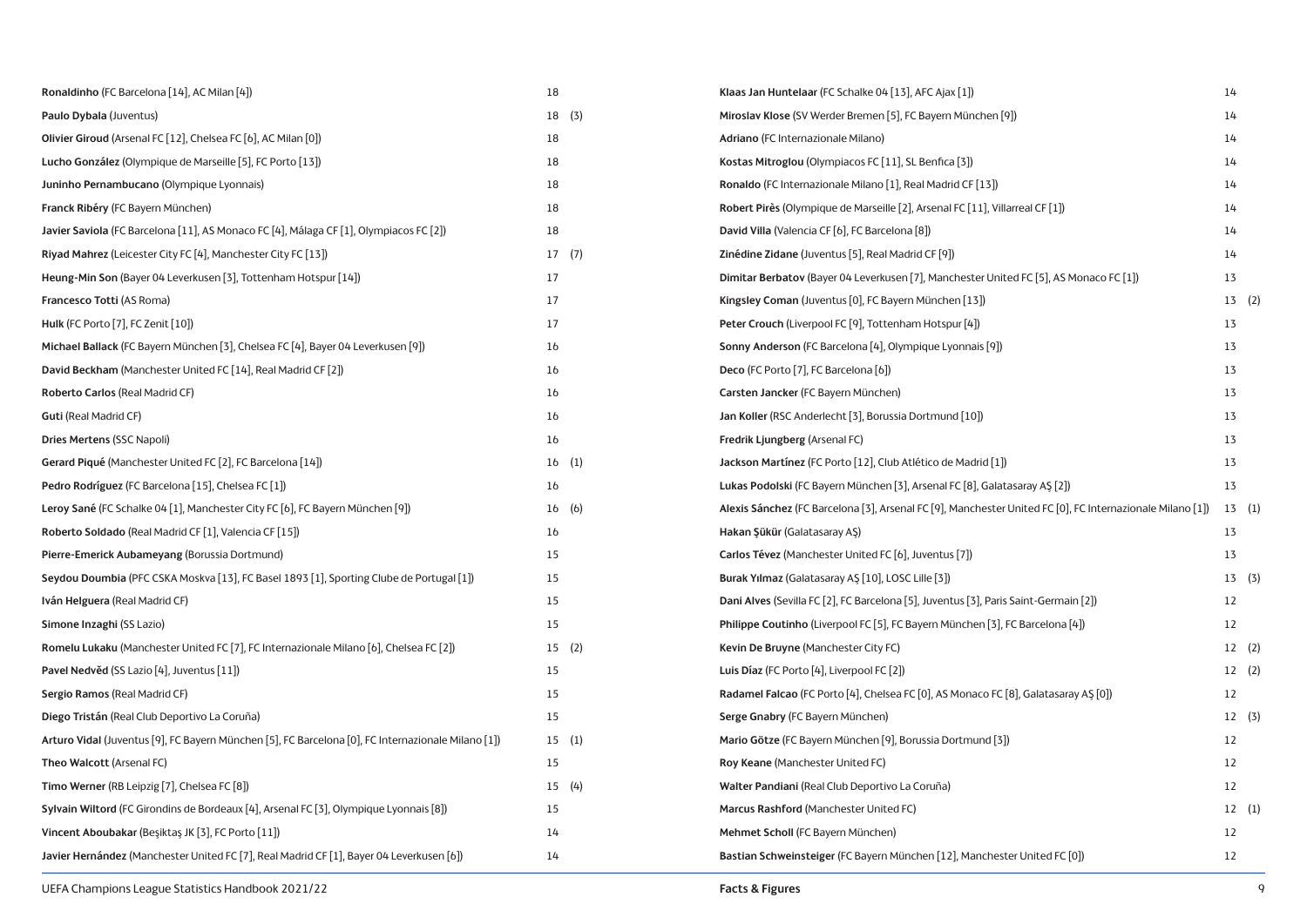| Player | Goals | |
|---|---|---|
| **Ronaldinho** (FC Barcelona [14], AC Milan [4]) | 18 | |
| **Paulo Dybala** (Juventus) | 18 | (3) |
| **Olivier Giroud** (Arsenal FC [12], Chelsea FC [6], AC Milan [0]) | 18 | |
| **Lucho González** (Olympique de Marseille [5], FC Porto [13]) | 18 | |
| **Juninho Pernambucano** (Olympique Lyonnais) | 18 | |
| **Franck Ribéry** (FC Bayern München) | 18 | |
| **Javier Saviola** (FC Barcelona [11], AS Monaco FC [4], Málaga CF [1], Olympiacos FC [2]) | 18 | |
| **Riyad Mahrez** (Leicester City FC [4], Manchester City FC [13]) | 17 | (7) |
| **Heung-Min Son** (Bayer 04 Leverkusen [3], Tottenham Hotspur [14]) | 17 | |
| **Francesco Totti** (AS Roma) | 17 | |
| **Hulk** (FC Porto [7], FC Zenit [10]) | 17 | |
| **Michael Ballack** (FC Bayern München [3], Chelsea FC [4], Bayer 04 Leverkusen [9]) | 16 | |
| **David Beckham** (Manchester United FC [14], Real Madrid CF [2]) | 16 | |
| **Roberto Carlos** (Real Madrid CF) | 16 | |
| **Guti** (Real Madrid CF) | 16 | |
| **Dries Mertens** (SSC Napoli) | 16 | |
| **Gerard Piqué** (Manchester United FC [2], FC Barcelona [14]) | 16 | (1) |
| **Pedro Rodríguez** (FC Barcelona [15], Chelsea FC [1]) | 16 | |
| **Leroy Sané** (FC Schalke 04 [1], Manchester City FC [6], FC Bayern München [9]) | 16 | (6) |
| **Roberto Soldado** (Real Madrid CF [1], Valencia CF [15]) | 16 | |
| **Pierre-Emerick Aubameyang** (Borussia Dortmund) | 15 | |
| **Seydou Doumbia** (PFC CSKA Moskva [13], FC Basel 1893 [1], Sporting Clube de Portugal [1]) | 15 | |
| **Iván Helguera** (Real Madrid CF) | 15 | |
| **Simone Inzaghi** (SS Lazio) | 15 | |
| **Romelu Lukaku** (Manchester United FC [7], FC Internazionale Milano [6], Chelsea FC [2]) | 15 | (2) |
| **Pavel Nedvěd** (SS Lazio [4], Juventus [11]) | 15 | |
| **Sergio Ramos** (Real Madrid CF) | 15 | |
| **Diego Tristán** (Real Club Deportivo La Coruña) | 15 | |
| **Arturo Vidal** (Juventus [9], FC Bayern München [5], FC Barcelona [0], FC Internazionale Milano [1]) | 15 | (1) |
| **Theo Walcott** (Arsenal FC) | 15 | |
| **Timo Werner** (RB Leipzig [7], Chelsea FC [8]) | 15 | (4) |
| **Sylvain Wiltord** (FC Girondins de Bordeaux [4], Arsenal FC [3], Olympique Lyonnais [8]) | 15 | |
| **Vincent Aboubakar** (Beşiktaş JK [3], FC Porto [11]) | 14 | |
| **Javier Hernández** (Manchester United FC [7], Real Madrid CF [1], Bayer 04 Leverkusen [6]) | 14 | |
| **Klaas Jan Huntelaar** (FC Schalke 04 [13], AFC Ajax [1]) | 14 | |
| **Miroslav Klose** (SV Werder Bremen [5], FC Bayern München [9]) | 14 | |
| **Adriano** (FC Internazionale Milano) | 14 | |
| **Kostas Mitroglou** (Olympiacos FC [11], SL Benfica [3]) | 14 | |
| **Ronaldo** (FC Internazionale Milano [1], Real Madrid CF [13]) | 14 | |
| **Robert Pirès** (Olympique de Marseille [2], Arsenal FC [11], Villarreal CF [1]) | 14 | |
| **David Villa** (Valencia CF [6], FC Barcelona [8]) | 14 | |
| **Zinédine Zidane** (Juventus [5], Real Madrid CF [9]) | 14 | |
| **Dimitar Berbatov** (Bayer 04 Leverkusen [7], Manchester United FC [5], AS Monaco FC [1]) | 13 | |
| **Kingsley Coman** (Juventus [0], FC Bayern München [13]) | 13 | (2) |
| **Peter Crouch** (Liverpool FC [9], Tottenham Hotspur [4]) | 13 | |
| **Sonny Anderson** (FC Barcelona [4], Olympique Lyonnais [9]) | 13 | |
| **Deco** (FC Porto [7], FC Barcelona [6]) | 13 | |
| **Carsten Jancker** (FC Bayern München) | 13 | |
| **Jan Koller** (RSC Anderlecht [3], Borussia Dortmund [10]) | 13 | |
| **Fredrik Ljungberg** (Arsenal FC) | 13 | |
| **Jackson Martínez** (FC Porto [12], Club Atlético de Madrid [1]) | 13 | |
| **Lukas Podolski** (FC Bayern München [3], Arsenal FC [8], Galatasaray AŞ [2]) | 13 | |
| **Alexis Sánchez** (FC Barcelona [3], Arsenal FC [9], Manchester United FC [0], FC Internazionale Milano [1]) | 13 | (1) |
| **Hakan Şükür** (Galatasaray AŞ) | 13 | |
| **Carlos Tévez** (Manchester United FC [6], Juventus [7]) | 13 | |
| **Burak Yılmaz** (Galatasaray AŞ [10], LOSC Lille [3]) | 13 | (3) |
| **Dani Alves** (Sevilla FC [2], FC Barcelona [5], Juventus [3], Paris Saint-Germain [2]) | 12 | |
| **Philippe Coutinho** (Liverpool FC [5], FC Bayern München [3], FC Barcelona [4]) | 12 | |
| **Kevin De Bruyne** (Manchester City FC) | 12 | (2) |
| **Luis Díaz** (FC Porto [4], Liverpool FC [2]) | 12 | (2) |
| **Radamel Falcao** (FC Porto [4], Chelsea FC [0], AS Monaco FC [8], Galatasaray AŞ [0]) | 12 | |
| **Serge Gnabry** (FC Bayern München) | 12 | (3) |
| **Mario Götze** (FC Bayern München [9], Borussia Dortmund [3]) | 12 | |
| **Roy Keane** (Manchester United FC) | 12 | |
| **Walter Pandiani** (Real Club Deportivo La Coruña) | 12 | |
| **Marcus Rashford** (Manchester United FC) | 12 | (1) |
| **Mehmet Scholl** (FC Bayern München) | 12 | |
| **Bastian Schweinsteiger** (FC Bayern München [12], Manchester United FC [0]) | 12 | |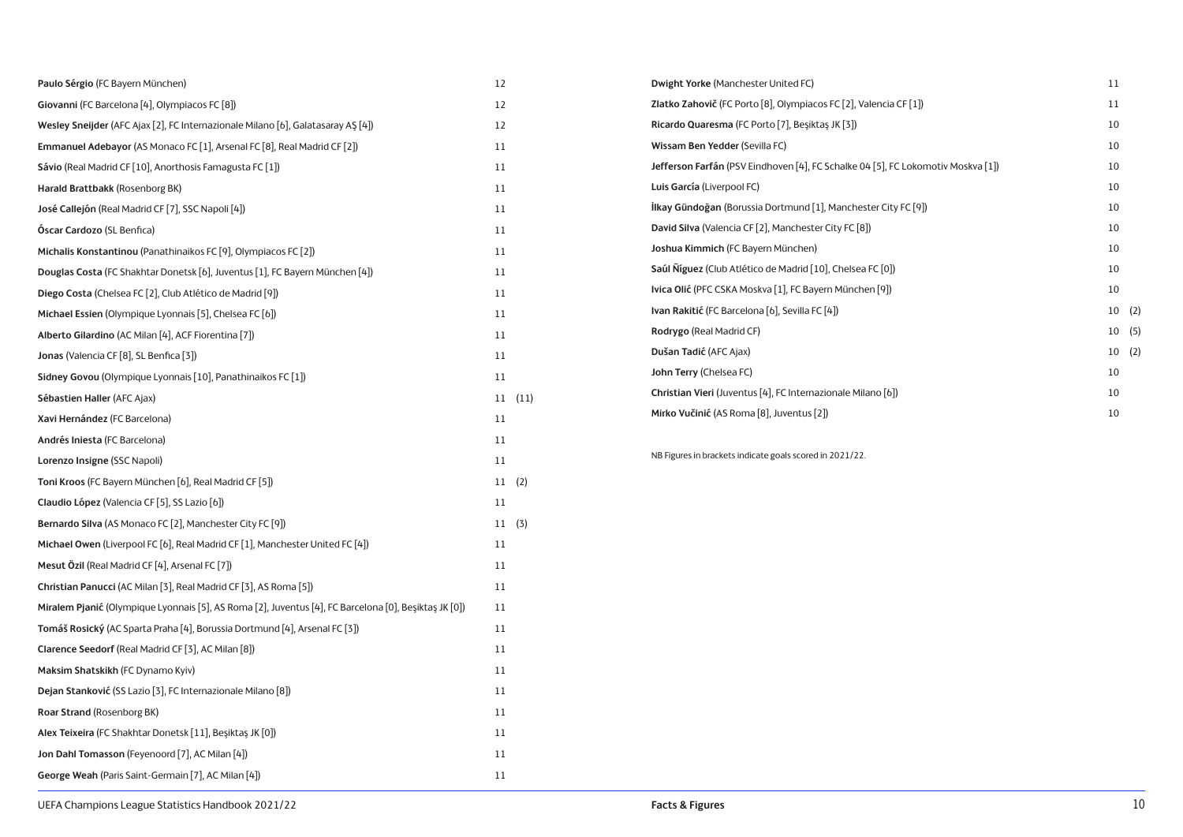| Player | Goals | 2021/22 |
|---|---|---|
| **Paulo Sérgio** (FC Bayern München) | 12 | |
| **Giovanni** (FC Barcelona [4], Olympiacos FC [8]) | 12 | |
| **Wesley Sneijder** (AFC Ajax [2], FC Internazionale Milano [6], Galatasaray AŞ [4]) | 12 | |
| **Emmanuel Adebayor** (AS Monaco FC [1], Arsenal FC [8], Real Madrid CF [2]) | 11 | |
| **Sávio** (Real Madrid CF [10], Anorthosis Famagusta FC [1]) | 11 | |
| **Harald Brattbakk** (Rosenborg BK) | 11 | |
| **José Callejón** (Real Madrid CF [7], SSC Napoli [4]) | 11 | |
| **Óscar Cardozo** (SL Benfica) | 11 | |
| **Michalis Konstantinou** (Panathinaikos FC [9], Olympiacos FC [2]) | 11 | |
| **Douglas Costa** (FC Shakhtar Donetsk [6], Juventus [1], FC Bayern München [4]) | 11 | |
| **Diego Costa** (Chelsea FC [2], Club Atlético de Madrid [9]) | 11 | |
| **Michael Essien** (Olympique Lyonnais [5], Chelsea FC [6]) | 11 | |
| **Alberto Gilardino** (AC Milan [4], ACF Fiorentina [7]) | 11 | |
| **Jonas** (Valencia CF [8], SL Benfica [3]) | 11 | |
| **Sidney Govou** (Olympique Lyonnais [10], Panathinaikos FC [1]) | 11 | |
| **Sébastien Haller** (AFC Ajax) | 11 | (11) |
| **Xavi Hernández** (FC Barcelona) | 11 | |
| **Andrés Iniesta** (FC Barcelona) | 11 | |
| **Lorenzo Insigne** (SSC Napoli) | 11 | |
| **Toni Kroos** (FC Bayern München [6], Real Madrid CF [5]) | 11 | (2) |
| **Claudio López** (Valencia CF [5], SS Lazio [6]) | 11 | |
| **Bernardo Silva** (AS Monaco FC [2], Manchester City FC [9]) | 11 | (3) |
| **Michael Owen** (Liverpool FC [6], Real Madrid CF [1], Manchester United FC [4]) | 11 | |
| **Mesut Özil** (Real Madrid CF [4], Arsenal FC [7]) | 11 | |
| **Christian Panucci** (AC Milan [3], Real Madrid CF [3], AS Roma [5]) | 11 | |
| **Miralem Pjanić** (Olympique Lyonnais [5], AS Roma [2], Juventus [4], FC Barcelona [0], Beşiktaş JK [0]) | 11 | |
| **Tomáš Rosický** (AC Sparta Praha [4], Borussia Dortmund [4], Arsenal FC [3]) | 11 | |
| **Clarence Seedorf** (Real Madrid CF [3], AC Milan [8]) | 11 | |
| **Maksim Shatskikh** (FC Dynamo Kyiv) | 11 | |
| **Dejan Stanković** (SS Lazio [3], FC Internazionale Milano [8]) | 11 | |
| **Roar Strand** (Rosenborg BK) | 11 | |
| **Alex Teixeira** (FC Shakhtar Donetsk [11], Beşiktaş JK [0]) | 11 | |
| **Jon Dahl Tomasson** (Feyenoord [7], AC Milan [4]) | 11 | |
| **George Weah** (Paris Saint-Germain [7], AC Milan [4]) | 11 | |
| **Dwight Yorke** (Manchester United FC) | 11 | |
| **Zlatko Zahovič** (FC Porto [8], Olympiacos FC [2], Valencia CF [1]) | 11 | |
| **Ricardo Quaresma** (FC Porto [7], Beşiktaş JK [3]) | 10 | |
| **Wissam Ben Yedder** (Sevilla FC) | 10 | |
| **Jefferson Farfán** (PSV Eindhoven [4], FC Schalke 04 [5], FC Lokomotiv Moskva [1]) | 10 | |
| **Luis García** (Liverpool FC) | 10 | |
| **İlkay Gündoğan** (Borussia Dortmund [1], Manchester City FC [9]) | 10 | |
| **David Silva** (Valencia CF [2], Manchester City FC [8]) | 10 | |
| **Joshua Kimmich** (FC Bayern München) | 10 | |
| **Saúl Ñíguez** (Club Atlético de Madrid [10], Chelsea FC [0]) | 10 | |
| **Ivica Olić** (PFC CSKA Moskva [1], FC Bayern München [9]) | 10 | |
| **Ivan Rakitić** (FC Barcelona [6], Sevilla FC [4]) | 10 | (2) |
| **Rodrygo** (Real Madrid CF) | 10 | (5) |
| **Dušan Tadić** (AFC Ajax) | 10 | (2) |
| **John Terry** (Chelsea FC) | 10 | |
| **Christian Vieri** (Juventus [4], FC Internazionale Milano [6]) | 10 | |
| **Mirko Vučinić** (AS Roma [8], Juventus [2]) | 10 | |

NB Figures in brackets indicate goals scored in 2021/22.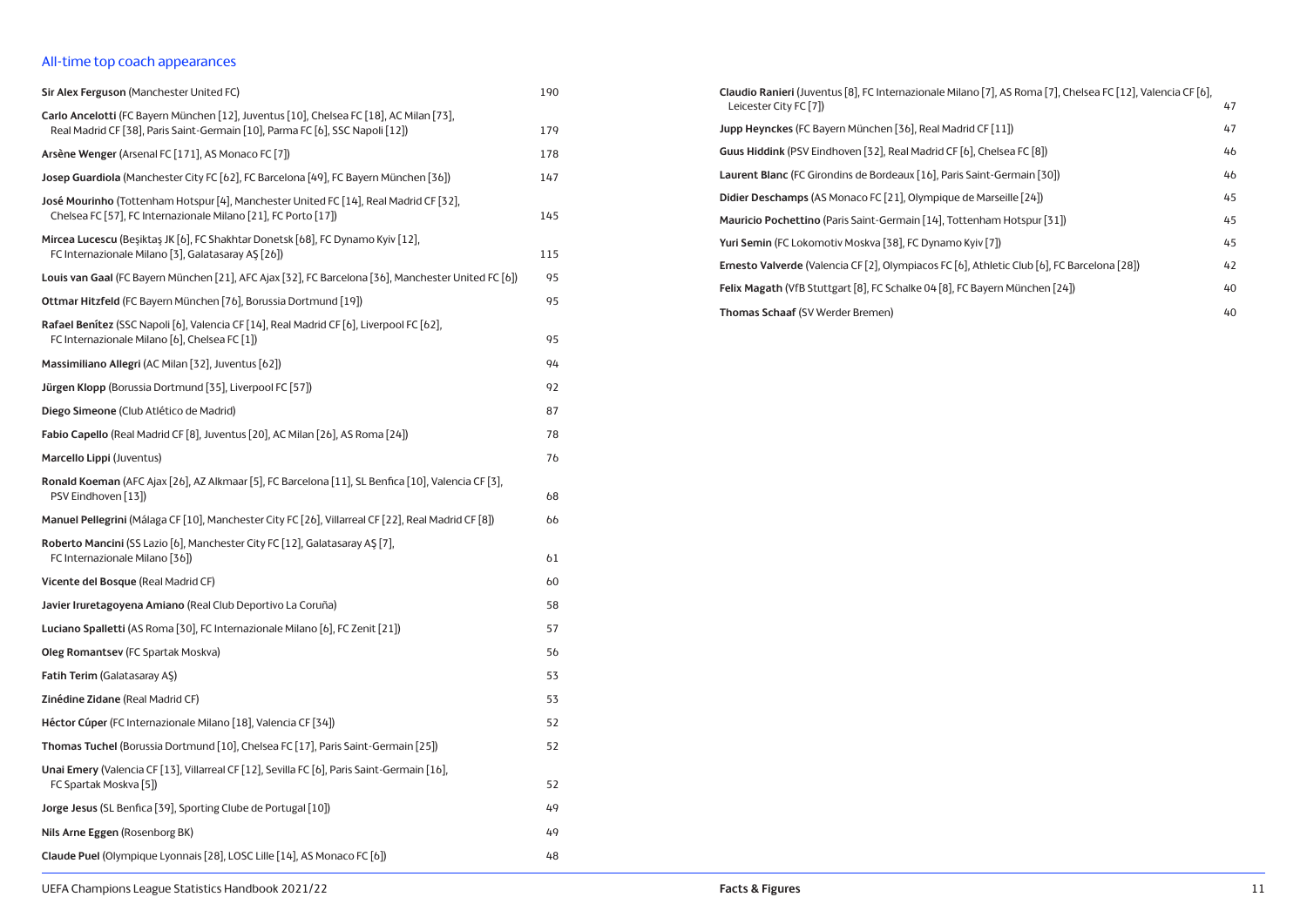## All-time top coach appearances

| Coach | Apps |
|---|---|
| **Sir Alex Ferguson** (Manchester United FC) | 190 |
| **Carlo Ancelotti** (FC Bayern München [12], Juventus [10], Chelsea FC [18], AC Milan [73], Real Madrid CF [38], Paris Saint-Germain [10], Parma FC [6], SSC Napoli [12]) | 179 |
| **Arsène Wenger** (Arsenal FC [171], AS Monaco FC [7]) | 178 |
| **Josep Guardiola** (Manchester City FC [62], FC Barcelona [49], FC Bayern München [36]) | 147 |
| **José Mourinho** (Tottenham Hotspur [4], Manchester United FC [14], Real Madrid CF [32], Chelsea FC [57], FC Internazionale Milano [21], FC Porto [17]) | 145 |
| **Mircea Lucescu** (Beşiktaş JK [6], FC Shakhtar Donetsk [68], FC Dynamo Kyiv [12], FC Internazionale Milano [3], Galatasaray AŞ [26]) | 115 |
| **Louis van Gaal** (FC Bayern München [21], AFC Ajax [32], FC Barcelona [36], Manchester United FC [6]) | 95 |
| **Ottmar Hitzfeld** (FC Bayern München [76], Borussia Dortmund [19]) | 95 |
| **Rafael Benítez** (SSC Napoli [6], Valencia CF [14], Real Madrid CF [6], Liverpool FC [62], FC Internazionale Milano [6], Chelsea FC [1]) | 95 |
| **Massimiliano Allegri** (AC Milan [32], Juventus [62]) | 94 |
| **Jürgen Klopp** (Borussia Dortmund [35], Liverpool FC [57]) | 92 |
| **Diego Simeone** (Club Atlético de Madrid) | 87 |
| **Fabio Capello** (Real Madrid CF [8], Juventus [20], AC Milan [26], AS Roma [24]) | 78 |
| **Marcello Lippi** (Juventus) | 76 |
| **Ronald Koeman** (AFC Ajax [26], AZ Alkmaar [5], FC Barcelona [11], SL Benfica [10], Valencia CF [3], PSV Eindhoven [13]) | 68 |
| **Manuel Pellegrini** (Málaga CF [10], Manchester City FC [26], Villarreal CF [22], Real Madrid CF [8]) | 66 |
| **Roberto Mancini** (SS Lazio [6], Manchester City FC [12], Galatasaray AŞ [7], FC Internazionale Milano [36]) | 61 |
| **Vicente del Bosque** (Real Madrid CF) | 60 |
| **Javier Iruretagoyena Amiano** (Real Club Deportivo La Coruña) | 58 |
| **Luciano Spalletti** (AS Roma [30], FC Internazionale Milano [6], FC Zenit [21]) | 57 |
| **Oleg Romantsev** (FC Spartak Moskva) | 56 |
| **Fatih Terim** (Galatasaray AŞ) | 53 |
| **Zinédine Zidane** (Real Madrid CF) | 53 |
| **Héctor Cúper** (FC Internazionale Milano [18], Valencia CF [34]) | 52 |
| **Thomas Tuchel** (Borussia Dortmund [10], Chelsea FC [17], Paris Saint-Germain [25]) | 52 |
| **Unai Emery** (Valencia CF [13], Villarreal CF [12], Sevilla FC [6], Paris Saint-Germain [16], FC Spartak Moskva [5]) | 52 |
| **Jorge Jesus** (SL Benfica [39], Sporting Clube de Portugal [10]) | 49 |
| **Nils Arne Eggen** (Rosenborg BK) | 49 |
| **Claude Puel** (Olympique Lyonnais [28], LOSC Lille [14], AS Monaco FC [6]) | 48 |
| **Claudio Ranieri** (Juventus [8], FC Internazionale Milano [7], AS Roma [7], Chelsea FC [12], Valencia CF [6], Leicester City FC [7]) | 47 |
| **Jupp Heynckes** (FC Bayern München [36], Real Madrid CF [11]) | 47 |
| **Guus Hiddink** (PSV Eindhoven [32], Real Madrid CF [6], Chelsea FC [8]) | 46 |
| **Laurent Blanc** (FC Girondins de Bordeaux [16], Paris Saint-Germain [30]) | 46 |
| **Didier Deschamps** (AS Monaco FC [21], Olympique de Marseille [24]) | 45 |
| **Mauricio Pochettino** (Paris Saint-Germain [14], Tottenham Hotspur [31]) | 45 |
| **Yuri Semin** (FC Lokomotiv Moskva [38], FC Dynamo Kyiv [7]) | 45 |
| **Ernesto Valverde** (Valencia CF [2], Olympiacos FC [6], Athletic Club [6], FC Barcelona [28]) | 42 |
| **Felix Magath** (VfB Stuttgart [8], FC Schalke 04 [8], FC Bayern München [24]) | 40 |
| **Thomas Schaaf** (SV Werder Bremen) | 40 |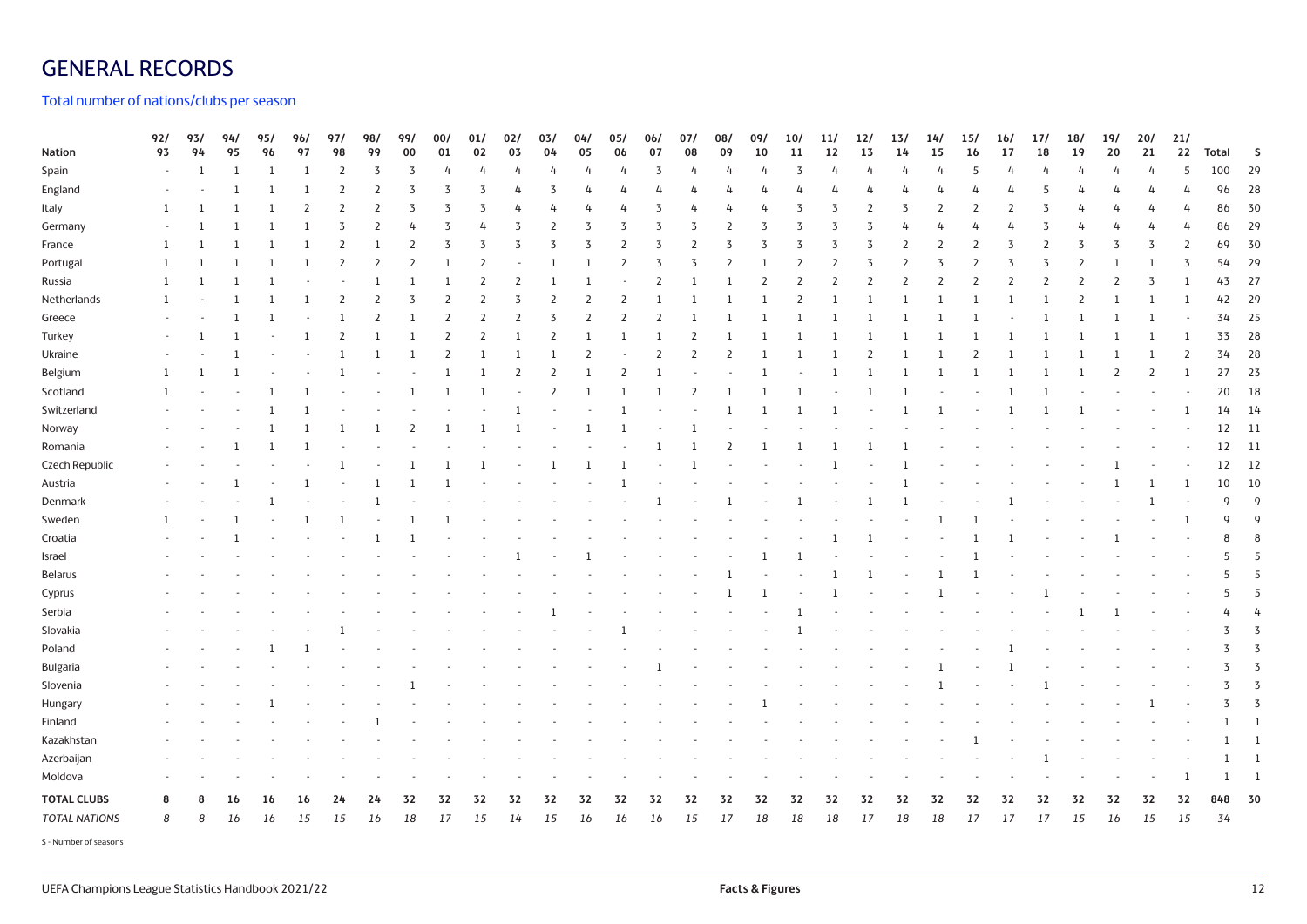# GENERAL RECORDS

## Total number of nations/clubs per season

| Nation | 92/93 | 93/94 | 94/95 | 95/96 | 96/97 | 97/98 | 98/99 | 99/00 | 00/01 | 01/02 | 02/03 | 03/04 | 04/05 | 05/06 | 06/07 | 07/08 | 08/09 | 09/10 | 10/11 | 11/12 | 12/13 | 13/14 | 14/15 | 15/16 | 16/17 | 17/18 | 18/19 | 19/20 | 20/21 | 21/22 | Total | S |
|---|---|---|---|---|---|---|---|---|---|---|---|---|---|---|---|---|---|---|---|---|---|---|---|---|---|---|---|---|---|---|---|---|
| Spain | - | 1 | 1 | 1 | 1 | 2 | 3 | 3 | 4 | 4 | 4 | 4 | 4 | 4 | 3 | 4 | 4 | 4 | 3 | 4 | 4 | 4 | 4 | 5 | 4 | 4 | 4 | 4 | 4 | 5 | 100 | 29 |
| England | - | - | 1 | 1 | 1 | 2 | 2 | 3 | 3 | 3 | 4 | 3 | 4 | 4 | 4 | 4 | 4 | 4 | 4 | 4 | 4 | 4 | 4 | 4 | 4 | 5 | 4 | 4 | 4 | 4 | 96 | 28 |
| Italy | 1 | 1 | 1 | 1 | 2 | 2 | 2 | 3 | 3 | 3 | 4 | 4 | 4 | 4 | 3 | 4 | 4 | 4 | 3 | 3 | 2 | 3 | 2 | 2 | 2 | 3 | 4 | 4 | 4 | 4 | 86 | 30 |
| Germany | - | 1 | 1 | 1 | 1 | 3 | 2 | 4 | 3 | 4 | 3 | 2 | 3 | 3 | 3 | 3 | 2 | 3 | 3 | 3 | 3 | 4 | 4 | 4 | 4 | 3 | 4 | 4 | 4 | 4 | 86 | 29 |
| France | 1 | 1 | 1 | 1 | 1 | 2 | 1 | 2 | 3 | 3 | 3 | 3 | 3 | 2 | 3 | 2 | 3 | 3 | 3 | 3 | 3 | 2 | 2 | 2 | 3 | 2 | 3 | 3 | 3 | 2 | 69 | 30 |
| Portugal | 1 | 1 | 1 | 1 | 1 | 2 | 2 | 2 | 1 | 2 | - | 1 | 1 | 2 | 3 | 3 | 2 | 1 | 2 | 2 | 3 | 2 | 3 | 2 | 3 | 3 | 2 | 1 | 1 | 3 | 54 | 29 |
| Russia | 1 | 1 | 1 | 1 | - | - | 1 | 1 | 1 | 2 | 2 | 1 | 1 | - | 2 | 1 | 1 | 2 | 2 | 2 | 2 | 2 | 2 | 2 | 2 | 2 | 2 | 2 | 3 | 1 | 43 | 27 |
| Netherlands | 1 | - | 1 | 1 | 1 | 2 | 2 | 3 | 2 | 2 | 3 | 2 | 2 | 2 | 1 | 1 | 1 | 1 | 2 | 1 | 1 | 1 | 1 | 1 | 1 | 1 | 2 | 1 | 1 | 1 | 42 | 29 |
| Greece | - | - | 1 | 1 | - | 1 | 2 | 1 | 2 | 2 | 2 | 3 | 2 | 2 | 2 | 1 | 1 | 1 | 1 | 1 | 1 | 1 | 1 | 1 | - | 1 | 1 | 1 | 1 | - | 34 | 25 |
| Turkey | - | 1 | 1 | - | 1 | 2 | 1 | 1 | 2 | 2 | 1 | 2 | 1 | 1 | 1 | 2 | 1 | 1 | 1 | 1 | 1 | 1 | 1 | 1 | 1 | 1 | 1 | 1 | 1 | 1 | 33 | 28 |
| Ukraine | - | - | 1 | - | - | 1 | 1 | 1 | 2 | 1 | 1 | 1 | 2 | - | 2 | 2 | 2 | 1 | 1 | 1 | 2 | 1 | 1 | 2 | 1 | 1 | 1 | 1 | 1 | 2 | 34 | 28 |
| Belgium | 1 | 1 | 1 | - | - | 1 | - | - | 1 | 1 | 2 | 2 | 1 | 2 | 1 | - | - | 1 | - | 1 | 1 | 1 | 1 | 1 | 1 | 1 | 1 | 2 | 2 | 1 | 27 | 23 |
| Scotland | 1 | - | - | 1 | 1 | - | - | 1 | 1 | 1 | - | 2 | 1 | 1 | 1 | 2 | 1 | 1 | 1 | - | 1 | 1 | - | - | 1 | 1 | - | - | - | - | 20 | 18 |
| Switzerland | - | - | - | 1 | 1 | - | - | - | - | - | 1 | - | - | 1 | - | - | 1 | 1 | 1 | 1 | - | 1 | 1 | - | 1 | 1 | 1 | - | - | 1 | 14 | 14 |
| Norway | - | - | - | 1 | 1 | 1 | 1 | 2 | 1 | 1 | 1 | - | 1 | 1 | - | 1 | - | - | - | - | - | - | - | - | - | - | - | - | - | - | 12 | 11 |
| Romania | - | - | 1 | 1 | 1 | - | - | - | - | - | - | - | - | - | 1 | 1 | 2 | 1 | 1 | 1 | 1 | 1 | - | - | - | - | - | - | - | - | 12 | 11 |
| Czech Republic | - | - | - | - | - | 1 | - | 1 | 1 | 1 | - | 1 | 1 | 1 | - | 1 | - | - | - | 1 | - | 1 | - | - | - | - | 1 | 1 | - | - | 12 | 12 |
| Austria | - | - | 1 | - | 1 | - | 1 | 1 | 1 | - | - | - | - | 1 | - | - | - | - | - | - | - | 1 | - | - | - | - | - | 1 | 1 | 1 | 10 | 10 |
| Denmark | - | - | - | 1 | - | - | 1 | - | - | - | - | - | - | - | 1 | - | 1 | - | 1 | - | 1 | 1 | - | - | 1 | - | - | - | 1 | - | 9 | 9 |
| Sweden | 1 | - | 1 | - | 1 | 1 | - | 1 | 1 | - | - | - | - | - | - | - | - | - | - | - | - | - | 1 | 1 | - | - | - | - | - | 1 | 9 | 9 |
| Croatia | - | - | 1 | - | - | - | 1 | 1 | - | - | - | - | - | - | - | - | - | - | - | 1 | 1 | - | - | 1 | 1 | - | - | 1 | - | - | 8 | 8 |
| Israel | - | - | - | - | - | - | - | - | - | - | 1 | - | 1 | - | - | - | - | 1 | 1 | - | - | - | - | 1 | - | - | - | - | - | - | 5 | 5 |
| Belarus | - | - | - | - | - | - | - | - | - | - | - | - | - | - | - | - | 1 | - | - | 1 | 1 | - | 1 | 1 | - | - | - | - | - | - | 5 | 5 |
| Cyprus | - | - | - | - | - | - | - | - | - | - | - | - | - | - | - | - | 1 | 1 | - | 1 | - | - | 1 | - | - | 1 | - | - | - | - | 5 | 5 |
| Serbia | - | - | - | - | - | - | - | - | - | - | - | 1 | - | - | - | - | - | - | 1 | - | - | - | - | - | - | - | 1 | 1 | - | - | 4 | 4 |
| Slovakia | - | - | - | - | - | 1 | - | - | - | - | - | - | - | 1 | - | - | - | - | 1 | - | - | - | - | - | - | - | - | - | - | - | 3 | 3 |
| Poland | - | - | - | 1 | 1 | - | - | - | - | - | - | - | - | - | - | - | - | - | - | - | - | - | - | - | 1 | - | - | - | - | - | 3 | 3 |
| Bulgaria | - | - | - | - | - | - | - | - | - | - | - | - | - | - | 1 | - | - | - | - | - | - | - | 1 | - | 1 | - | - | - | - | - | 3 | 3 |
| Slovenia | - | - | - | - | - | - | - | 1 | - | - | - | - | - | - | - | - | - | - | - | - | - | - | 1 | - | - | 1 | - | - | - | - | 3 | 3 |
| Hungary | - | - | - | 1 | - | - | - | - | - | - | - | - | - | - | - | - | - | 1 | - | - | - | - | - | - | - | - | - | - | 1 | - | 3 | 3 |
| Finland | - | - | - | - | - | - | 1 | - | - | - | - | - | - | - | - | - | - | - | - | - | - | - | - | - | - | - | - | - | - | - | 1 | 1 |
| Kazakhstan | - | - | - | - | - | - | - | - | - | - | - | - | - | - | - | - | - | - | - | - | - | - | - | 1 | - | - | - | - | - | - | 1 | 1 |
| Azerbaijan | - | - | - | - | - | - | - | - | - | - | - | - | - | - | - | - | - | - | - | - | - | - | - | - | - | 1 | - | - | - | - | 1 | 1 |
| Moldova | - | - | - | - | - | - | - | - | - | - | - | - | - | - | - | - | - | - | - | - | - | - | - | - | - | - | - | - | - | 1 | 1 | 1 |
| **TOTAL CLUBS** | **8** | **8** | **16** | **16** | **16** | **24** | **24** | **32** | **32** | **32** | **32** | **32** | **32** | **32** | **32** | **32** | **32** | **32** | **32** | **32** | **32** | **32** | **32** | **32** | **32** | **32** | **32** | **32** | **32** | **32** | **848** | **30** |
| *TOTAL NATIONS* | *8* | *8* | *16* | *16* | *15* | *15* | *16* | *18* | *17* | *15* | *14* | *15* | *16* | *16* | *16* | *15* | *17* | *18* | *18* | *18* | *17* | *18* | *18* | *17* | *17* | *17* | *15* | *16* | *15* | *15* | *34* | |

S - Number of seasons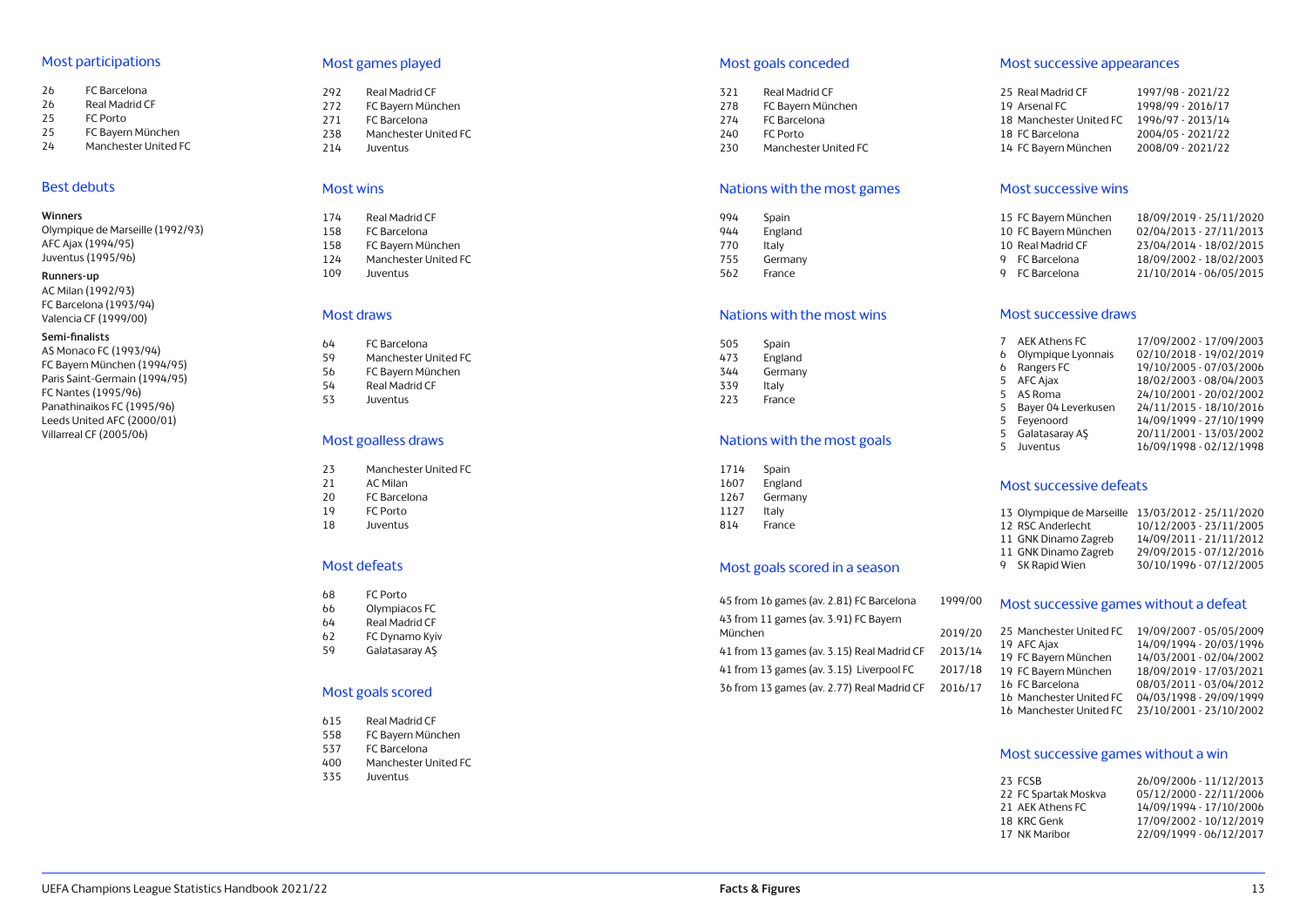## Most participations

| | |
|---|---|
| 26 | FC Barcelona |
| 26 | Real Madrid CF |
| 25 | FC Porto |
| 25 | FC Bayern München |
| 24 | Manchester United FC |

## Best debuts

**Winners**

Olympique de Marseille (1992/93)
AFC Ajax (1994/95)
Juventus (1995/96)

**Runners-up**

AC Milan (1992/93)
FC Barcelona (1993/94)
Valencia CF (1999/00)

**Semi-finalists**

AS Monaco FC (1993/94)
FC Bayern München (1994/95)
Paris Saint-Germain (1994/95)
FC Nantes (1995/96)
Panathinaikos FC (1995/96)
Leeds United AFC (2000/01)
Villarreal CF (2005/06)

## Most games played

| | |
|---|---|
| 292 | Real Madrid CF |
| 272 | FC Bayern München |
| 271 | FC Barcelona |
| 238 | Manchester United FC |
| 214 | Juventus |

## Most wins

| | |
|---|---|
| 174 | Real Madrid CF |
| 158 | FC Barcelona |
| 158 | FC Bayern München |
| 124 | Manchester United FC |
| 109 | Juventus |

## Most draws

| | |
|---|---|
| 64 | FC Barcelona |
| 59 | Manchester United FC |
| 56 | FC Bayern München |
| 54 | Real Madrid CF |
| 53 | Juventus |

## Most goalless draws

| | |
|---|---|
| 23 | Manchester United FC |
| 21 | AC Milan |
| 20 | FC Barcelona |
| 19 | FC Porto |
| 18 | Juventus |

## Most defeats

| | |
|---|---|
| 68 | FC Porto |
| 66 | Olympiacos FC |
| 64 | Real Madrid CF |
| 62 | FC Dynamo Kyiv |
| 59 | Galatasaray AŞ |

## Most goals scored

| | |
|---|---|
| 615 | Real Madrid CF |
| 558 | FC Bayern München |
| 537 | FC Barcelona |
| 400 | Manchester United FC |
| 335 | Juventus |

## Most goals conceded

| | |
|---|---|
| 321 | Real Madrid CF |
| 278 | FC Bayern München |
| 274 | FC Barcelona |
| 240 | FC Porto |
| 230 | Manchester United FC |

## Nations with the most games

| | |
|---|---|
| 994 | Spain |
| 944 | England |
| 770 | Italy |
| 755 | Germany |
| 562 | France |

## Nations with the most wins

| | |
|---|---|
| 505 | Spain |
| 473 | England |
| 344 | Germany |
| 339 | Italy |
| 223 | France |

## Nations with the most goals

| | |
|---|---|
| 1714 | Spain |
| 1607 | England |
| 1267 | Germany |
| 1127 | Italy |
| 814 | France |

## Most goals scored in a season

| | |
|---|---|
| 45 from 16 games (av. 2.81) FC Barcelona | 1999/00 |
| 43 from 11 games (av. 3.91) FC Bayern München | 2019/20 |
| 41 from 13 games (av. 3.15) Real Madrid CF | 2013/14 |
| 41 from 13 games (av. 3.15) Liverpool FC | 2017/18 |
| 36 from 13 games (av. 2.77) Real Madrid CF | 2016/17 |

## Most successive appearances

| | | |
|---|---|---|
| 25 | Real Madrid CF | 1997/98 - 2021/22 |
| 19 | Arsenal FC | 1998/99 - 2016/17 |
| 18 | Manchester United FC | 1996/97 - 2013/14 |
| 18 | FC Barcelona | 2004/05 - 2021/22 |
| 14 | FC Bayern München | 2008/09 - 2021/22 |

## Most successive wins

| | | |
|---|---|---|
| 15 | FC Bayern München | 18/09/2019 - 25/11/2020 |
| 10 | FC Bayern München | 02/04/2013 - 27/11/2013 |
| 10 | Real Madrid CF | 23/04/2014 - 18/02/2015 |
| 9 | FC Barcelona | 18/09/2002 - 18/02/2003 |
| 9 | FC Barcelona | 21/10/2014 - 06/05/2015 |

## Most successive draws

| | | |
|---|---|---|
| 7 | AEK Athens FC | 17/09/2002 - 17/09/2003 |
| 6 | Olympique Lyonnais | 02/10/2018 - 19/02/2019 |
| 6 | Rangers FC | 19/10/2005 - 07/03/2006 |
| 5 | AFC Ajax | 18/02/2003 - 08/04/2003 |
| 5 | AS Roma | 24/10/2001 - 20/02/2002 |
| 5 | Bayer 04 Leverkusen | 24/11/2015 - 18/10/2016 |
| 5 | Feyenoord | 14/09/1999 - 27/10/1999 |
| 5 | Galatasaray AŞ | 20/11/2001 - 13/03/2002 |
| 5 | Juventus | 16/09/1998 - 02/12/1998 |

## Most successive defeats

| | | |
|---|---|---|
| 13 | Olympique de Marseille | 13/03/2012 - 25/11/2020 |
| 12 | RSC Anderlecht | 10/12/2003 - 23/11/2005 |
| 11 | GNK Dinamo Zagreb | 14/09/2011 - 21/11/2012 |
| 11 | GNK Dinamo Zagreb | 29/09/2015 - 07/12/2016 |
| 9 | SK Rapid Wien | 30/10/1996 - 07/12/2005 |

## Most successive games without a defeat

| | | |
|---|---|---|
| 25 | Manchester United FC | 19/09/2007 - 05/05/2009 |
| 19 | AFC Ajax | 14/09/1994 - 20/03/1996 |
| 19 | FC Bayern München | 14/03/2001 - 02/04/2002 |
| 19 | FC Bayern München | 18/09/2019 - 17/03/2021 |
| 16 | FC Barcelona | 08/03/2011 - 03/04/2012 |
| 16 | Manchester United FC | 04/03/1998 - 29/09/1999 |
| 16 | Manchester United FC | 23/10/2001 - 23/10/2002 |

## Most successive games without a win

| | | |
|---|---|---|
| 23 | FCSB | 26/09/2006 - 11/12/2013 |
| 22 | FC Spartak Moskva | 05/12/2000 - 22/11/2006 |
| 21 | AEK Athens FC | 14/09/1994 - 17/10/2006 |
| 18 | KRC Genk | 17/09/2002 - 10/12/2019 |
| 17 | NK Maribor | 22/09/1999 - 06/12/2017 |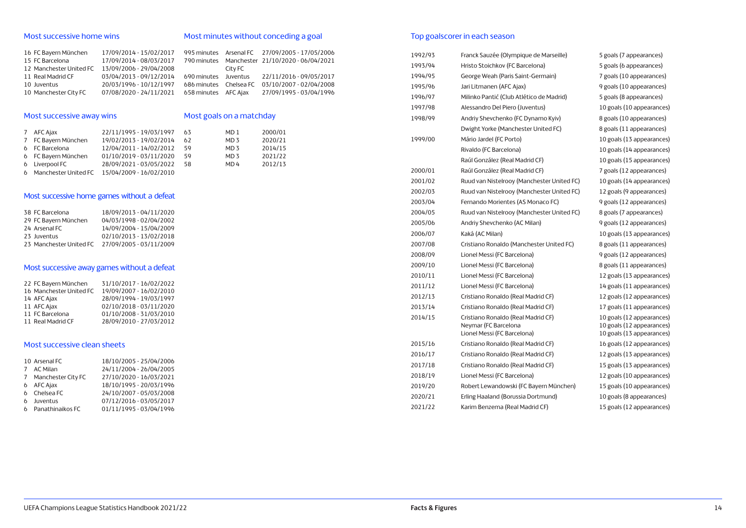## Most successive home wins

| Wins | Club | Period |
|---|---|---|
| 16 | FC Bayern München | 17/09/2014 - 15/02/2017 |
| 15 | FC Barcelona | 17/09/2014 - 08/03/2017 |
| 12 | Manchester United FC | 13/09/2006 - 29/04/2008 |
| 11 | Real Madrid CF | 03/04/2013 - 09/12/2014 |
| 10 | Juventus | 20/03/1996 - 10/12/1997 |
| 10 | Manchester City FC | 07/08/2020 - 24/11/2021 |

## Most successive away wins

| Wins | Club | Period |
|---|---|---|
| 7 | AFC Ajax | 22/11/1995 - 19/03/1997 |
| 7 | FC Bayern München | 19/02/2013 - 19/02/2014 |
| 6 | FC Barcelona | 12/04/2011 - 14/02/2012 |
| 6 | FC Bayern München | 01/10/2019 - 03/11/2020 |
| 6 | Liverpool FC | 28/09/2021 - 03/05/2022 |
| 6 | Manchester United FC | 15/04/2009 - 16/02/2010 |

## Most successive home games without a defeat

| Games | Club | Period |
|---|---|---|
| 38 | FC Barcelona | 18/09/2013 - 04/11/2020 |
| 29 | FC Bayern München | 04/03/1998 - 02/04/2002 |
| 24 | Arsenal FC | 14/09/2004 - 15/04/2009 |
| 23 | Juventus | 02/10/2013 - 13/02/2018 |
| 23 | Manchester United FC | 27/09/2005 - 03/11/2009 |

## Most successive away games without a defeat

| Games | Club | Period |
|---|---|---|
| 22 | FC Bayern München | 31/10/2017 - 16/02/2022 |
| 16 | Manchester United FC | 19/09/2007 - 16/02/2010 |
| 14 | AFC Ajax | 28/09/1994 - 19/03/1997 |
| 11 | AFC Ajax | 02/10/2018 - 03/11/2020 |
| 11 | FC Barcelona | 01/10/2008 - 31/03/2010 |
| 11 | Real Madrid CF | 28/09/2010 - 27/03/2012 |

## Most successive clean sheets

| Clean sheets | Club | Period |
|---|---|---|
| 10 | Arsenal FC | 18/10/2005 - 25/04/2006 |
| 7 | AC Milan | 24/11/2004 - 26/04/2005 |
| 7 | Manchester City FC | 27/10/2020 - 16/03/2021 |
| 6 | AFC Ajax | 18/10/1995 - 20/03/1996 |
| 6 | Chelsea FC | 24/10/2007 - 05/03/2008 |
| 6 | Juventus | 07/12/2016 - 03/05/2017 |
| 6 | Panathinaikos FC | 01/11/1995 - 03/04/1996 |

## Most minutes without conceding a goal

| Minutes | Club | Period |
|---|---|---|
| 995 minutes | Arsenal FC | 27/09/2005 - 17/05/2006 |
| 790 minutes | Manchester City FC | 21/10/2020 - 06/04/2021 |
| 690 minutes | Juventus | 22/11/2016 - 09/05/2017 |
| 686 minutes | Chelsea FC | 03/10/2007 - 02/04/2008 |
| 658 minutes | AFC Ajax | 27/09/1995 - 03/04/1996 |

## Most goals on a matchday

| Goals | Matchday | Season |
|---|---|---|
| 63 | MD 1 | 2000/01 |
| 62 | MD 3 | 2020/21 |
| 59 | MD 3 | 2014/15 |
| 59 | MD 3 | 2021/22 |
| 58 | MD 4 | 2012/13 |

## Top goalscorer in each season

| Season | Player | Goals |
|---|---|---|
| 1992/93 | Franck Sauzée (Olympique de Marseille) | 5 goals (7 appearances) |
| 1993/94 | Hristo Stoichkov (FC Barcelona) | 5 goals (6 appearances) |
| 1994/95 | George Weah (Paris Saint-Germain) | 7 goals (10 appearances) |
| 1995/96 | Jari Litmanen (AFC Ajax) | 9 goals (10 appearances) |
| 1996/97 | Milinko Pantić (Club Atlético de Madrid) | 5 goals (8 appearances) |
| 1997/98 | Alessandro Del Piero (Juventus) | 10 goals (10 appearances) |
| 1998/99 | Andriy Shevchenko (FC Dynamo Kyiv) | 8 goals (10 appearances) |
| | Dwight Yorke (Manchester United FC) | 8 goals (11 appearances) |
| 1999/00 | Mário Jardel (FC Porto) | 10 goals (13 appearances) |
| | Rivaldo (FC Barcelona) | 10 goals (14 appearances) |
| | Raúl González (Real Madrid CF) | 10 goals (15 appearances) |
| 2000/01 | Raúl González (Real Madrid CF) | 7 goals (12 appearances) |
| 2001/02 | Ruud van Nistelrooy (Manchester United FC) | 10 goals (14 appearances) |
| 2002/03 | Ruud van Nistelrooy (Manchester United FC) | 12 goals (9 appearances) |
| 2003/04 | Fernando Morientes (AS Monaco FC) | 9 goals (12 appearances) |
| 2004/05 | Ruud van Nistelrooy (Manchester United FC) | 8 goals (7 appearances) |
| 2005/06 | Andriy Shevchenko (AC Milan) | 9 goals (12 appearances) |
| 2006/07 | Kaká (AC Milan) | 10 goals (13 appearances) |
| 2007/08 | Cristiano Ronaldo (Manchester United FC) | 8 goals (11 appearances) |
| 2008/09 | Lionel Messi (FC Barcelona) | 9 goals (12 appearances) |
| 2009/10 | Lionel Messi (FC Barcelona) | 8 goals (11 appearances) |
| 2010/11 | Lionel Messi (FC Barcelona) | 12 goals (13 appearances) |
| 2011/12 | Lionel Messi (FC Barcelona) | 14 goals (11 appearances) |
| 2012/13 | Cristiano Ronaldo (Real Madrid CF) | 12 goals (12 appearances) |
| 2013/14 | Cristiano Ronaldo (Real Madrid CF) | 17 goals (11 appearances) |
| 2014/15 | Cristiano Ronaldo (Real Madrid CF) | 10 goals (12 appearances) |
| | Neymar (FC Barcelona | 10 goals (12 appearances) |
| | Lionel Messi (FC Barcelona) | 10 goals (13 appearances) |
| 2015/16 | Cristiano Ronaldo (Real Madrid CF) | 16 goals (12 appearances) |
| 2016/17 | Cristiano Ronaldo (Real Madrid CF) | 12 goals (13 appearances) |
| 2017/18 | Cristiano Ronaldo (Real Madrid CF) | 15 goals (13 appearances) |
| 2018/19 | Lionel Messi (FC Barcelona) | 12 goals (10 appearances) |
| 2019/20 | Robert Lewandowski (FC Bayern München) | 15 goals (10 appearances) |
| 2020/21 | Erling Haaland (Borussia Dortmund) | 10 goals (8 appearances) |
| 2021/22 | Karim Benzema (Real Madrid CF) | 15 goals (12 appearances) |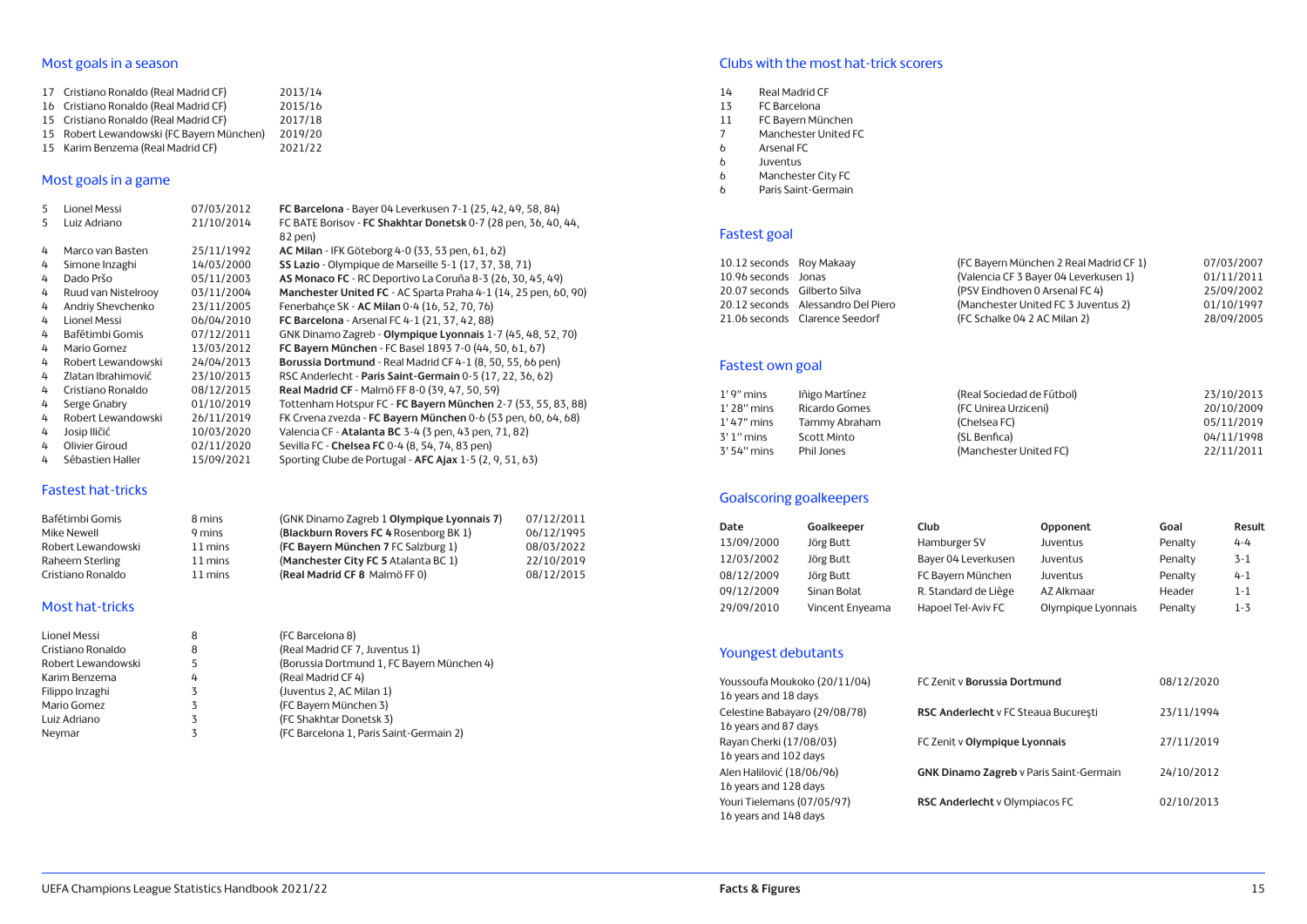## Most goals in a season

| | | |
|---|---|---|
| 17 | Cristiano Ronaldo (Real Madrid CF) | 2013/14 |
| 16 | Cristiano Ronaldo (Real Madrid CF) | 2015/16 |
| 15 | Cristiano Ronaldo (Real Madrid CF) | 2017/18 |
| 15 | Robert Lewandowski (FC Bayern München) | 2019/20 |
| 15 | Karim Benzema (Real Madrid CF) | 2021/22 |

## Most goals in a game

| | | | |
|---|---|---|---|
| 5 | Lionel Messi | 07/03/2012 | **FC Barcelona** - Bayer 04 Leverkusen 7-1 (25, 42, 49, 58, 84) |
| 5 | Luiz Adriano | 21/10/2014 | FC BATE Borisov - **FC Shakhtar Donetsk** 0-7 (28 pen, 36, 40, 44, 82 pen) |
| 4 | Marco van Basten | 25/11/1992 | **AC Milan** - IFK Göteborg 4-0 (33, 53 pen, 61, 62) |
| 4 | Simone Inzaghi | 14/03/2000 | **SS Lazio** - Olympique de Marseille 5-1 (17, 37, 38, 71) |
| 4 | Dado Pršo | 05/11/2003 | **AS Monaco FC** - RC Deportivo La Coruña 8-3 (26, 30, 45, 49) |
| 4 | Ruud van Nistelrooy | 03/11/2004 | **Manchester United FC** - AC Sparta Praha 4-1 (14, 25 pen, 60, 90) |
| 4 | Andriy Shevchenko | 23/11/2005 | Fenerbahçe SK - **AC Milan** 0-4 (16, 52, 70, 76) |
| 4 | Lionel Messi | 06/04/2010 | **FC Barcelona** - Arsenal FC 4-1 (21, 37, 42, 88) |
| 4 | Bafétimbi Gomis | 07/12/2011 | GNK Dinamo Zagreb - **Olympique Lyonnais** 1-7 (45, 48, 52, 70) |
| 4 | Mario Gomez | 13/03/2012 | **FC Bayern München** - FC Basel 1893 7-0 (44, 50, 61, 67) |
| 4 | Robert Lewandowski | 24/04/2013 | **Borussia Dortmund** - Real Madrid CF 4-1 (8, 50, 55, 66 pen) |
| 4 | Zlatan Ibrahimović | 23/10/2013 | RSC Anderlecht - **Paris Saint-Germain** 0-5 (17, 22, 36, 62) |
| 4 | Cristiano Ronaldo | 08/12/2015 | **Real Madrid CF** - Malmö FF 8-0 (39, 47, 50, 59) |
| 4 | Serge Gnabry | 01/10/2019 | Tottenham Hotspur FC - **FC Bayern München** 2-7 (53, 55, 83, 88) |
| 4 | Robert Lewandowski | 26/11/2019 | FK Crvena zvezda - **FC Bayern München** 0-6 (53 pen, 60, 64, 68) |
| 4 | Josip Iličić | 10/03/2020 | Valencia CF - **Atalanta BC** 3-4 (3 pen, 43 pen, 71, 82) |
| 4 | Olivier Giroud | 02/11/2020 | Sevilla FC - **Chelsea FC** 0-4 (8, 54, 74, 83 pen) |
| 4 | Sébastien Haller | 15/09/2021 | Sporting Clube de Portugal - **AFC Ajax** 1-5 (2, 9, 51, 63) |

## Fastest hat-tricks

| | | | |
|---|---|---|---|
| Bafétimbi Gomis | 8 mins | (GNK Dinamo Zagreb 1 **Olympique Lyonnais 7**) | 07/12/2011 |
| Mike Newell | 9 mins | (**Blackburn Rovers FC 4** Rosenborg BK 1) | 06/12/1995 |
| Robert Lewandowski | 11 mins | (**FC Bayern München 7** FC Salzburg 1) | 08/03/2022 |
| Raheem Sterling | 11 mins | (**Manchester City FC 5** Atalanta BC 1) | 22/10/2019 |
| Cristiano Ronaldo | 11 mins | (**Real Madrid CF 8** Malmö FF 0) | 08/12/2015 |

## Most hat-tricks

| | | |
|---|---|---|
| Lionel Messi | 8 | (FC Barcelona 8) |
| Cristiano Ronaldo | 8 | (Real Madrid CF 7, Juventus 1) |
| Robert Lewandowski | 5 | (Borussia Dortmund 1, FC Bayern München 4) |
| Karim Benzema | 4 | (Real Madrid CF 4) |
| Filippo Inzaghi | 3 | (Juventus 2, AC Milan 1) |
| Mario Gomez | 3 | (FC Bayern München 3) |
| Luiz Adriano | 3 | (FC Shakhtar Donetsk 3) |
| Neymar | 3 | (FC Barcelona 1, Paris Saint-Germain 2) |

## Clubs with the most hat-trick scorers

| | |
|---|---|
| 14 | Real Madrid CF |
| 13 | FC Barcelona |
| 11 | FC Bayern München |
| 7 | Manchester United FC |
| 6 | Arsenal FC |
| 6 | Juventus |
| 6 | Manchester City FC |
| 6 | Paris Saint-Germain |

## Fastest goal

| | | | |
|---|---|---|---|
| 10.12 seconds | Roy Makaay | (FC Bayern München 2 Real Madrid CF 1) | 07/03/2007 |
| 10.96 seconds | Jonas | (Valencia CF 3 Bayer 04 Leverkusen 1) | 01/11/2011 |
| 20.07 seconds | Gilberto Silva | (PSV Eindhoven 0 Arsenal FC 4) | 25/09/2002 |
| 20.12 seconds | Alessandro Del Piero | (Manchester United FC 3 Juventus 2) | 01/10/1997 |
| 21.06 seconds | Clarence Seedorf | (FC Schalke 04 2 AC Milan 2) | 28/09/2005 |

## Fastest own goal

| | | | |
|---|---|---|---|
| 1' 9" mins | Iñigo Martínez | (Real Sociedad de Fútbol) | 23/10/2013 |
| 1' 28" mins | Ricardo Gomes | (FC Unirea Urziceni) | 20/10/2009 |
| 1' 47" mins | Tammy Abraham | (Chelsea FC) | 05/11/2019 |
| 3' 1" mins | Scott Minto | (SL Benfica) | 04/11/1998 |
| 3' 54" mins | Phil Jones | (Manchester United FC) | 22/11/2011 |

## Goalscoring goalkeepers

| Date | Goalkeeper | Club | Opponent | Goal | Result |
|---|---|---|---|---|---|
| 13/09/2000 | Jörg Butt | Hamburger SV | Juventus | Penalty | 4-4 |
| 12/03/2002 | Jörg Butt | Bayer 04 Leverkusen | Juventus | Penalty | 3-1 |
| 08/12/2009 | Jörg Butt | FC Bayern München | Juventus | Penalty | 4-1 |
| 09/12/2009 | Sinan Bolat | R. Standard de Liège | AZ Alkmaar | Header | 1-1 |
| 29/09/2010 | Vincent Enyeama | Hapoel Tel-Aviv FC | Olympique Lyonnais | Penalty | 1-3 |

## Youngest debutants

| | | |
|---|---|---|
| Youssoufa Moukoko (20/11/04) 16 years and 18 days | FC Zenit v **Borussia Dortmund** | 08/12/2020 |
| Celestine Babayaro (29/08/78) 16 years and 87 days | **RSC Anderlecht** v FC Steaua Bucureşti | 23/11/1994 |
| Rayan Cherki (17/08/03) 16 years and 102 days | FC Zenit v **Olympique Lyonnais** | 27/11/2019 |
| Alen Halilović (18/06/96) 16 years and 128 days | **GNK Dinamo Zagreb** v Paris Saint-Germain | 24/10/2012 |
| Youri Tielemans (07/05/97) 16 years and 148 days | **RSC Anderlecht** v Olympiacos FC | 02/10/2013 |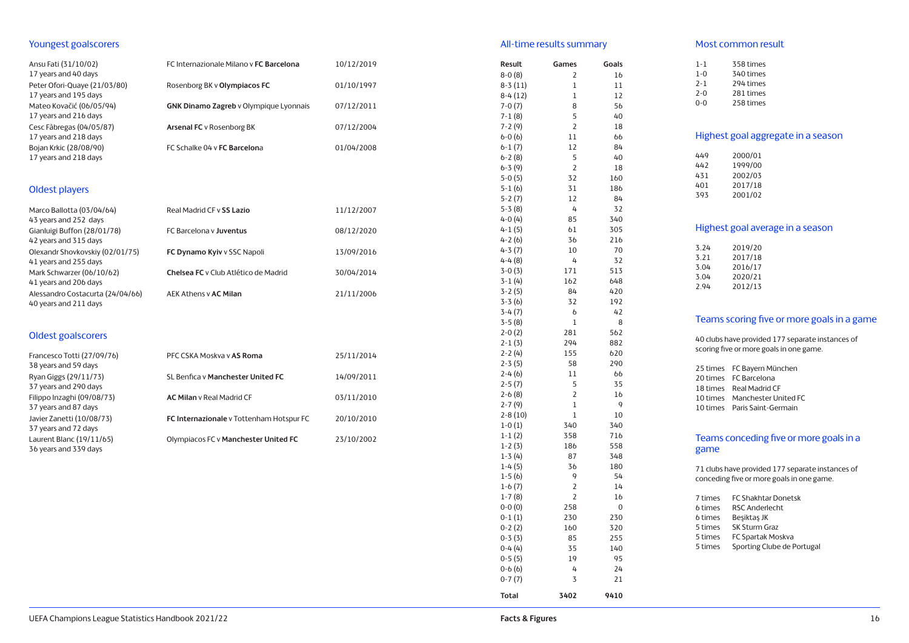## Youngest goalscorers

| Player | Match | Date |
| --- | --- | --- |
| Ansu Fati (31/10/02) 17 years and 40 days | FC Internazionale Milano v **FC Barcelona** | 10/12/2019 |
| Peter Ofori-Quaye (21/03/80) 17 years and 195 days | Rosenborg BK v **Olympiacos FC** | 01/10/1997 |
| Mateo Kovačić (06/05/94) 17 years and 216 days | **GNK Dinamo Zagreb** v Olympique Lyonnais | 07/12/2011 |
| Cesc Fàbregas (04/05/87) 17 years and 218 days | **Arsenal FC** v Rosenborg BK | 07/12/2004 |
| Bojan Krkic (28/08/90) 17 years and 218 days | FC Schalke 04 v **FC Barcelon**a | 01/04/2008 |

## Oldest players

| Player | Match | Date |
| --- | --- | --- |
| Marco Ballotta (03/04/64) 43 years and 252 days | Real Madrid CF v **SS Lazio** | 11/12/2007 |
| Gianluigi Buffon (28/01/78) 42 years and 315 days | FC Barcelona v **Juventus** | 08/12/2020 |
| Olexandr Shovkovskiy (02/01/75) 41 years and 255 days | **FC Dynamo Kyiv** v SSC Napoli | 13/09/2016 |
| Mark Schwarzer (06/10/62) 41 years and 206 days | **Chelsea FC** v Club Atlético de Madrid | 30/04/2014 |
| Alessandro Costacurta (24/04/66) 40 years and 211 days | AEK Athens v **AC Milan** | 21/11/2006 |

## Oldest goalscorers

| Player | Match | Date |
| --- | --- | --- |
| Francesco Totti (27/09/76) 38 years and 59 days | PFC CSKA Moskva v **AS Roma** | 25/11/2014 |
| Ryan Giggs (29/11/73) 37 years and 290 days | SL Benfica v **Manchester United FC** | 14/09/2011 |
| Filippo Inzaghi (09/08/73) 37 years and 87 days | **AC Milan** v Real Madrid CF | 03/11/2010 |
| Javier Zanetti (10/08/73) 37 years and 72 days | **FC Internazionale** v Tottenham Hotspur FC | 20/10/2010 |
| Laurent Blanc (19/11/65) 36 years and 339 days | Olympiacos FC v **Manchester United FC** | 23/10/2002 |

## All-time results summary

| Result | Games | Goals |
| --- | --- | --- |
| 8-0 (8) | 2 | 16 |
| 8-3 (11) | 1 | 11 |
| 8-4 (12) | 1 | 12 |
| 7-0 (7) | 8 | 56 |
| 7-1 (8) | 5 | 40 |
| 7-2 (9) | 2 | 18 |
| 6-0 (6) | 11 | 66 |
| 6-1 (7) | 12 | 84 |
| 6-2 (8) | 5 | 40 |
| 6-3 (9) | 2 | 18 |
| 5-0 (5) | 32 | 160 |
| 5-1 (6) | 31 | 186 |
| 5-2 (7) | 12 | 84 |
| 5-3 (8) | 4 | 32 |
| 4-0 (4) | 85 | 340 |
| 4-1 (5) | 61 | 305 |
| 4-2 (6) | 36 | 216 |
| 4-3 (7) | 10 | 70 |
| 4-4 (8) | 4 | 32 |
| 3-0 (3) | 171 | 513 |
| 3-1 (4) | 162 | 648 |
| 3-2 (5) | 84 | 420 |
| 3-3 (6) | 32 | 192 |
| 3-4 (7) | 6 | 42 |
| 3-5 (8) | 1 | 8 |
| 2-0 (2) | 281 | 562 |
| 2-1 (3) | 294 | 882 |
| 2-2 (4) | 155 | 620 |
| 2-3 (5) | 58 | 290 |
| 2-4 (6) | 11 | 66 |
| 2-5 (7) | 5 | 35 |
| 2-6 (8) | 2 | 16 |
| 2-7 (9) | 1 | 9 |
| 2-8 (10) | 1 | 10 |
| 1-0 (1) | 340 | 340 |
| 1-1 (2) | 358 | 716 |
| 1-2 (3) | 186 | 558 |
| 1-3 (4) | 87 | 348 |
| 1-4 (5) | 36 | 180 |
| 1-5 (6) | 9 | 54 |
| 1-6 (7) | 2 | 14 |
| 1-7 (8) | 2 | 16 |
| 0-0 (0) | 258 | 0 |
| 0-1 (1) | 230 | 230 |
| 0-2 (2) | 160 | 320 |
| 0-3 (3) | 85 | 255 |
| 0-4 (4) | 35 | 140 |
| 0-5 (5) | 19 | 95 |
| 0-6 (6) | 4 | 24 |
| 0-7 (7) | 3 | 21 |
| **Total** | **3402** | **9410** |

## Most common result

| Result | Times |
| --- | --- |
| 1-1 | 358 times |
| 1-0 | 340 times |
| 2-1 | 294 times |
| 2-0 | 281 times |
| 0-0 | 258 times |

## Highest goal aggregate in a season

| Goals | Season |
| --- | --- |
| 449 | 2000/01 |
| 442 | 1999/00 |
| 431 | 2002/03 |
| 401 | 2017/18 |
| 393 | 2001/02 |

## Highest goal average in a season

| Average | Season |
| --- | --- |
| 3.24 | 2019/20 |
| 3.21 | 2017/18 |
| 3.04 | 2016/17 |
| 3.04 | 2020/21 |
| 2.94 | 2012/13 |

## Teams scoring five or more goals in a game

40 clubs have provided 177 separate instances of scoring five or more goals in one game.

| Times | Club |
| --- | --- |
| 25 times | FC Bayern München |
| 20 times | FC Barcelona |
| 18 times | Real Madrid CF |
| 10 times | Manchester United FC |
| 10 times | Paris Saint-Germain |

## Teams conceding five or more goals in a game

71 clubs have provided 177 separate instances of conceding five or more goals in one game.

| Times | Club |
| --- | --- |
| 7 times | FC Shakhtar Donetsk |
| 6 times | RSC Anderlecht |
| 6 times | Beşiktaş JK |
| 5 times | SK Sturm Graz |
| 5 times | FC Spartak Moskva |
| 5 times | Sporting Clube de Portugal |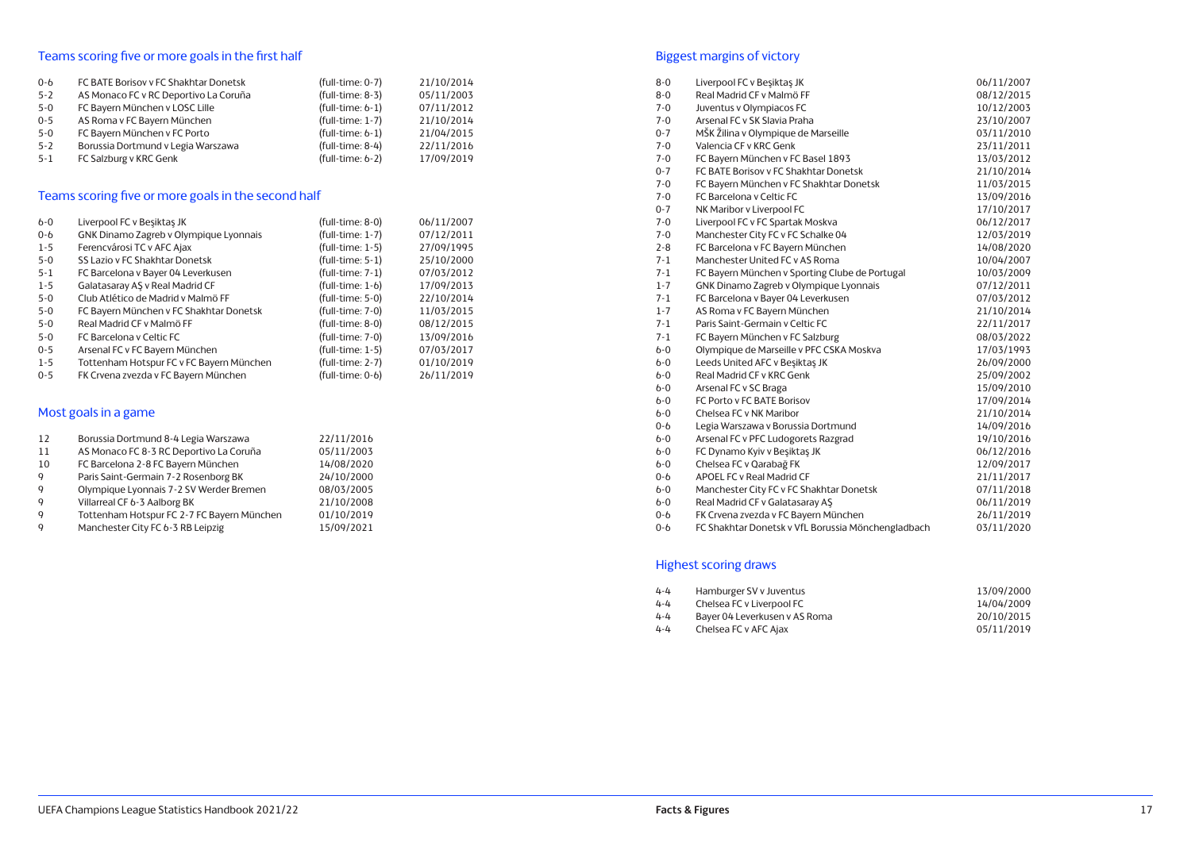## Teams scoring five or more goals in the first half

| | | | |
|---|---|---|---|
| 0-6 | FC BATE Borisov v FC Shakhtar Donetsk | (full-time: 0-7) | 21/10/2014 |
| 5-2 | AS Monaco FC v RC Deportivo La Coruña | (full-time: 8-3) | 05/11/2003 |
| 5-0 | FC Bayern München v LOSC Lille | (full-time: 6-1) | 07/11/2012 |
| 0-5 | AS Roma v FC Bayern München | (full-time: 1-7) | 21/10/2014 |
| 5-0 | FC Bayern München v FC Porto | (full-time: 6-1) | 21/04/2015 |
| 5-2 | Borussia Dortmund v Legia Warszawa | (full-time: 8-4) | 22/11/2016 |
| 5-1 | FC Salzburg v KRC Genk | (full-time: 6-2) | 17/09/2019 |

## Teams scoring five or more goals in the second half

| | | | |
|---|---|---|---|
| 6-0 | Liverpool FC v Beşiktaş JK | (full-time: 8-0) | 06/11/2007 |
| 0-6 | GNK Dinamo Zagreb v Olympique Lyonnais | (full-time: 1-7) | 07/12/2011 |
| 1-5 | Ferencvárosi TC v AFC Ajax | (full-time: 1-5) | 27/09/1995 |
| 5-0 | SS Lazio v FC Shakhtar Donetsk | (full-time: 5-1) | 25/10/2000 |
| 5-1 | FC Barcelona v Bayer 04 Leverkusen | (full-time: 7-1) | 07/03/2012 |
| 1-5 | Galatasaray AŞ v Real Madrid CF | (full-time: 1-6) | 17/09/2013 |
| 5-0 | Club Atlético de Madrid v Malmö FF | (full-time: 5-0) | 22/10/2014 |
| 5-0 | FC Bayern München v FC Shakhtar Donetsk | (full-time: 7-0) | 11/03/2015 |
| 5-0 | Real Madrid CF v Malmö FF | (full-time: 8-0) | 08/12/2015 |
| 5-0 | FC Barcelona v Celtic FC | (full-time: 7-0) | 13/09/2016 |
| 0-5 | Arsenal FC v FC Bayern München | (full-time: 1-5) | 07/03/2017 |
| 1-5 | Tottenham Hotspur FC v FC Bayern München | (full-time: 2-7) | 01/10/2019 |
| 0-5 | FK Crvena zvezda v FC Bayern München | (full-time: 0-6) | 26/11/2019 |

## Most goals in a game

| | | |
|---|---|---|
| 12 | Borussia Dortmund 8-4 Legia Warszawa | 22/11/2016 |
| 11 | AS Monaco FC 8-3 RC Deportivo La Coruña | 05/11/2003 |
| 10 | FC Barcelona 2-8 FC Bayern München | 14/08/2020 |
| 9 | Paris Saint-Germain 7-2 Rosenborg BK | 24/10/2000 |
| 9 | Olympique Lyonnais 7-2 SV Werder Bremen | 08/03/2005 |
| 9 | Villarreal CF 6-3 Aalborg BK | 21/10/2008 |
| 9 | Tottenham Hotspur FC 2-7 FC Bayern München | 01/10/2019 |
| 9 | Manchester City FC 6-3 RB Leipzig | 15/09/2021 |

## Biggest margins of victory

| | | |
|---|---|---|
| 8-0 | Liverpool FC v Beşiktaş JK | 06/11/2007 |
| 8-0 | Real Madrid CF v Malmö FF | 08/12/2015 |
| 7-0 | Juventus v Olympiacos FC | 10/12/2003 |
| 7-0 | Arsenal FC v SK Slavia Praha | 23/10/2007 |
| 0-7 | MŠK Žilina v Olympique de Marseille | 03/11/2010 |
| 7-0 | Valencia CF v KRC Genk | 23/11/2011 |
| 7-0 | FC Bayern München v FC Basel 1893 | 13/03/2012 |
| 0-7 | FC BATE Borisov v FC Shakhtar Donetsk | 21/10/2014 |
| 7-0 | FC Bayern München v FC Shakhtar Donetsk | 11/03/2015 |
| 7-0 | FC Barcelona v Celtic FC | 13/09/2016 |
| 0-7 | NK Maribor v Liverpool FC | 17/10/2017 |
| 7-0 | Liverpool FC v FC Spartak Moskva | 06/12/2017 |
| 7-0 | Manchester City FC v FC Schalke 04 | 12/03/2019 |
| 2-8 | FC Barcelona v FC Bayern München | 14/08/2020 |
| 7-1 | Manchester United FC v AS Roma | 10/04/2007 |
| 7-1 | FC Bayern München v Sporting Clube de Portugal | 10/03/2009 |
| 1-7 | GNK Dinamo Zagreb v Olympique Lyonnais | 07/12/2011 |
| 7-1 | FC Barcelona v Bayer 04 Leverkusen | 07/03/2012 |
| 1-7 | AS Roma v FC Bayern München | 21/10/2014 |
| 7-1 | Paris Saint-Germain v Celtic FC | 22/11/2017 |
| 7-1 | FC Bayern München v FC Salzburg | 08/03/2022 |
| 6-0 | Olympique de Marseille v PFC CSKA Moskva | 17/03/1993 |
| 6-0 | Leeds United AFC v Beşiktaş JK | 26/09/2000 |
| 6-0 | Real Madrid CF v KRC Genk | 25/09/2002 |
| 6-0 | Arsenal FC v SC Braga | 15/09/2010 |
| 6-0 | FC Porto v FC BATE Borisov | 17/09/2014 |
| 6-0 | Chelsea FC v NK Maribor | 21/10/2014 |
| 0-6 | Legia Warszawa v Borussia Dortmund | 14/09/2016 |
| 6-0 | Arsenal FC v PFC Ludogorets Razgrad | 19/10/2016 |
| 6-0 | FC Dynamo Kyiv v Beşiktaş JK | 06/12/2016 |
| 6-0 | Chelsea FC v Qarabağ FK | 12/09/2017 |
| 0-6 | APOEL FC v Real Madrid CF | 21/11/2017 |
| 6-0 | Manchester City FC v FC Shakhtar Donetsk | 07/11/2018 |
| 6-0 | Real Madrid CF v Galatasaray AŞ | 06/11/2019 |
| 0-6 | FK Crvena zvezda v FC Bayern München | 26/11/2019 |
| 0-6 | FC Shakhtar Donetsk v VfL Borussia Mönchengladbach | 03/11/2020 |

## Highest scoring draws

| | | |
|---|---|---|
| 4-4 | Hamburger SV v Juventus | 13/09/2000 |
| 4-4 | Chelsea FC v Liverpool FC | 14/04/2009 |
| 4-4 | Bayer 04 Leverkusen v AS Roma | 20/10/2015 |
| 4-4 | Chelsea FC v AFC Ajax | 05/11/2019 |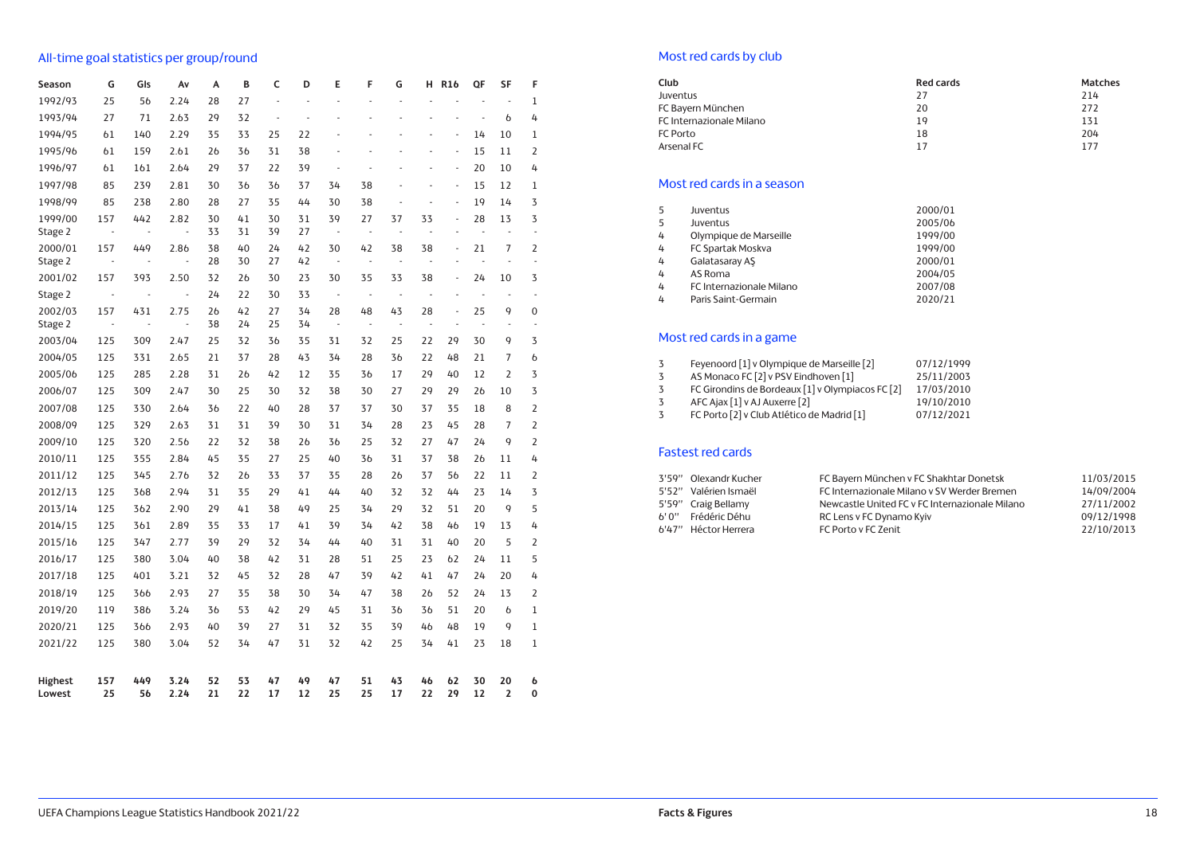## All-time goal statistics per group/round

| Season | G | Gls | Av | A | B | C | D | E | F | G | H | R16 | QF | SF | F |
|---|---|---|---|---|---|---|---|---|---|---|---|---|---|---|---|
| 1992/93 | 25 | 56 | 2.24 | 28 | 27 | - | - | - | - | - | - | - | - | - | 1 |
| 1993/94 | 27 | 71 | 2.63 | 29 | 32 | - | - | - | - | - | - | - | - | 6 | 4 |
| 1994/95 | 61 | 140 | 2.29 | 35 | 33 | 25 | 22 | - | - | - | - | - | 14 | 10 | 1 |
| 1995/96 | 61 | 159 | 2.61 | 26 | 36 | 31 | 38 | - | - | - | - | - | 15 | 11 | 2 |
| 1996/97 | 61 | 161 | 2.64 | 29 | 37 | 22 | 39 | - | - | - | - | - | 20 | 10 | 4 |
| 1997/98 | 85 | 239 | 2.81 | 30 | 36 | 36 | 37 | 34 | 38 | - | - | - | 15 | 12 | 1 |
| 1998/99 | 85 | 238 | 2.80 | 28 | 27 | 35 | 44 | 30 | 38 | - | - | - | 19 | 14 | 3 |
| 1999/00 | 157 | 442 | 2.82 | 30 | 41 | 30 | 31 | 39 | 27 | 37 | 33 | - | 28 | 13 | 3 |
| Stage 2 | - | - | - | 33 | 31 | 39 | 27 | - | - | - | - | - | - | - | - |
| 2000/01 | 157 | 449 | 2.86 | 38 | 40 | 24 | 42 | 30 | 42 | 38 | 38 | - | 21 | 7 | 2 |
| Stage 2 | - | - | - | 28 | 30 | 27 | 42 | - | - | - | - | - | - | - | - |
| 2001/02 | 157 | 393 | 2.50 | 32 | 26 | 30 | 23 | 30 | 35 | 33 | 38 | - | 24 | 10 | 3 |
| Stage 2 | - | - | - | 24 | 22 | 30 | 33 | - | - | - | - | - | - | - | - |
| 2002/03 | 157 | 431 | 2.75 | 26 | 42 | 27 | 34 | 28 | 48 | 43 | 28 | - | 25 | 9 | 0 |
| Stage 2 | - | - | - | 38 | 24 | 25 | 34 | - | - | - | - | - | - | - | - |
| 2003/04 | 125 | 309 | 2.47 | 25 | 32 | 36 | 35 | 31 | 32 | 25 | 22 | 29 | 30 | 9 | 3 |
| 2004/05 | 125 | 331 | 2.65 | 21 | 37 | 28 | 43 | 34 | 28 | 36 | 22 | 48 | 21 | 7 | 6 |
| 2005/06 | 125 | 285 | 2.28 | 31 | 26 | 42 | 12 | 35 | 36 | 17 | 29 | 40 | 12 | 2 | 3 |
| 2006/07 | 125 | 309 | 2.47 | 30 | 25 | 30 | 32 | 38 | 30 | 27 | 29 | 29 | 26 | 10 | 3 |
| 2007/08 | 125 | 330 | 2.64 | 36 | 22 | 40 | 28 | 37 | 37 | 30 | 37 | 35 | 18 | 8 | 2 |
| 2008/09 | 125 | 329 | 2.63 | 31 | 31 | 39 | 30 | 31 | 34 | 28 | 23 | 45 | 28 | 7 | 2 |
| 2009/10 | 125 | 320 | 2.56 | 22 | 32 | 38 | 26 | 36 | 25 | 32 | 27 | 47 | 24 | 9 | 2 |
| 2010/11 | 125 | 355 | 2.84 | 45 | 35 | 27 | 25 | 40 | 36 | 31 | 37 | 38 | 26 | 11 | 4 |
| 2011/12 | 125 | 345 | 2.76 | 32 | 26 | 33 | 37 | 35 | 28 | 26 | 37 | 56 | 22 | 11 | 2 |
| 2012/13 | 125 | 368 | 2.94 | 31 | 35 | 29 | 41 | 44 | 40 | 32 | 32 | 44 | 23 | 14 | 3 |
| 2013/14 | 125 | 362 | 2.90 | 29 | 41 | 38 | 49 | 25 | 34 | 29 | 32 | 51 | 20 | 9 | 5 |
| 2014/15 | 125 | 361 | 2.89 | 35 | 33 | 17 | 41 | 39 | 34 | 42 | 38 | 46 | 19 | 13 | 4 |
| 2015/16 | 125 | 347 | 2.77 | 39 | 29 | 32 | 34 | 44 | 40 | 31 | 31 | 40 | 20 | 5 | 2 |
| 2016/17 | 125 | 380 | 3.04 | 40 | 38 | 42 | 31 | 28 | 51 | 25 | 23 | 62 | 24 | 11 | 5 |
| 2017/18 | 125 | 401 | 3.21 | 32 | 45 | 32 | 28 | 47 | 39 | 42 | 41 | 47 | 24 | 20 | 4 |
| 2018/19 | 125 | 366 | 2.93 | 27 | 35 | 38 | 30 | 34 | 47 | 38 | 26 | 52 | 24 | 13 | 2 |
| 2019/20 | 119 | 386 | 3.24 | 36 | 53 | 42 | 29 | 45 | 31 | 36 | 36 | 51 | 20 | 6 | 1 |
| 2020/21 | 125 | 366 | 2.93 | 40 | 39 | 27 | 31 | 32 | 35 | 39 | 46 | 48 | 19 | 9 | 1 |
| 2021/22 | 125 | 380 | 3.04 | 52 | 34 | 47 | 31 | 32 | 42 | 25 | 34 | 41 | 23 | 18 | 1 |
| **Highest** | **157** | **449** | **3.24** | **52** | **53** | **47** | **49** | **47** | **51** | **43** | **46** | **62** | **30** | **20** | **6** |
| **Lowest** | **25** | **56** | **2.24** | **21** | **22** | **17** | **12** | **25** | **25** | **17** | **22** | **29** | **12** | **2** | **0** |

## Most red cards by club

| Club | Red cards | Matches |
|---|---|---|
| Juventus | 27 | 214 |
| FC Bayern München | 20 | 272 |
| FC Internazionale Milano | 19 | 131 |
| FC Porto | 18 | 204 |
| Arsenal FC | 17 | 177 |

## Most red cards in a season

| | | |
|---|---|---|
| 5 | Juventus | 2000/01 |
| 5 | Juventus | 2005/06 |
| 4 | Olympique de Marseille | 1999/00 |
| 4 | FC Spartak Moskva | 1999/00 |
| 4 | Galatasaray AŞ | 2000/01 |
| 4 | AS Roma | 2004/05 |
| 4 | FC Internazionale Milano | 2007/08 |
| 4 | Paris Saint-Germain | 2020/21 |

## Most red cards in a game

| | | |
|---|---|---|
| 3 | Feyenoord [1] v Olympique de Marseille [2] | 07/12/1999 |
| 3 | AS Monaco FC [2] v PSV Eindhoven [1] | 25/11/2003 |
| 3 | FC Girondins de Bordeaux [1] v Olympiacos FC [2] | 17/03/2010 |
| 3 | AFC Ajax [1] v AJ Auxerre [2] | 19/10/2010 |
| 3 | FC Porto [2] v Club Atlético de Madrid [1] | 07/12/2021 |

## Fastest red cards

| | | | |
|---|---|---|---|
| 3'59" | Olexandr Kucher | FC Bayern München v FC Shakhtar Donetsk | 11/03/2015 |
| 5'52" | Valérien Ismaël | FC Internazionale Milano v SV Werder Bremen | 14/09/2004 |
| 5'59" | Craig Bellamy | Newcastle United FC v FC Internazionale Milano | 27/11/2002 |
| 6'0" | Frédéric Déhu | RC Lens v FC Dynamo Kyiv | 09/12/1998 |
| 6'47" | Héctor Herrera | FC Porto v FC Zenit | 22/10/2013 |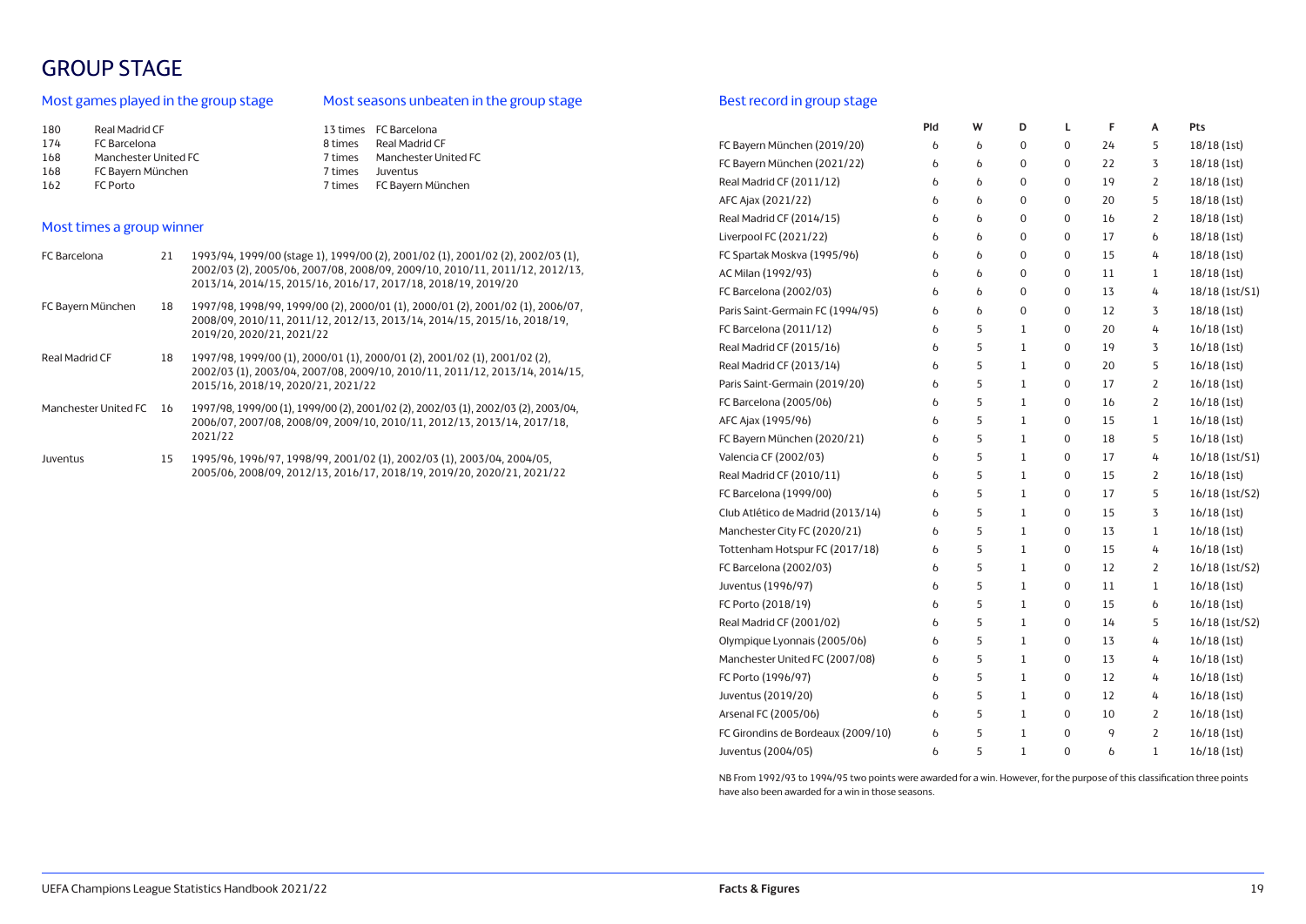# GROUP STAGE

## Most games played in the group stage

| | |
|---|---|
| 180 | Real Madrid CF |
| 174 | FC Barcelona |
| 168 | Manchester United FC |
| 168 | FC Bayern München |
| 162 | FC Porto |

## Most seasons unbeaten in the group stage

| | |
|---|---|
| 13 times | FC Barcelona |
| 8 times | Real Madrid CF |
| 7 times | Manchester United FC |
| 7 times | Juventus |
| 7 times | FC Bayern München |

## Most times a group winner

| | | |
|---|---|---|
| FC Barcelona | 21 | 1993/94, 1999/00 (stage 1), 1999/00 (2), 2001/02 (1), 2001/02 (2), 2002/03 (1), 2002/03 (2), 2005/06, 2007/08, 2008/09, 2009/10, 2010/11, 2011/12, 2012/13, 2013/14, 2014/15, 2015/16, 2016/17, 2017/18, 2018/19, 2019/20 |
| FC Bayern München | 18 | 1997/98, 1998/99, 1999/00 (2), 2000/01 (1), 2000/01 (2), 2001/02 (1), 2006/07, 2008/09, 2010/11, 2011/12, 2012/13, 2013/14, 2014/15, 2015/16, 2018/19, 2019/20, 2020/21, 2021/22 |
| Real Madrid CF | 18 | 1997/98, 1999/00 (1), 2000/01 (1), 2000/01 (2), 2001/02 (1), 2001/02 (2), 2002/03 (1), 2003/04, 2007/08, 2009/10, 2010/11, 2011/12, 2013/14, 2014/15, 2015/16, 2018/19, 2020/21, 2021/22 |
| Manchester United FC | 16 | 1997/98, 1999/00 (1), 1999/00 (2), 2001/02 (2), 2002/03 (1), 2002/03 (2), 2003/04, 2006/07, 2007/08, 2008/09, 2009/10, 2010/11, 2012/13, 2013/14, 2017/18, 2021/22 |
| Juventus | 15 | 1995/96, 1996/97, 1998/99, 2001/02 (1), 2002/03 (1), 2003/04, 2004/05, 2005/06, 2008/09, 2012/13, 2016/17, 2018/19, 2019/20, 2020/21, 2021/22 |

## Best record in group stage

| | Pld | W | D | L | F | A | Pts |
|---|---|---|---|---|---|---|---|
| FC Bayern München (2019/20) | 6 | 6 | 0 | 0 | 24 | 5 | 18/18 (1st) |
| FC Bayern München (2021/22) | 6 | 6 | 0 | 0 | 22 | 3 | 18/18 (1st) |
| Real Madrid CF (2011/12) | 6 | 6 | 0 | 0 | 19 | 2 | 18/18 (1st) |
| AFC Ajax (2021/22) | 6 | 6 | 0 | 0 | 20 | 5 | 18/18 (1st) |
| Real Madrid CF (2014/15) | 6 | 6 | 0 | 0 | 16 | 2 | 18/18 (1st) |
| Liverpool FC (2021/22) | 6 | 6 | 0 | 0 | 17 | 6 | 18/18 (1st) |
| FC Spartak Moskva (1995/96) | 6 | 6 | 0 | 0 | 15 | 4 | 18/18 (1st) |
| AC Milan (1992/93) | 6 | 6 | 0 | 0 | 11 | 1 | 18/18 (1st) |
| FC Barcelona (2002/03) | 6 | 6 | 0 | 0 | 13 | 4 | 18/18 (1st/S1) |
| Paris Saint-Germain FC (1994/95) | 6 | 6 | 0 | 0 | 12 | 3 | 18/18 (1st) |
| FC Barcelona (2011/12) | 6 | 5 | 1 | 0 | 20 | 4 | 16/18 (1st) |
| Real Madrid CF (2015/16) | 6 | 5 | 1 | 0 | 19 | 3 | 16/18 (1st) |
| Real Madrid CF (2013/14) | 6 | 5 | 1 | 0 | 20 | 5 | 16/18 (1st) |
| Paris Saint-Germain (2019/20) | 6 | 5 | 1 | 0 | 17 | 2 | 16/18 (1st) |
| FC Barcelona (2005/06) | 6 | 5 | 1 | 0 | 16 | 2 | 16/18 (1st) |
| AFC Ajax (1995/96) | 6 | 5 | 1 | 0 | 15 | 1 | 16/18 (1st) |
| FC Bayern München (2020/21) | 6 | 5 | 1 | 0 | 18 | 5 | 16/18 (1st) |
| Valencia CF (2002/03) | 6 | 5 | 1 | 0 | 17 | 4 | 16/18 (1st/S1) |
| Real Madrid CF (2010/11) | 6 | 5 | 1 | 0 | 15 | 2 | 16/18 (1st) |
| FC Barcelona (1999/00) | 6 | 5 | 1 | 0 | 17 | 5 | 16/18 (1st/S2) |
| Club Atlético de Madrid (2013/14) | 6 | 5 | 1 | 0 | 15 | 3 | 16/18 (1st) |
| Manchester City FC (2020/21) | 6 | 5 | 1 | 0 | 13 | 1 | 16/18 (1st) |
| Tottenham Hotspur FC (2017/18) | 6 | 5 | 1 | 0 | 15 | 4 | 16/18 (1st) |
| FC Barcelona (2002/03) | 6 | 5 | 1 | 0 | 12 | 2 | 16/18 (1st/S2) |
| Juventus (1996/97) | 6 | 5 | 1 | 0 | 11 | 1 | 16/18 (1st) |
| FC Porto (2018/19) | 6 | 5 | 1 | 0 | 15 | 6 | 16/18 (1st) |
| Real Madrid CF (2001/02) | 6 | 5 | 1 | 0 | 14 | 5 | 16/18 (1st/S2) |
| Olympique Lyonnais (2005/06) | 6 | 5 | 1 | 0 | 13 | 4 | 16/18 (1st) |
| Manchester United FC (2007/08) | 6 | 5 | 1 | 0 | 13 | 4 | 16/18 (1st) |
| FC Porto (1996/97) | 6 | 5 | 1 | 0 | 12 | 4 | 16/18 (1st) |
| Juventus (2019/20) | 6 | 5 | 1 | 0 | 12 | 4 | 16/18 (1st) |
| Arsenal FC (2005/06) | 6 | 5 | 1 | 0 | 10 | 2 | 16/18 (1st) |
| FC Girondins de Bordeaux (2009/10) | 6 | 5 | 1 | 0 | 9 | 2 | 16/18 (1st) |
| Juventus (2004/05) | 6 | 5 | 1 | 0 | 6 | 1 | 16/18 (1st) |

NB From 1992/93 to 1994/95 two points were awarded for a win. However, for the purpose of this classification three points have also been awarded for a win in those seasons.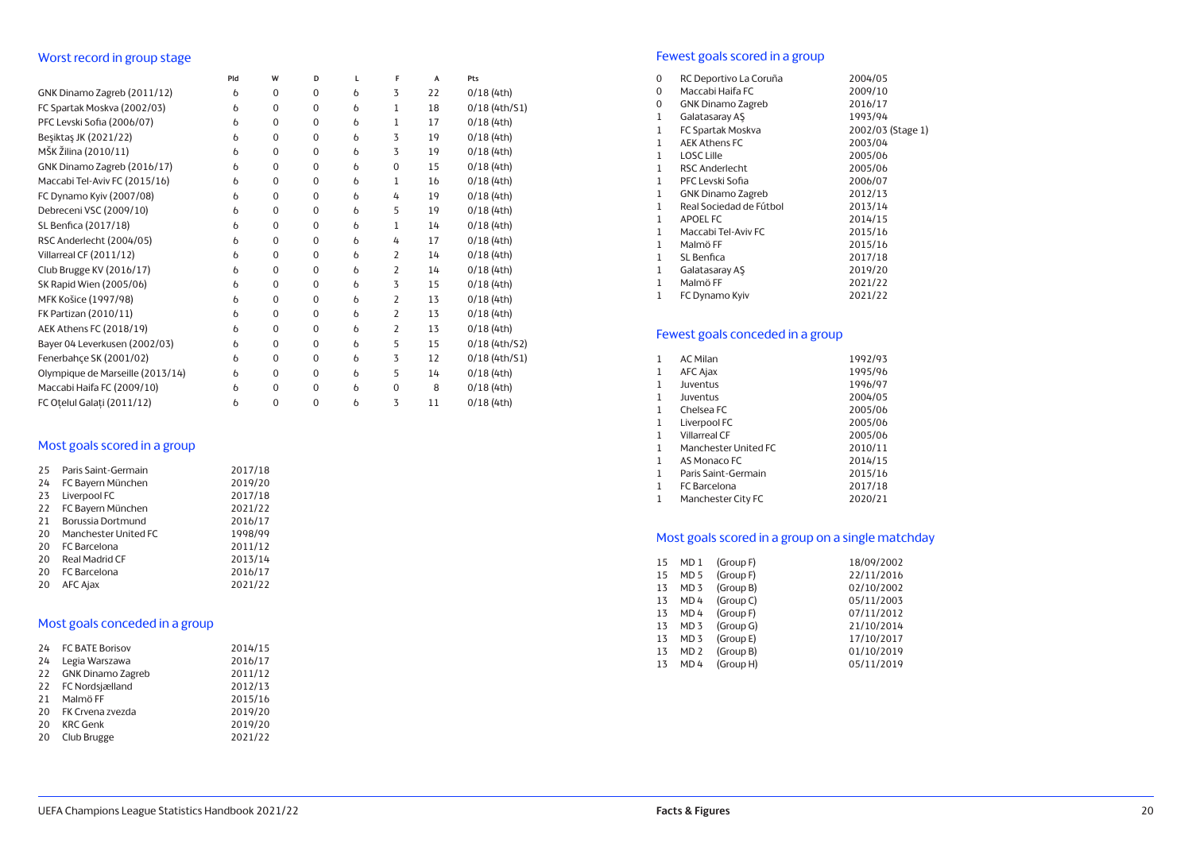## Worst record in group stage

| | Pld | W | D | L | F | A | Pts |
|---|---|---|---|---|---|---|---|
| GNK Dinamo Zagreb (2011/12) | 6 | 0 | 0 | 6 | 3 | 22 | 0/18 (4th) |
| FC Spartak Moskva (2002/03) | 6 | 0 | 0 | 6 | 1 | 18 | 0/18 (4th/S1) |
| PFC Levski Sofia (2006/07) | 6 | 0 | 0 | 6 | 1 | 17 | 0/18 (4th) |
| Beşiktaş JK (2021/22) | 6 | 0 | 0 | 6 | 3 | 19 | 0/18 (4th) |
| MŠK Žilina (2010/11) | 6 | 0 | 0 | 6 | 3 | 19 | 0/18 (4th) |
| GNK Dinamo Zagreb (2016/17) | 6 | 0 | 0 | 6 | 0 | 15 | 0/18 (4th) |
| Maccabi Tel-Aviv FC (2015/16) | 6 | 0 | 0 | 6 | 1 | 16 | 0/18 (4th) |
| FC Dynamo Kyiv (2007/08) | 6 | 0 | 0 | 6 | 4 | 19 | 0/18 (4th) |
| Debreceni VSC (2009/10) | 6 | 0 | 0 | 6 | 5 | 19 | 0/18 (4th) |
| SL Benfica (2017/18) | 6 | 0 | 0 | 6 | 1 | 14 | 0/18 (4th) |
| RSC Anderlecht (2004/05) | 6 | 0 | 0 | 6 | 4 | 17 | 0/18 (4th) |
| Villarreal CF (2011/12) | 6 | 0 | 0 | 6 | 2 | 14 | 0/18 (4th) |
| Club Brugge KV (2016/17) | 6 | 0 | 0 | 6 | 2 | 14 | 0/18 (4th) |
| SK Rapid Wien (2005/06) | 6 | 0 | 0 | 6 | 3 | 15 | 0/18 (4th) |
| MFK Košice (1997/98) | 6 | 0 | 0 | 6 | 2 | 13 | 0/18 (4th) |
| FK Partizan (2010/11) | 6 | 0 | 0 | 6 | 2 | 13 | 0/18 (4th) |
| AEK Athens FC (2018/19) | 6 | 0 | 0 | 6 | 2 | 13 | 0/18 (4th) |
| Bayer 04 Leverkusen (2002/03) | 6 | 0 | 0 | 6 | 5 | 15 | 0/18 (4th/S2) |
| Fenerbahçe SK (2001/02) | 6 | 0 | 0 | 6 | 3 | 12 | 0/18 (4th/S1) |
| Olympique de Marseille (2013/14) | 6 | 0 | 0 | 6 | 5 | 14 | 0/18 (4th) |
| Maccabi Haifa FC (2009/10) | 6 | 0 | 0 | 6 | 0 | 8 | 0/18 (4th) |
| FC Oţelul Galaţi (2011/12) | 6 | 0 | 0 | 6 | 3 | 11 | 0/18 (4th) |

## Most goals scored in a group

| | | |
|---|---|---|
| 25 | Paris Saint-Germain | 2017/18 |
| 24 | FC Bayern München | 2019/20 |
| 23 | Liverpool FC | 2017/18 |
| 22 | FC Bayern München | 2021/22 |
| 21 | Borussia Dortmund | 2016/17 |
| 20 | Manchester United FC | 1998/99 |
| 20 | FC Barcelona | 2011/12 |
| 20 | Real Madrid CF | 2013/14 |
| 20 | FC Barcelona | 2016/17 |
| 20 | AFC Ajax | 2021/22 |

## Most goals conceded in a group

| | | |
|---|---|---|
| 24 | FC BATE Borisov | 2014/15 |
| 24 | Legia Warszawa | 2016/17 |
| 22 | GNK Dinamo Zagreb | 2011/12 |
| 22 | FC Nordsjælland | 2012/13 |
| 21 | Malmö FF | 2015/16 |
| 20 | FK Crvena zvezda | 2019/20 |
| 20 | KRC Genk | 2019/20 |
| 20 | Club Brugge | 2021/22 |

## Fewest goals scored in a group

| | | |
|---|---|---|
| 0 | RC Deportivo La Coruña | 2004/05 |
| 0 | Maccabi Haifa FC | 2009/10 |
| 0 | GNK Dinamo Zagreb | 2016/17 |
| 1 | Galatasaray AŞ | 1993/94 |
| 1 | FC Spartak Moskva | 2002/03 (Stage 1) |
| 1 | AEK Athens FC | 2003/04 |
| 1 | LOSC Lille | 2005/06 |
| 1 | RSC Anderlecht | 2005/06 |
| 1 | PFC Levski Sofia | 2006/07 |
| 1 | GNK Dinamo Zagreb | 2012/13 |
| 1 | Real Sociedad de Fútbol | 2013/14 |
| 1 | APOEL FC | 2014/15 |
| 1 | Maccabi Tel-Aviv FC | 2015/16 |
| 1 | Malmö FF | 2015/16 |
| 1 | SL Benfica | 2017/18 |
| 1 | Galatasaray AŞ | 2019/20 |
| 1 | Malmö FF | 2021/22 |
| 1 | FC Dynamo Kyiv | 2021/22 |

## Fewest goals conceded in a group

| | | |
|---|---|---|
| 1 | AC Milan | 1992/93 |
| 1 | AFC Ajax | 1995/96 |
| 1 | Juventus | 1996/97 |
| 1 | Juventus | 2004/05 |
| 1 | Chelsea FC | 2005/06 |
| 1 | Liverpool FC | 2005/06 |
| 1 | Villarreal CF | 2005/06 |
| 1 | Manchester United FC | 2010/11 |
| 1 | AS Monaco FC | 2014/15 |
| 1 | Paris Saint-Germain | 2015/16 |
| 1 | FC Barcelona | 2017/18 |
| 1 | Manchester City FC | 2020/21 |

## Most goals scored in a group on a single matchday

| | | | |
|---|---|---|---|
| 15 | MD 1 | (Group F) | 18/09/2002 |
| 15 | MD 5 | (Group F) | 22/11/2016 |
| 13 | MD 3 | (Group B) | 02/10/2002 |
| 13 | MD 4 | (Group C) | 05/11/2003 |
| 13 | MD 4 | (Group F) | 07/11/2012 |
| 13 | MD 3 | (Group G) | 21/10/2014 |
| 13 | MD 3 | (Group E) | 17/10/2017 |
| 13 | MD 2 | (Group B) | 01/10/2019 |
| 13 | MD 4 | (Group H) | 05/11/2019 |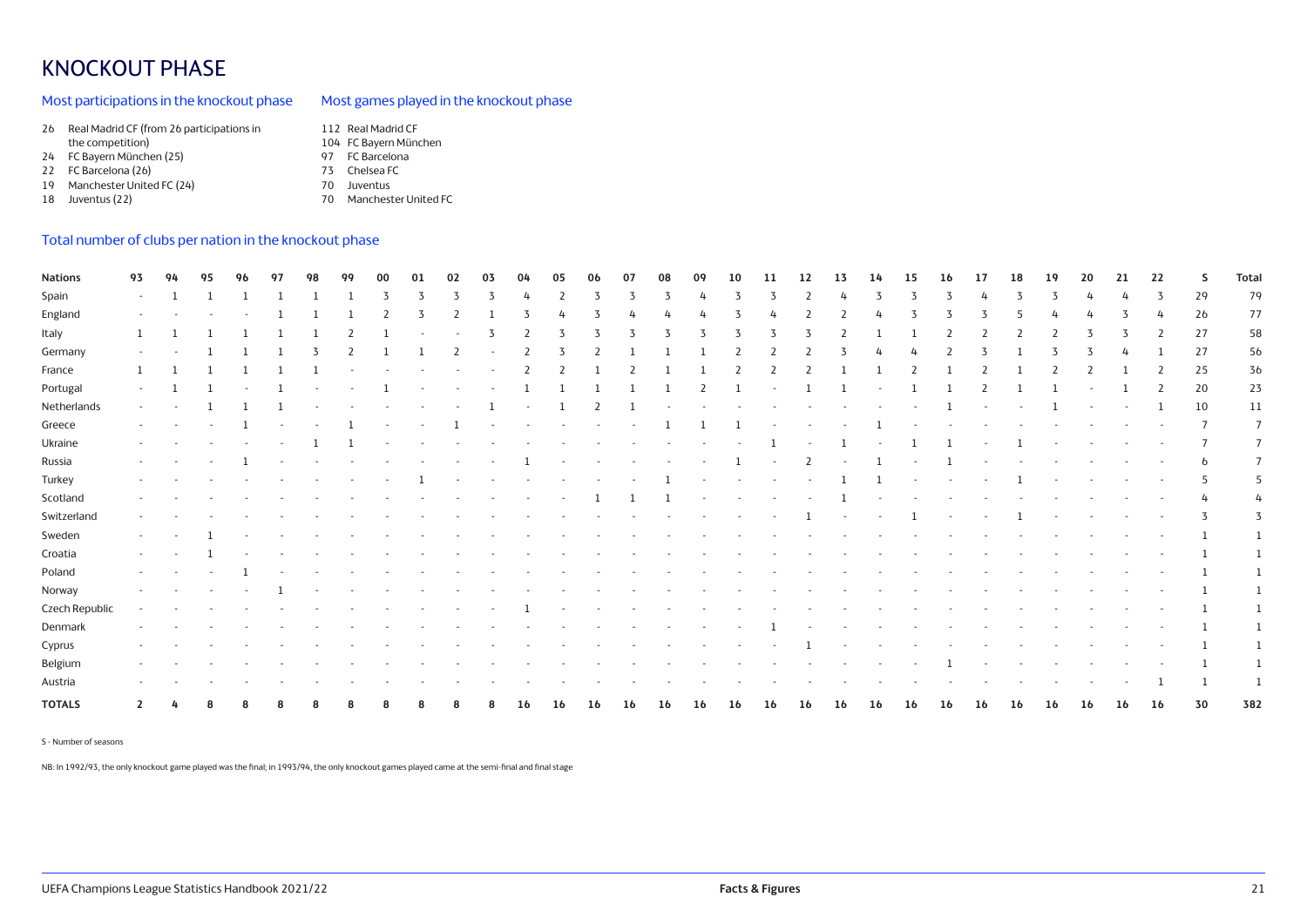# KNOCKOUT PHASE

## Most participations in the knockout phase

26 Real Madrid CF (from 26 participations in the competition)
24 FC Bayern München (25)
22 FC Barcelona (26)
19 Manchester United FC (24)
18 Juventus (22)

## Most games played in the knockout phase

112 Real Madrid CF
104 FC Bayern München
97 FC Barcelona
73 Chelsea FC
70 Juventus
70 Manchester United FC

## Total number of clubs per nation in the knockout phase

| Nations | 93 | 94 | 95 | 96 | 97 | 98 | 99 | 00 | 01 | 02 | 03 | 04 | 05 | 06 | 07 | 08 | 09 | 10 | 11 | 12 | 13 | 14 | 15 | 16 | 17 | 18 | 19 | 20 | 21 | 22 | S | Total |
|---|---|---|---|---|---|---|---|---|---|---|---|---|---|---|---|---|---|---|---|---|---|---|---|---|---|---|---|---|---|---|---|---|
| Spain | - | 1 | 1 | 1 | 1 | 1 | 1 | 3 | 3 | 3 | 3 | 4 | 2 | 3 | 3 | 3 | 4 | 3 | 3 | 2 | 4 | 3 | 3 | 3 | 4 | 3 | 3 | 4 | 4 | 3 | 29 | 79 |
| England | - | - | - | - | 1 | 1 | 1 | 2 | 3 | 2 | 1 | 3 | 4 | 3 | 4 | 4 | 4 | 3 | 4 | 2 | 2 | 4 | 3 | 3 | 3 | 5 | 4 | 4 | 3 | 4 | 26 | 77 |
| Italy | 1 | 1 | 1 | 1 | 1 | 1 | 2 | 1 | - | - | 3 | 2 | 3 | 3 | 3 | 3 | 3 | 3 | 3 | 3 | 2 | 1 | 1 | 2 | 2 | 2 | 2 | 3 | 3 | 2 | 27 | 58 |
| Germany | - | - | 1 | 1 | 1 | 3 | 2 | 1 | 1 | 2 | - | 2 | 3 | 2 | 1 | 1 | 1 | 2 | 2 | 2 | 3 | 4 | 4 | 2 | 3 | 1 | 3 | 3 | 4 | 1 | 27 | 56 |
| France | 1 | 1 | 1 | 1 | 1 | 1 | - | - | - | - | - | 2 | 2 | 1 | 2 | 1 | 1 | 2 | 2 | 2 | 1 | 1 | 2 | 1 | 2 | 1 | 2 | 2 | 1 | 2 | 25 | 36 |
| Portugal | - | 1 | 1 | - | 1 | - | - | 1 | - | - | - | 1 | 1 | 1 | 1 | 1 | 2 | 1 | - | 1 | 1 | - | 1 | 1 | 2 | 1 | 1 | - | 1 | 2 | 20 | 23 |
| Netherlands | - | - | 1 | 1 | 1 | - | - | - | - | - | 1 | - | 1 | 2 | 1 | - | - | - | - | - | - | - | - | 1 | - | - | 1 | - | - | 1 | 10 | 11 |
| Greece | - | - | - | 1 | - | - | 1 | - | - | 1 | - | - | - | - | - | 1 | 1 | 1 | - | - | - | 1 | - | - | - | - | - | - | - | - | 7 | 7 |
| Ukraine | - | - | - | - | - | 1 | 1 | - | - | - | - | - | - | - | - | - | - | - | 1 | - | 1 | - | 1 | 1 | - | 1 | - | - | - | - | 7 | 7 |
| Russia | - | - | - | 1 | - | - | - | - | - | - | - | 1 | - | - | - | - | - | 1 | - | 2 | - | 1 | - | 1 | - | - | - | - | - | - | 6 | 7 |
| Turkey | - | - | - | - | - | - | - | - | 1 | - | - | - | - | - | - | 1 | - | - | - | - | 1 | 1 | - | - | - | 1 | - | - | - | - | 5 | 5 |
| Scotland | - | - | - | - | - | - | - | - | - | - | - | - | - | 1 | 1 | 1 | - | - | - | - | 1 | - | - | - | - | - | - | - | - | - | 4 | 4 |
| Switzerland | - | - | - | - | - | - | - | - | - | - | - | - | - | - | - | - | - | - | - | 1 | - | - | 1 | - | - | 1 | - | - | - | - | 3 | 3 |
| Sweden | - | - | 1 | - | - | - | - | - | - | - | - | - | - | - | - | - | - | - | - | - | - | - | - | - | - | - | - | - | - | - | 1 | 1 |
| Croatia | - | - | 1 | - | - | - | - | - | - | - | - | - | - | - | - | - | - | - | - | - | - | - | - | - | - | - | - | - | - | - | 1 | 1 |
| Poland | - | - | - | 1 | - | - | - | - | - | - | - | - | - | - | - | - | - | - | - | - | - | - | - | - | - | - | - | - | - | - | 1 | 1 |
| Norway | - | - | - | - | 1 | - | - | - | - | - | - | - | - | - | - | - | - | - | - | - | - | - | - | - | - | - | - | - | - | - | 1 | 1 |
| Czech Republic | - | - | - | - | - | - | - | - | - | - | - | 1 | - | - | - | - | - | - | - | - | - | - | - | - | - | - | - | - | - | - | 1 | 1 |
| Denmark | - | - | - | - | - | - | - | - | - | - | - | - | - | - | - | - | - | - | 1 | - | - | - | - | - | - | - | - | - | - | - | 1 | 1 |
| Cyprus | - | - | - | - | - | - | - | - | - | - | - | - | - | - | - | - | - | - | - | 1 | - | - | - | - | - | - | - | - | - | - | 1 | 1 |
| Belgium | - | - | - | - | - | - | - | - | - | - | - | - | - | - | - | - | - | - | - | - | - | - | - | 1 | - | - | - | - | - | - | 1 | 1 |
| Austria | - | - | - | - | - | - | - | - | - | - | - | - | - | - | - | - | - | - | - | - | - | - | - | - | - | - | - | - | - | 1 | 1 | 1 |
| **TOTALS** | **2** | **4** | **8** | **8** | **8** | **8** | **8** | **8** | **8** | **8** | **8** | **16** | **16** | **16** | **16** | **16** | **16** | **16** | **16** | **16** | **16** | **16** | **16** | **16** | **16** | **16** | **16** | **16** | **16** | **16** | **30** | **382** |

S - Number of seasons

NB: In 1992/93, the only knockout game played was the final; in 1993/94, the only knockout games played came at the semi-final and final stage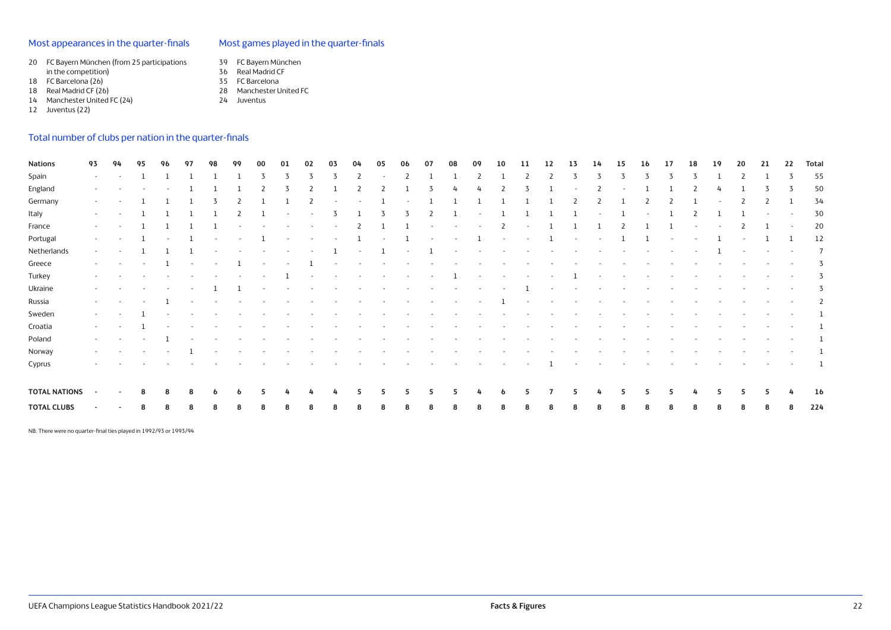## Most appearances in the quarter-finals

- 20 FC Bayern München (from 25 participations in the competition)
- 18 FC Barcelona (26)
- 18 Real Madrid CF (26)
- 14 Manchester United FC (24)
- 12 Juventus (22)

## Most games played in the quarter-finals

- 39 FC Bayern München
- 36 Real Madrid CF
- 35 FC Barcelona
- 28 Manchester United FC
- 24 Juventus

## Total number of clubs per nation in the quarter-finals

| Nations | 93 | 94 | 95 | 96 | 97 | 98 | 99 | 00 | 01 | 02 | 03 | 04 | 05 | 06 | 07 | 08 | 09 | 10 | 11 | 12 | 13 | 14 | 15 | 16 | 17 | 18 | 19 | 20 | 21 | 22 | Total |
|---|---|---|---|---|---|---|---|---|---|---|---|---|---|---|---|---|---|---|---|---|---|---|---|---|---|---|---|---|---|---|---|
| Spain | - | - | 1 | 1 | 1 | 1 | 1 | 3 | 3 | 3 | 3 | 2 | - | 2 | 1 | 1 | 2 | 1 | 2 | 2 | 3 | 3 | 3 | 3 | 3 | 3 | 1 | 2 | 1 | 3 | 55 |
| England | - | - | - | - | 1 | 1 | 1 | 2 | 3 | 2 | 1 | 2 | 2 | 1 | 3 | 4 | 4 | 2 | 3 | 1 | - | 2 | - | 1 | 1 | 2 | 4 | 1 | 3 | 3 | 50 |
| Germany | - | - | 1 | 1 | 1 | 3 | 2 | 1 | 1 | 2 | - | - | 1 | - | 1 | 1 | 1 | 1 | 1 | 1 | 2 | 2 | 1 | 2 | 2 | 1 | - | 2 | 2 | 1 | 34 |
| Italy | - | - | 1 | 1 | 1 | 1 | 2 | 1 | - | - | 3 | 1 | 3 | 3 | 2 | 1 | - | 1 | 1 | 1 | 1 | - | 1 | - | 1 | 2 | 1 | 1 | - | - | 30 |
| France | - | - | 1 | 1 | 1 | 1 | - | - | - | - | - | 2 | 1 | 1 | - | - | - | 2 | - | 1 | 1 | 1 | 2 | 1 | 1 | - | - | 2 | 1 | - | 20 |
| Portugal | - | - | 1 | - | 1 | - | - | 1 | - | - | - | 1 | - | 1 | - | - | 1 | - | - | 1 | - | - | 1 | 1 | - | - | 1 | - | 1 | 1 | 12 |
| Netherlands | - | - | 1 | 1 | 1 | - | - | - | - | - | 1 | - | 1 | - | 1 | - | - | - | - | - | - | - | - | - | - | - | 1 | - | - | - | 7 |
| Greece | - | - | - | 1 | - | - | 1 | - | - | 1 | - | - | - | - | - | - | - | - | - | - | - | - | - | - | - | - | - | - | - | - | 3 |
| Turkey | - | - | - | - | - | - | - | - | 1 | - | - | - | - | - | - | 1 | - | - | - | - | 1 | - | - | - | - | - | - | - | - | - | 3 |
| Ukraine | - | - | - | - | - | 1 | 1 | - | - | - | - | - | - | - | - | - | - | - | 1 | - | - | - | - | - | - | - | - | - | - | - | 3 |
| Russia | - | - | - | 1 | - | - | - | - | - | - | - | - | - | - | - | - | - | 1 | - | - | - | - | - | - | - | - | - | - | - | - | 2 |
| Sweden | - | - | 1 | - | - | - | - | - | - | - | - | - | - | - | - | - | - | - | - | - | - | - | - | - | - | - | - | - | - | - | 1 |
| Croatia | - | - | 1 | - | - | - | - | - | - | - | - | - | - | - | - | - | - | - | - | - | - | - | - | - | - | - | - | - | - | - | 1 |
| Poland | - | - | - | 1 | - | - | - | - | - | - | - | - | - | - | - | - | - | - | - | - | - | - | - | - | - | - | - | - | - | - | 1 |
| Norway | - | - | - | - | 1 | - | - | - | - | - | - | - | - | - | - | - | - | - | - | - | - | - | - | - | - | - | - | - | - | - | 1 |
| Cyprus | - | - | - | - | - | - | - | - | - | - | - | - | - | - | - | - | - | - | - | 1 | - | - | - | - | - | - | - | - | - | - | 1 |
| **TOTAL NATIONS** | - | - | 8 | 8 | 8 | 6 | 6 | 5 | 4 | 4 | 4 | 5 | 5 | 5 | 5 | 5 | 4 | 6 | 5 | 7 | 5 | 4 | 5 | 5 | 5 | 4 | 5 | 5 | 5 | 4 | 16 |
| **TOTAL CLUBS** | - | - | 8 | 8 | 8 | 8 | 8 | 8 | 8 | 8 | 8 | 8 | 8 | 8 | 8 | 8 | 8 | 8 | 8 | 8 | 8 | 8 | 8 | 8 | 8 | 8 | 8 | 8 | 8 | 8 | 224 |

NB: There were no quarter-final ties played in 1992/93 or 1993/94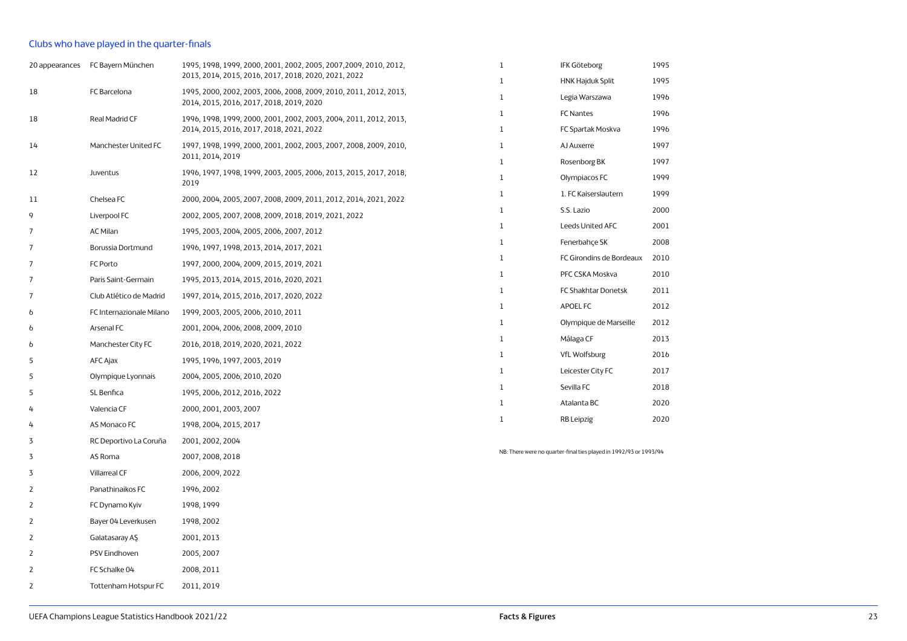## Clubs who have played in the quarter-finals

| Appearances | Club | Seasons |
|---|---|---|
| 20 appearances | FC Bayern München | 1995, 1998, 1999, 2000, 2001, 2002, 2005, 2007,2009, 2010, 2012, 2013, 2014, 2015, 2016, 2017, 2018, 2020, 2021, 2022 |
| 18 | FC Barcelona | 1995, 2000, 2002, 2003, 2006, 2008, 2009, 2010, 2011, 2012, 2013, 2014, 2015, 2016, 2017, 2018, 2019, 2020 |
| 18 | Real Madrid CF | 1996, 1998, 1999, 2000, 2001, 2002, 2003, 2004, 2011, 2012, 2013, 2014, 2015, 2016, 2017, 2018, 2021, 2022 |
| 14 | Manchester United FC | 1997, 1998, 1999, 2000, 2001, 2002, 2003, 2007, 2008, 2009, 2010, 2011, 2014, 2019 |
| 12 | Juventus | 1996, 1997, 1998, 1999, 2003, 2005, 2006, 2013, 2015, 2017, 2018, 2019 |
| 11 | Chelsea FC | 2000, 2004, 2005, 2007, 2008, 2009, 2011, 2012, 2014, 2021, 2022 |
| 9 | Liverpool FC | 2002, 2005, 2007, 2008, 2009, 2018, 2019, 2021, 2022 |
| 7 | AC Milan | 1995, 2003, 2004, 2005, 2006, 2007, 2012 |
| 7 | Borussia Dortmund | 1996, 1997, 1998, 2013, 2014, 2017, 2021 |
| 7 | FC Porto | 1997, 2000, 2004, 2009, 2015, 2019, 2021 |
| 7 | Paris Saint-Germain | 1995, 2013, 2014, 2015, 2016, 2020, 2021 |
| 7 | Club Atlético de Madrid | 1997, 2014, 2015, 2016, 2017, 2020, 2022 |
| 6 | FC Internazionale Milano | 1999, 2003, 2005, 2006, 2010, 2011 |
| 6 | Arsenal FC | 2001, 2004, 2006, 2008, 2009, 2010 |
| 6 | Manchester City FC | 2016, 2018, 2019, 2020, 2021, 2022 |
| 5 | AFC Ajax | 1995, 1996, 1997, 2003, 2019 |
| 5 | Olympique Lyonnais | 2004, 2005, 2006, 2010, 2020 |
| 5 | SL Benfica | 1995, 2006, 2012, 2016, 2022 |
| 4 | Valencia CF | 2000, 2001, 2003, 2007 |
| 4 | AS Monaco FC | 1998, 2004, 2015, 2017 |
| 3 | RC Deportivo La Coruña | 2001, 2002, 2004 |
| 3 | AS Roma | 2007, 2008, 2018 |
| 3 | Villarreal CF | 2006, 2009, 2022 |
| 2 | Panathinaikos FC | 1996, 2002 |
| 2 | FC Dynamo Kyiv | 1998, 1999 |
| 2 | Bayer 04 Leverkusen | 1998, 2002 |
| 2 | Galatasaray AŞ | 2001, 2013 |
| 2 | PSV Eindhoven | 2005, 2007 |
| 2 | FC Schalke 04 | 2008, 2011 |
| 2 | Tottenham Hotspur FC | 2011, 2019 |
| 1 | IFK Göteborg | 1995 |
| 1 | HNK Hajduk Split | 1995 |
| 1 | Legia Warszawa | 1996 |
| 1 | FC Nantes | 1996 |
| 1 | FC Spartak Moskva | 1996 |
| 1 | AJ Auxerre | 1997 |
| 1 | Rosenborg BK | 1997 |
| 1 | Olympiacos FC | 1999 |
| 1 | 1. FC Kaiserslautern | 1999 |
| 1 | S.S. Lazio | 2000 |
| 1 | Leeds United AFC | 2001 |
| 1 | Fenerbahçe SK | 2008 |
| 1 | FC Girondins de Bordeaux | 2010 |
| 1 | PFC CSKA Moskva | 2010 |
| 1 | FC Shakhtar Donetsk | 2011 |
| 1 | APOEL FC | 2012 |
| 1 | Olympique de Marseille | 2012 |
| 1 | Málaga CF | 2013 |
| 1 | VfL Wolfsburg | 2016 |
| 1 | Leicester City FC | 2017 |
| 1 | Sevilla FC | 2018 |
| 1 | Atalanta BC | 2020 |
| 1 | RB Leipzig | 2020 |

NB: There were no quarter-final ties played in 1992/93 or 1993/94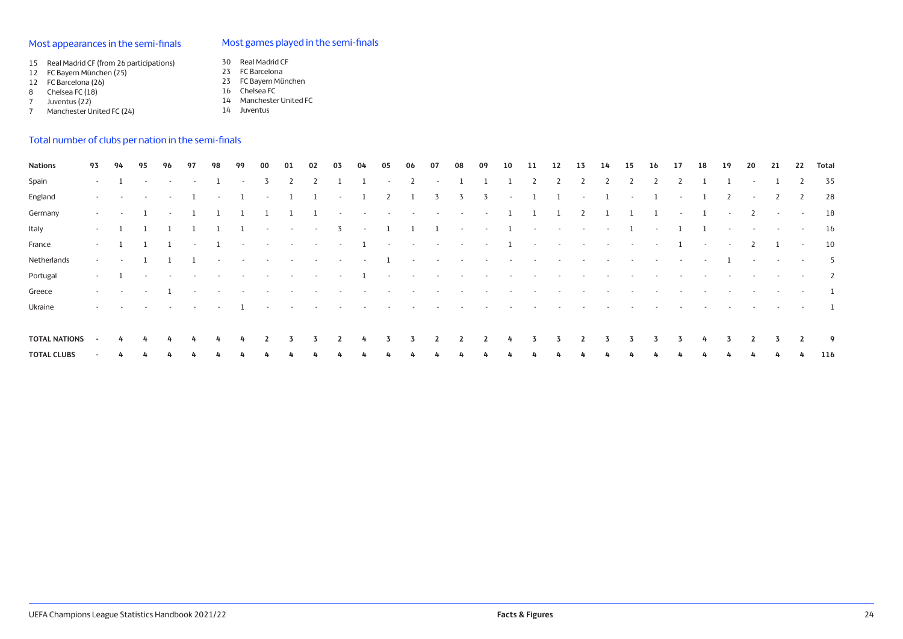## Most appearances in the semi-finals

15 Real Madrid CF (from 26 participations)
12 FC Bayern München (25)
12 FC Barcelona (26)
8 Chelsea FC (18)
7 Juventus (22)
7 Manchester United FC (24)

## Most games played in the semi-finals

30 Real Madrid CF
23 FC Barcelona
23 FC Bayern München
16 Chelsea FC
14 Manchester United FC
14 Juventus

## Total number of clubs per nation in the semi-finals

| Nations | 93 | 94 | 95 | 96 | 97 | 98 | 99 | 00 | 01 | 02 | 03 | 04 | 05 | 06 | 07 | 08 | 09 | 10 | 11 | 12 | 13 | 14 | 15 | 16 | 17 | 18 | 19 | 20 | 21 | 22 | Total |
|---|---|---|---|---|---|---|---|---|---|---|---|---|---|---|---|---|---|---|---|---|---|---|---|---|---|---|---|---|---|---|---|
| Spain | - | 1 | - | - | - | 1 | - | 3 | 2 | 2 | 1 | 1 | - | 2 | - | 1 | 1 | 1 | 2 | 2 | 2 | 2 | 2 | 2 | 2 | 1 | 1 | - | 1 | 2 | 35 |
| England | - | - | - | - | 1 | - | 1 | - | 1 | 1 | - | 1 | 2 | 1 | 3 | 3 | 3 | - | 1 | 1 | - | 1 | - | 1 | - | 1 | 2 | - | 2 | 2 | 28 |
| Germany | - | - | 1 | - | 1 | 1 | 1 | 1 | 1 | 1 | - | - | - | - | - | - | - | 1 | 1 | 1 | 2 | 1 | 1 | 1 | - | 1 | - | 2 | - | - | 18 |
| Italy | - | 1 | 1 | 1 | 1 | 1 | 1 | - | - | - | 3 | - | 1 | 1 | 1 | - | - | 1 | - | - | - | - | 1 | - | 1 | 1 | - | - | - | - | 16 |
| France | - | 1 | 1 | 1 | - | 1 | - | - | - | - | - | 1 | - | - | - | - | - | 1 | - | - | - | - | - | - | 1 | - | - | 2 | 1 | - | 10 |
| Netherlands | - | - | 1 | 1 | 1 | - | - | - | - | - | - | - | 1 | - | - | - | - | - | - | - | - | - | - | - | - | - | 1 | - | - | - | 5 |
| Portugal | - | 1 | - | - | - | - | - | - | - | - | - | 1 | - | - | - | - | - | - | - | - | - | - | - | - | - | - | - | - | - | - | 2 |
| Greece | - | - | - | 1 | - | - | - | - | - | - | - | - | - | - | - | - | - | - | - | - | - | - | - | - | - | - | - | - | - | - | 1 |
| Ukraine | - | - | - | - | - | - | 1 | - | - | - | - | - | - | - | - | - | - | - | - | - | - | - | - | - | - | - | - | - | - | - | 1 |
| **TOTAL NATIONS** | - | 4 | 4 | 4 | 4 | 4 | 4 | 2 | 3 | 3 | 2 | 4 | 3 | 3 | 2 | 2 | 2 | 4 | 3 | 3 | 2 | 3 | 3 | 3 | 3 | 4 | 3 | 2 | 3 | 2 | 9 |
| **TOTAL CLUBS** | - | 4 | 4 | 4 | 4 | 4 | 4 | 4 | 4 | 4 | 4 | 4 | 4 | 4 | 4 | 4 | 4 | 4 | 4 | 4 | 4 | 4 | 4 | 4 | 4 | 4 | 4 | 4 | 4 | 4 | 116 |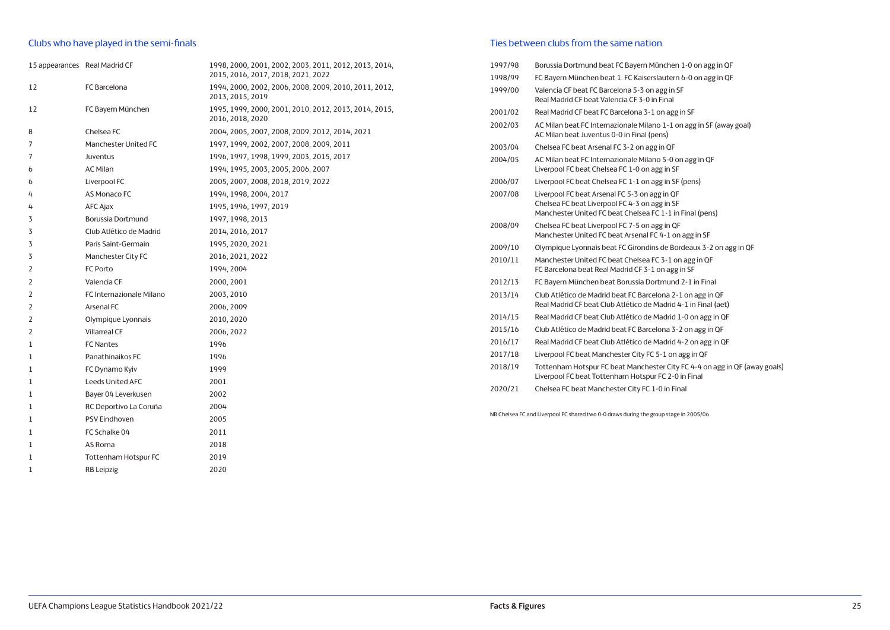## Clubs who have played in the semi-finals

| Appearances | Club | Seasons |
|---|---|---|
| 15 appearances | Real Madrid CF | 1998, 2000, 2001, 2002, 2003, 2011, 2012, 2013, 2014, 2015, 2016, 2017, 2018, 2021, 2022 |
| 12 | FC Barcelona | 1994, 2000, 2002, 2006, 2008, 2009, 2010, 2011, 2012, 2013, 2015, 2019 |
| 12 | FC Bayern München | 1995, 1999, 2000, 2001, 2010, 2012, 2013, 2014, 2015, 2016, 2018, 2020 |
| 8 | Chelsea FC | 2004, 2005, 2007, 2008, 2009, 2012, 2014, 2021 |
| 7 | Manchester United FC | 1997, 1999, 2002, 2007, 2008, 2009, 2011 |
| 7 | Juventus | 1996, 1997, 1998, 1999, 2003, 2015, 2017 |
| 6 | AC Milan | 1994, 1995, 2003, 2005, 2006, 2007 |
| 6 | Liverpool FC | 2005, 2007, 2008, 2018, 2019, 2022 |
| 4 | AS Monaco FC | 1994, 1998, 2004, 2017 |
| 4 | AFC Ajax | 1995, 1996, 1997, 2019 |
| 3 | Borussia Dortmund | 1997, 1998, 2013 |
| 3 | Club Atlético de Madrid | 2014, 2016, 2017 |
| 3 | Paris Saint-Germain | 1995, 2020, 2021 |
| 3 | Manchester City FC | 2016, 2021, 2022 |
| 2 | FC Porto | 1994, 2004 |
| 2 | Valencia CF | 2000, 2001 |
| 2 | FC Internazionale Milano | 2003, 2010 |
| 2 | Arsenal FC | 2006, 2009 |
| 2 | Olympique Lyonnais | 2010, 2020 |
| 2 | Villarreal CF | 2006, 2022 |
| 1 | FC Nantes | 1996 |
| 1 | Panathinaikos FC | 1996 |
| 1 | FC Dynamo Kyiv | 1999 |
| 1 | Leeds United AFC | 2001 |
| 1 | Bayer 04 Leverkusen | 2002 |
| 1 | RC Deportivo La Coruña | 2004 |
| 1 | PSV Eindhoven | 2005 |
| 1 | FC Schalke 04 | 2011 |
| 1 | AS Roma | 2018 |
| 1 | Tottenham Hotspur FC | 2019 |
| 1 | RB Leipzig | 2020 |

## Ties between clubs from the same nation

| Season | Tie |
|---|---|
| 1997/98 | Borussia Dortmund beat FC Bayern München 1-0 on agg in QF |
| 1998/99 | FC Bayern München beat 1. FC Kaiserslautern 6-0 on agg in QF |
| 1999/00 | Valencia CF beat FC Barcelona 5-3 on agg in SF<br>Real Madrid CF beat Valencia CF 3-0 in Final |
| 2001/02 | Real Madrid CF beat FC Barcelona 3-1 on agg in SF |
| 2002/03 | AC Milan beat FC Internazionale Milano 1-1 on agg in SF (away goal)<br>AC Milan beat Juventus 0-0 in Final (pens) |
| 2003/04 | Chelsea FC beat Arsenal FC 3-2 on agg in QF |
| 2004/05 | AC Milan beat FC Internazionale Milano 5-0 on agg in QF<br>Liverpool FC beat Chelsea FC 1-0 on agg in SF |
| 2006/07 | Liverpool FC beat Chelsea FC 1-1 on agg in SF (pens) |
| 2007/08 | Liverpool FC beat Arsenal FC 5-3 on agg in QF<br>Chelsea FC beat Liverpool FC 4-3 on agg in SF<br>Manchester United FC beat Chelsea FC 1-1 in Final (pens) |
| 2008/09 | Chelsea FC beat Liverpool FC 7-5 on agg in QF<br>Manchester United FC beat Arsenal FC 4-1 on agg in SF |
| 2009/10 | Olympique Lyonnais beat FC Girondins de Bordeaux 3-2 on agg in QF |
| 2010/11 | Manchester United FC beat Chelsea FC 3-1 on agg in QF<br>FC Barcelona beat Real Madrid CF 3-1 on agg in SF |
| 2012/13 | FC Bayern München beat Borussia Dortmund 2-1 in Final |
| 2013/14 | Club Atlético de Madrid beat FC Barcelona 2-1 on agg in QF<br>Real Madrid CF beat Club Atlético de Madrid 4-1 in Final (aet) |
| 2014/15 | Real Madrid CF beat Club Atlético de Madrid 1-0 on agg in QF |
| 2015/16 | Club Atlético de Madrid beat FC Barcelona 3-2 on agg in QF |
| 2016/17 | Real Madrid CF beat Club Atlético de Madrid 4-2 on agg in QF |
| 2017/18 | Liverpool FC beat Manchester City FC 5-1 on agg in QF |
| 2018/19 | Tottenham Hotspur FC beat Manchester City FC 4-4 on agg in QF (away goals)<br>Liverpool FC beat Tottenham Hotspur FC 2-0 in Final |
| 2020/21 | Chelsea FC beat Manchester City FC 1-0 in Final |

NB Chelsea FC and Liverpool FC shared two 0-0 draws during the group stage in 2005/06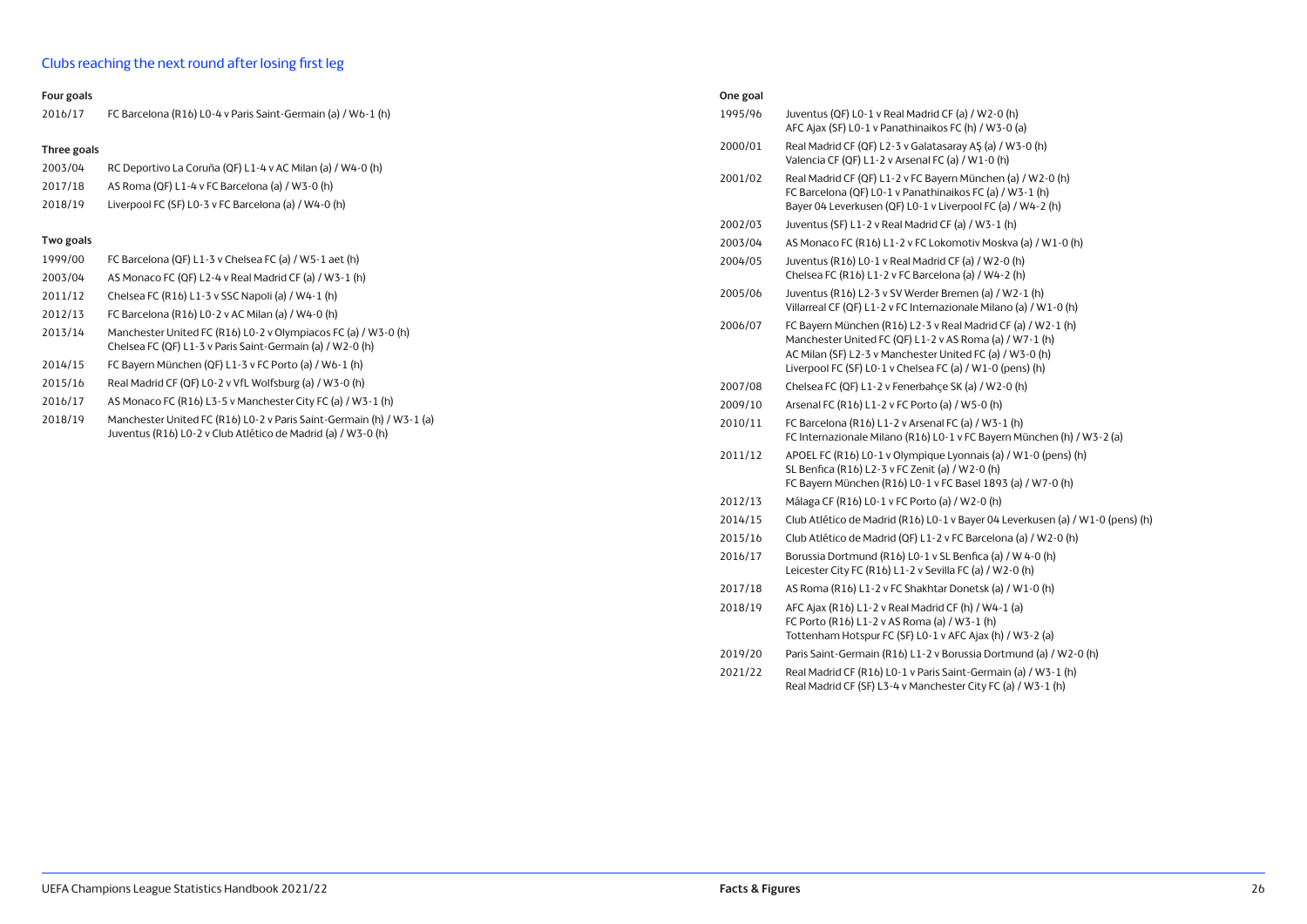## Clubs reaching the next round after losing first leg

### Four goals

| | |
|---|---|
| 2016/17 | FC Barcelona (R16) L0-4 v Paris Saint-Germain (a) / W6-1 (h) |

### Three goals

| | |
|---|---|
| 2003/04 | RC Deportivo La Coruña (QF) L1-4 v AC Milan (a) / W4-0 (h) |
| 2017/18 | AS Roma (QF) L1-4 v FC Barcelona (a) / W3-0 (h) |
| 2018/19 | Liverpool FC (SF) L0-3 v FC Barcelona (a) / W4-0 (h) |

### Two goals

| | |
|---|---|
| 1999/00 | FC Barcelona (QF) L1-3 v Chelsea FC (a) / W5-1 aet (h) |
| 2003/04 | AS Monaco FC (QF) L2-4 v Real Madrid CF (a) / W3-1 (h) |
| 2011/12 | Chelsea FC (R16) L1-3 v SSC Napoli (a) / W4-1 (h) |
| 2012/13 | FC Barcelona (R16) L0-2 v AC Milan (a) / W4-0 (h) |
| 2013/14 | Manchester United FC (R16) L0-2 v Olympiacos FC (a) / W3-0 (h)<br>Chelsea FC (QF) L1-3 v Paris Saint-Germain (a) / W2-0 (h) |
| 2014/15 | FC Bayern München (QF) L1-3 v FC Porto (a) / W6-1 (h) |
| 2015/16 | Real Madrid CF (QF) L0-2 v VfL Wolfsburg (a) / W3-0 (h) |
| 2016/17 | AS Monaco FC (R16) L3-5 v Manchester City FC (a) / W3-1 (h) |
| 2018/19 | Manchester United FC (R16) L0-2 v Paris Saint-Germain (h) / W3-1 (a)<br>Juventus (R16) L0-2 v Club Atlético de Madrid (a) / W3-0 (h) |

### One goal

| | |
|---|---|
| 1995/96 | Juventus (QF) L0-1 v Real Madrid CF (a) / W2-0 (h)<br>AFC Ajax (SF) L0-1 v Panathinaikos FC (h) / W3-0 (a) |
| 2000/01 | Real Madrid CF (QF) L2-3 v Galatasaray AŞ (a) / W3-0 (h)<br>Valencia CF (QF) L1-2 v Arsenal FC (a) / W1-0 (h) |
| 2001/02 | Real Madrid CF (QF) L1-2 v FC Bayern München (a) / W2-0 (h)<br>FC Barcelona (QF) L0-1 v Panathinaikos FC (a) / W3-1 (h)<br>Bayer 04 Leverkusen (QF) L0-1 v Liverpool FC (a) / W4-2 (h) |
| 2002/03 | Juventus (SF) L1-2 v Real Madrid CF (a) / W3-1 (h) |
| 2003/04 | AS Monaco FC (R16) L1-2 v FC Lokomotiv Moskva (a) / W1-0 (h) |
| 2004/05 | Juventus (R16) L0-1 v Real Madrid CF (a) / W2-0 (h)<br>Chelsea FC (R16) L1-2 v FC Barcelona (a) / W4-2 (h) |
| 2005/06 | Juventus (R16) L2-3 v SV Werder Bremen (a) / W2-1 (h)<br>Villarreal CF (QF) L1-2 v FC Internazionale Milano (a) / W1-0 (h) |
| 2006/07 | FC Bayern München (R16) L2-3 v Real Madrid CF (a) / W2-1 (h)<br>Manchester United FC (QF) L1-2 v AS Roma (a) / W7-1 (h)<br>AC Milan (SF) L2-3 v Manchester United FC (a) / W3-0 (h)<br>Liverpool FC (SF) L0-1 v Chelsea FC (a) / W1-0 (pens) (h) |
| 2007/08 | Chelsea FC (QF) L1-2 v Fenerbahçe SK (a) / W2-0 (h) |
| 2009/10 | Arsenal FC (R16) L1-2 v FC Porto (a) / W5-0 (h) |
| 2010/11 | FC Barcelona (R16) L1-2 v Arsenal FC (a) / W3-1 (h)<br>FC Internazionale Milano (R16) L0-1 v FC Bayern München (h) / W3-2 (a) |
| 2011/12 | APOEL FC (R16) L0-1 v Olympique Lyonnais (a) / W1-0 (pens) (h)<br>SL Benfica (R16) L2-3 v FC Zenit (a) / W2-0 (h)<br>FC Bayern München (R16) L0-1 v FC Basel 1893 (a) / W7-0 (h) |
| 2012/13 | Málaga CF (R16) L0-1 v FC Porto (a) / W2-0 (h) |
| 2014/15 | Club Atlético de Madrid (R16) L0-1 v Bayer 04 Leverkusen (a) / W1-0 (pens) (h) |
| 2015/16 | Club Atlético de Madrid (QF) L1-2 v FC Barcelona (a) / W2-0 (h) |
| 2016/17 | Borussia Dortmund (R16) L0-1 v SL Benfica (a) / W 4-0 (h)<br>Leicester City FC (R16) L1-2 v Sevilla FC (a) / W2-0 (h) |
| 2017/18 | AS Roma (R16) L1-2 v FC Shakhtar Donetsk (a) / W1-0 (h) |
| 2018/19 | AFC Ajax (R16) L1-2 v Real Madrid CF (h) / W4-1 (a)<br>FC Porto (R16) L1-2 v AS Roma (a) / W3-1 (h)<br>Tottenham Hotspur FC (SF) L0-1 v AFC Ajax (h) / W3-2 (a) |
| 2019/20 | Paris Saint-Germain (R16) L1-2 v Borussia Dortmund (a) / W2-0 (h) |
| 2021/22 | Real Madrid CF (R16) L0-1 v Paris Saint-Germain (a) / W3-1 (h)<br>Real Madrid CF (SF) L3-4 v Manchester City FC (a) / W3-1 (h) |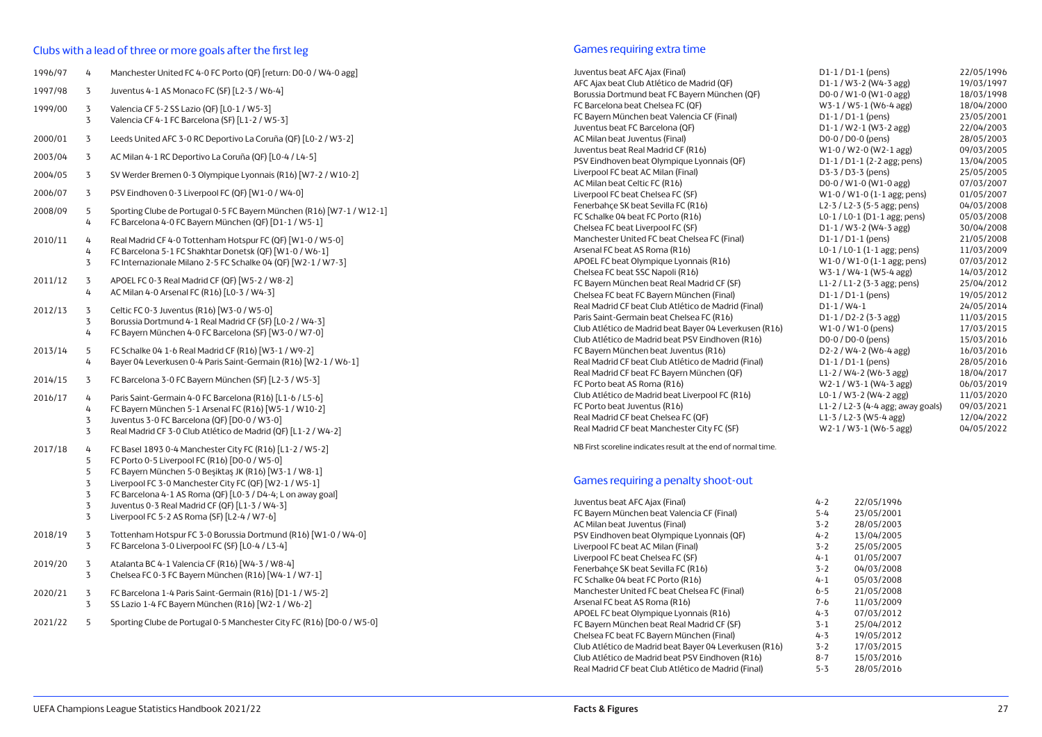## Clubs with a lead of three or more goals after the first leg

| Season | Lead | Match |
|---|---|---|
| 1996/97 | 4 | Manchester United FC 4-0 FC Porto (QF) [return: D0-0 / W4-0 agg] |
| 1997/98 | 3 | Juventus 4-1 AS Monaco FC (SF) [L2-3 / W6-4] |
| 1999/00 | 3 | Valencia CF 5-2 SS Lazio (QF) [L0-1 / W5-3] |
| | 3 | Valencia CF 4-1 FC Barcelona (SF) [L1-2 / W5-3] |
| 2000/01 | 3 | Leeds United AFC 3-0 RC Deportivo La Coruña (QF) [L0-2 / W3-2] |
| 2003/04 | 3 | AC Milan 4-1 RC Deportivo La Coruña (QF) [L0-4 / L4-5] |
| 2004/05 | 3 | SV Werder Bremen 0-3 Olympique Lyonnais (R16) [W7-2 / W10-2] |
| 2006/07 | 3 | PSV Eindhoven 0-3 Liverpool FC (QF) [W1-0 / W4-0] |
| 2008/09 | 5 | Sporting Clube de Portugal 0-5 FC Bayern München (R16) [W7-1 / W12-1] |
| | 4 | FC Barcelona 4-0 FC Bayern München (QF) [D1-1 / W5-1] |
| 2010/11 | 4 | Real Madrid CF 4-0 Tottenham Hotspur FC (QF) [W1-0 / W5-0] |
| | 4 | FC Barcelona 5-1 FC Shakhtar Donetsk (QF) [W1-0 / W6-1] |
| | 3 | FC Internazionale Milano 2-5 FC Schalke 04 (QF) [W2-1 / W7-3] |
| 2011/12 | 3 | APOEL FC 0-3 Real Madrid CF (QF) [W5-2 / W8-2] |
| | 4 | AC Milan 4-0 Arsenal FC (R16) [L0-3 / W4-3] |
| 2012/13 | 3 | Celtic FC 0-3 Juventus (R16) [W3-0 / W5-0] |
| | 3 | Borussia Dortmund 4-1 Real Madrid CF (SF) [L0-2 / W4-3] |
| | 4 | FC Bayern München 4-0 FC Barcelona (SF) [W3-0 / W7-0] |
| 2013/14 | 5 | FC Schalke 04 1-6 Real Madrid CF (R16) [W3-1 / W9-2] |
| | 4 | Bayer 04 Leverkusen 0-4 Paris Saint-Germain (R16) [W2-1 / W6-1] |
| 2014/15 | 3 | FC Barcelona 3-0 FC Bayern München (SF) [L2-3 / W5-3] |
| 2016/17 | 4 | Paris Saint-Germain 4-0 FC Barcelona (R16) [L1-6 / L5-6] |
| | 4 | FC Bayern München 5-1 Arsenal FC (R16) [W5-1 / W10-2] |
| | 3 | Juventus 3-0 FC Barcelona (QF) [D0-0 / W3-0] |
| | 3 | Real Madrid CF 3-0 Club Atlético de Madrid (QF) [L1-2 / W4-2] |
| 2017/18 | 4 | FC Basel 1893 0-4 Manchester City FC (R16) [L1-2 / W5-2] |
| | 5 | FC Porto 0-5 Liverpool FC (R16) [D0-0 / W5-0] |
| | 5 | FC Bayern München 5-0 Beşiktaş JK (R16) [W3-1 / W8-1] |
| | 3 | Liverpool FC 3-0 Manchester City FC (QF) [W2-1 / W5-1] |
| | 3 | FC Barcelona 4-1 AS Roma (QF) [L0-3 / D4-4; L on away goal] |
| | 3 | Juventus 0-3 Real Madrid CF (QF) [L1-3 / W4-3] |
| | 3 | Liverpool FC 5-2 AS Roma (SF) [L2-4 / W7-6] |
| 2018/19 | 3 | Tottenham Hotspur FC 3-0 Borussia Dortmund (R16) [W1-0 / W4-0] |
| | 3 | FC Barcelona 3-0 Liverpool FC (SF) [L0-4 / L3-4] |
| 2019/20 | 3 | Atalanta BC 4-1 Valencia CF (R16) [W4-3 / W8-4] |
| | 3 | Chelsea FC 0-3 FC Bayern München (R16) [W4-1 / W7-1] |
| 2020/21 | 3 | FC Barcelona 1-4 Paris Saint-Germain (R16) [D1-1 / W5-2] |
| | 3 | SS Lazio 1-4 FC Bayern München (R16) [W2-1 / W6-2] |
| 2021/22 | 5 | Sporting Clube de Portugal 0-5 Manchester City FC (R16) [D0-0 / W5-0] |

## Games requiring extra time

| Match | Result | Date |
|---|---|---|
| Juventus beat AFC Ajax (Final) | D1-1 / D1-1 (pens) | 22/05/1996 |
| AFC Ajax beat Club Atlético de Madrid (QF) | D1-1 / W3-2 (W4-3 agg) | 19/03/1997 |
| Borussia Dortmund beat FC Bayern München (QF) | D0-0 / W1-0 (W1-0 agg) | 18/03/1998 |
| FC Barcelona beat Chelsea FC (QF) | W3-1 / W5-1 (W6-4 agg) | 18/04/2000 |
| FC Bayern München beat Valencia CF (Final) | D1-1 / D1-1 (pens) | 23/05/2001 |
| Juventus beat FC Barcelona (QF) | D1-1 / W2-1 (W3-2 agg) | 22/04/2003 |
| AC Milan beat Juventus (Final) | D0-0 / D0-0 (pens) | 28/05/2003 |
| Juventus beat Real Madrid CF (R16) | W1-0 / W2-0 (W2-1 agg) | 09/03/2005 |
| PSV Eindhoven beat Olympique Lyonnais (QF) | D1-1 / D1-1 (2-2 agg; pens) | 13/04/2005 |
| Liverpool FC beat AC Milan (Final) | D3-3 / D3-3 (pens) | 25/05/2005 |
| AC Milan beat Celtic FC (R16) | D0-0 / W1-0 (W1-0 agg) | 07/03/2007 |
| Liverpool FC beat Chelsea FC (SF) | W1-0 / W1-0 (1-1 agg; pens) | 01/05/2007 |
| Fenerbahçe SK beat Sevilla FC (R16) | L2-3 / L2-3 (5-5 agg; pens) | 04/03/2008 |
| FC Schalke 04 beat FC Porto (R16) | L0-1 / L0-1 (D1-1 agg; pens) | 05/03/2008 |
| Chelsea FC beat Liverpool FC (SF) | D1-1 / W3-2 (W4-3 agg) | 30/04/2008 |
| Manchester United FC beat Chelsea FC (Final) | D1-1 / D1-1 (pens) | 21/05/2008 |
| Arsenal FC beat AS Roma (R16) | L0-1 / L0-1 (1-1 agg; pens) | 11/03/2009 |
| APOEL FC beat Olympique Lyonnais (R16) | W1-0 / W1-0 (1-1 agg; pens) | 07/03/2012 |
| Chelsea FC beat SSC Napoli (R16) | W3-1 / W4-1 (W5-4 agg) | 14/03/2012 |
| FC Bayern München beat Real Madrid CF (SF) | L1-2 / L1-2 (3-3 agg; pens) | 25/04/2012 |
| Chelsea FC beat FC Bayern München (Final) | D1-1 / D1-1 (pens) | 19/05/2012 |
| Real Madrid CF beat Club Atlético de Madrid (Final) | D1-1 / W4-1 | 24/05/2014 |
| Paris Saint-Germain beat Chelsea FC (R16) | D1-1 / D2-2 (3-3 agg) | 11/03/2015 |
| Club Atlético de Madrid beat Bayer 04 Leverkusen (R16) | W1-0 / W1-0 (pens) | 17/03/2015 |
| Club Atlético de Madrid beat PSV Eindhoven (R16) | D0-0 / D0-0 (pens) | 15/03/2016 |
| FC Bayern München beat Juventus (R16) | D2-2 / W4-2 (W6-4 agg) | 16/03/2016 |
| Real Madrid CF beat Club Atlético de Madrid (Final) | D1-1 / D1-1 (pens) | 28/05/2016 |
| Real Madrid CF beat FC Bayern München (QF) | L1-2 / W4-2 (W6-3 agg) | 18/04/2017 |
| FC Porto beat AS Roma (R16) | W2-1 / W3-1 (W4-3 agg) | 06/03/2019 |
| Club Atlético de Madrid beat Liverpool FC (R16) | L0-1 / W3-2 (W4-2 agg) | 11/03/2020 |
| FC Porto beat Juventus (R16) | L1-2 / L2-3 (4-4 agg; away goals) | 09/03/2021 |
| Real Madrid CF beat Chelsea FC (QF) | L1-3 / L2-3 (W5-4 agg) | 12/04/2022 |
| Real Madrid CF beat Manchester City FC (SF) | W2-1 / W3-1 (W6-5 agg) | 04/05/2022 |

NB First scoreline indicates result at the end of normal time.

## Games requiring a penalty shoot-out

| Match | Shoot-out | Date |
|---|---|---|
| Juventus beat AFC Ajax (Final) | 4-2 | 22/05/1996 |
| FC Bayern München beat Valencia CF (Final) | 5-4 | 23/05/2001 |
| AC Milan beat Juventus (Final) | 3-2 | 28/05/2003 |
| PSV Eindhoven beat Olympique Lyonnais (QF) | 4-2 | 13/04/2005 |
| Liverpool FC beat AC Milan (Final) | 3-2 | 25/05/2005 |
| Liverpool FC beat Chelsea FC (SF) | 4-1 | 01/05/2007 |
| Fenerbahçe SK beat Sevilla FC (R16) | 3-2 | 04/03/2008 |
| FC Schalke 04 beat FC Porto (R16) | 4-1 | 05/03/2008 |
| Manchester United FC beat Chelsea FC (Final) | 6-5 | 21/05/2008 |
| Arsenal FC beat AS Roma (R16) | 7-6 | 11/03/2009 |
| APOEL FC beat Olympique Lyonnais (R16) | 4-3 | 07/03/2012 |
| FC Bayern München beat Real Madrid CF (SF) | 3-1 | 25/04/2012 |
| Chelsea FC beat FC Bayern München (Final) | 4-3 | 19/05/2012 |
| Club Atlético de Madrid beat Bayer 04 Leverkusen (R16) | 3-2 | 17/03/2015 |
| Club Atlético de Madrid beat PSV Eindhoven (R16) | 8-7 | 15/03/2016 |
| Real Madrid CF beat Club Atlético de Madrid (Final) | 5-3 | 28/05/2016 |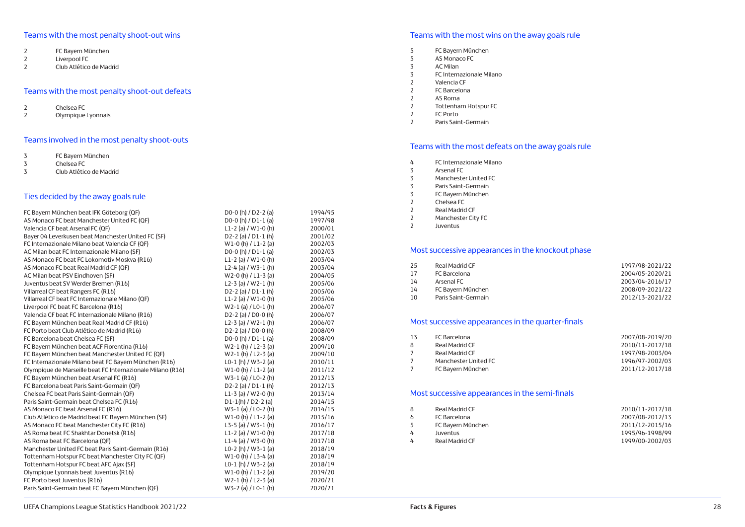## Teams with the most penalty shoot-out wins

| | |
|---|---|
| 2 | FC Bayern München |
| 2 | Liverpool FC |
| 2 | Club Atlético de Madrid |

## Teams with the most penalty shoot-out defeats

| | |
|---|---|
| 2 | Chelsea FC |
| 2 | Olympique Lyonnais |

## Teams involved in the most penalty shoot-outs

| | |
|---|---|
| 3 | FC Bayern München |
| 3 | Chelsea FC |
| 3 | Club Atlético de Madrid |

## Ties decided by the away goals rule

| | | |
|---|---|---|
| FC Bayern München beat IFK Göteborg (QF) | D0-0 (h) / D2-2 (a) | 1994/95 |
| AS Monaco FC beat Manchester United FC (QF) | D0-0 (h) / D1-1 (a) | 1997/98 |
| Valencia CF beat Arsenal FC (QF) | L1-2 (a) / W1-0 (h) | 2000/01 |
| Bayer 04 Leverkusen beat Manchester United FC (SF) | D2-2 (a) / D1-1 (h) | 2001/02 |
| FC Internazionale Milano beat Valencia CF (QF) | W1-0 (h) / L1-2 (a) | 2002/03 |
| AC Milan beat FC Internazionale Milano (SF) | D0-0 (h) / D1-1 (a) | 2002/03 |
| AS Monaco FC beat FC Lokomotiv Moskva (R16) | L1-2 (a) / W1-0 (h) | 2003/04 |
| AS Monaco FC beat Real Madrid CF (QF) | L2-4 (a) / W3-1 (h) | 2003/04 |
| AC Milan beat PSV Eindhoven (SF) | W2-0 (h) / L1-3 (a) | 2004/05 |
| Juventus beat SV Werder Bremen (R16) | L2-3 (a) / W2-1 (h) | 2005/06 |
| Villarreal CF beat Rangers FC (R16) | D2-2 (a) / D1-1 (h) | 2005/06 |
| Villarreal CF beat FC Internazionale Milano (QF) | L1-2 (a) / W1-0 (h) | 2005/06 |
| Liverpool FC beat FC Barcelona (R16) | W2-1 (a) / L0-1 (h) | 2006/07 |
| Valencia CF beat FC Internazionale Milano (R16) | D2-2 (a) / D0-0 (h) | 2006/07 |
| FC Bayern München beat Real Madrid CF (R16) | L2-3 (a) / W2-1 (h) | 2006/07 |
| FC Porto beat Club Atlético de Madrid (R16) | D2-2 (a) / D0-0 (h) | 2008/09 |
| FC Barcelona beat Chelsea FC (SF) | D0-0 (h) / D1-1 (a) | 2008/09 |
| FC Bayern München beat ACF Fiorentina (R16) | W2-1 (h) / L2-3 (a) | 2009/10 |
| FC Bayern München beat Manchester United FC (QF) | W2-1 (h) / L2-3 (a) | 2009/10 |
| FC Internazionale Milano beat FC Bayern München (R16) | L0-1 (h) / W3-2 (a) | 2010/11 |
| Olympique de Marseille beat FC Internazionale Milano (R16) | W1-0 (h) / L1-2 (a) | 2011/12 |
| FC Bayern München beat Arsenal FC (R16) | W3-1 (a) / L0-2 (h) | 2012/13 |
| FC Barcelona beat Paris Saint-Germain (QF) | D2-2 (a) / D1-1 (h) | 2012/13 |
| Chelsea FC beat Paris Saint-Germain (QF) | L1-3 (a) / W2-0 (h) | 2013/14 |
| Paris Saint-Germain beat Chelsea FC (R16) | D1-1(h) / D2-2 (a) | 2014/15 |
| AS Monaco FC beat Arsenal FC (R16) | W3-1 (a) / L0-2 (h) | 2014/15 |
| Club Atlético de Madrid beat FC Bayern München (SF) | W1-0 (h) / L1-2 (a) | 2015/16 |
| AS Monaco FC beat Manchester City FC (R16) | L3-5 (a) / W3-1 (h) | 2016/17 |
| AS Roma beat FC Shakhtar Donetsk (R16) | L1-2 (a) / W1-0 (h) | 2017/18 |
| AS Roma beat FC Barcelona (QF) | L1-4 (a) / W3-0 (h) | 2017/18 |
| Manchester United FC beat Paris Saint-Germain (R16) | L0-2 (h) / W3-1 (a) | 2018/19 |
| Tottenham Hotspur FC beat Manchester City FC (QF) | W1-0 (h) / L3-4 (a) | 2018/19 |
| Tottenham Hotspur FC beat AFC Ajax (SF) | L0-1 (h) / W3-2 (a) | 2018/19 |
| Olympique Lyonnais beat Juventus (R16) | W1-0 (h) / L1-2 (a) | 2019/20 |
| FC Porto beat Juventus (R16) | W2-1 (h) / L2-3 (a) | 2020/21 |
| Paris Saint-Germain beat FC Bayern München (QF) | W3-2 (a) / L0-1 (h) | 2020/21 |

## Teams with the most wins on the away goals rule

| | |
|---|---|
| 5 | FC Bayern München |
| 5 | AS Monaco FC |
| 3 | AC Milan |
| 3 | FC Internazionale Milano |
| 2 | Valencia CF |
| 2 | FC Barcelona |
| 2 | AS Roma |
| 2 | Tottenham Hotspur FC |
| 2 | FC Porto |
| 2 | Paris Saint-Germain |

## Teams with the most defeats on the away goals rule

| | |
|---|---|
| 4 | FC Internazionale Milano |
| 3 | Arsenal FC |
| 3 | Manchester United FC |
| 3 | Paris Saint-Germain |
| 3 | FC Bayern München |
| 2 | Chelsea FC |
| 2 | Real Madrid CF |
| 2 | Manchester City FC |
| 2 | Juventus |

## Most successive appearances in the knockout phase

| | | |
|---|---|---|
| 25 | Real Madrid CF | 1997/98-2021/22 |
| 17 | FC Barcelona | 2004/05-2020/21 |
| 14 | Arsenal FC | 2003/04-2016/17 |
| 14 | FC Bayern München | 2008/09-2021/22 |
| 10 | Paris Saint-Germain | 2012/13-2021/22 |

## Most successive appearances in the quarter-finals

| | | |
|---|---|---|
| 13 | FC Barcelona | 2007/08-2019/20 |
| 8 | Real Madrid CF | 2010/11-2017/18 |
| 7 | Real Madrid CF | 1997/98-2003/04 |
| 7 | Manchester United FC | 1996/97-2002/03 |
| 7 | FC Bayern München | 2011/12-2017/18 |

## Most successive appearances in the semi-finals

| | | |
|---|---|---|
| 8 | Real Madrid CF | 2010/11-2017/18 |
| 6 | FC Barcelona | 2007/08-2012/13 |
| 5 | FC Bayern München | 2011/12-2015/16 |
| 4 | Juventus | 1995/96-1998/99 |
| 4 | Real Madrid CF | 1999/00-2002/03 |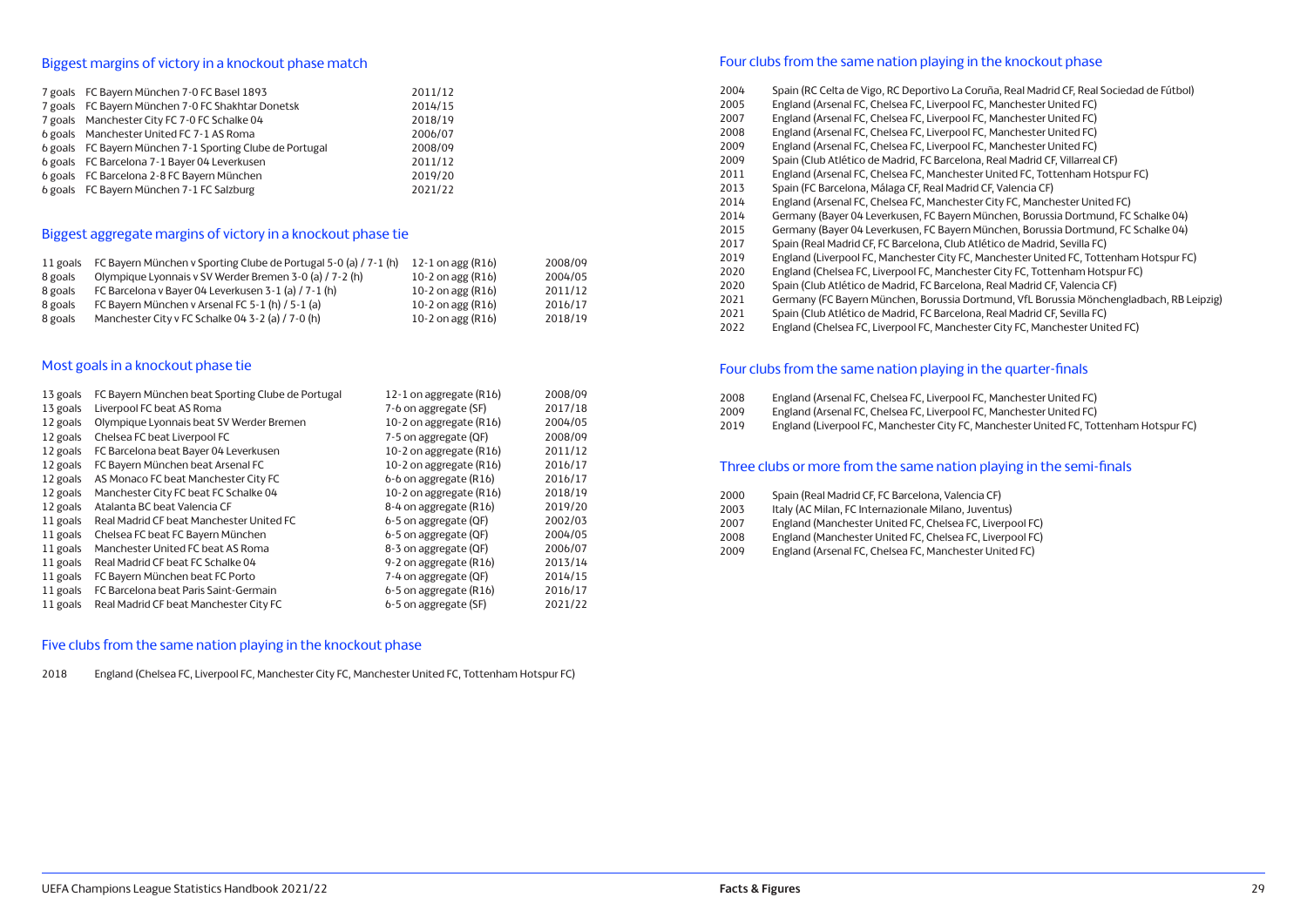## Biggest margins of victory in a knockout phase match

| | | |
|---|---|---|
| 7 goals | FC Bayern München 7-0 FC Basel 1893 | 2011/12 |
| 7 goals | FC Bayern München 7-0 FC Shakhtar Donetsk | 2014/15 |
| 7 goals | Manchester City FC 7-0 FC Schalke 04 | 2018/19 |
| 6 goals | Manchester United FC 7-1 AS Roma | 2006/07 |
| 6 goals | FC Bayern München 7-1 Sporting Clube de Portugal | 2008/09 |
| 6 goals | FC Barcelona 7-1 Bayer 04 Leverkusen | 2011/12 |
| 6 goals | FC Barcelona 2-8 FC Bayern München | 2019/20 |
| 6 goals | FC Bayern München 7-1 FC Salzburg | 2021/22 |

## Biggest aggregate margins of victory in a knockout phase tie

| | | | |
|---|---|---|---|
| 11 goals | FC Bayern München v Sporting Clube de Portugal 5-0 (a) / 7-1 (h) | 12-1 on agg (R16) | 2008/09 |
| 8 goals | Olympique Lyonnais v SV Werder Bremen 3-0 (a) / 7-2 (h) | 10-2 on agg (R16) | 2004/05 |
| 8 goals | FC Barcelona v Bayer 04 Leverkusen 3-1 (a) / 7-1 (h) | 10-2 on agg (R16) | 2011/12 |
| 8 goals | FC Bayern München v Arsenal FC 5-1 (h) / 5-1 (a) | 10-2 on agg (R16) | 2016/17 |
| 8 goals | Manchester City v FC Schalke 04 3-2 (a) / 7-0 (h) | 10-2 on agg (R16) | 2018/19 |

## Most goals in a knockout phase tie

| | | | |
|---|---|---|---|
| 13 goals | FC Bayern München beat Sporting Clube de Portugal | 12-1 on aggregate (R16) | 2008/09 |
| 13 goals | Liverpool FC beat AS Roma | 7-6 on aggregate (SF) | 2017/18 |
| 12 goals | Olympique Lyonnais beat SV Werder Bremen | 10-2 on aggregate (R16) | 2004/05 |
| 12 goals | Chelsea FC beat Liverpool FC | 7-5 on aggregate (QF) | 2008/09 |
| 12 goals | FC Barcelona beat Bayer 04 Leverkusen | 10-2 on aggregate (R16) | 2011/12 |
| 12 goals | FC Bayern München beat Arsenal FC | 10-2 on aggregate (R16) | 2016/17 |
| 12 goals | AS Monaco FC beat Manchester City FC | 6-6 on aggregate (R16) | 2016/17 |
| 12 goals | Manchester City FC beat FC Schalke 04 | 10-2 on aggregate (R16) | 2018/19 |
| 12 goals | Atalanta BC beat Valencia CF | 8-4 on aggregate (R16) | 2019/20 |
| 11 goals | Real Madrid CF beat Manchester United FC | 6-5 on aggregate (QF) | 2002/03 |
| 11 goals | Chelsea FC beat FC Bayern München | 6-5 on aggregate (QF) | 2004/05 |
| 11 goals | Manchester United FC beat AS Roma | 8-3 on aggregate (QF) | 2006/07 |
| 11 goals | Real Madrid CF beat FC Schalke 04 | 9-2 on aggregate (R16) | 2013/14 |
| 11 goals | FC Bayern München beat FC Porto | 7-4 on aggregate (QF) | 2014/15 |
| 11 goals | FC Barcelona beat Paris Saint-Germain | 6-5 on aggregate (R16) | 2016/17 |
| 11 goals | Real Madrid CF beat Manchester City FC | 6-5 on aggregate (SF) | 2021/22 |

## Five clubs from the same nation playing in the knockout phase

2018 England (Chelsea FC, Liverpool FC, Manchester City FC, Manchester United FC, Tottenham Hotspur FC)

## Four clubs from the same nation playing in the knockout phase

| | |
|---|---|
| 2004 | Spain (RC Celta de Vigo, RC Deportivo La Coruña, Real Madrid CF, Real Sociedad de Fútbol) |
| 2005 | England (Arsenal FC, Chelsea FC, Liverpool FC, Manchester United FC) |
| 2007 | England (Arsenal FC, Chelsea FC, Liverpool FC, Manchester United FC) |
| 2008 | England (Arsenal FC, Chelsea FC, Liverpool FC, Manchester United FC) |
| 2009 | England (Arsenal FC, Chelsea FC, Liverpool FC, Manchester United FC) |
| 2009 | Spain (Club Atlético de Madrid, FC Barcelona, Real Madrid CF, Villarreal CF) |
| 2011 | England (Arsenal FC, Chelsea FC, Manchester United FC, Tottenham Hotspur FC) |
| 2013 | Spain (FC Barcelona, Málaga CF, Real Madrid CF, Valencia CF) |
| 2014 | England (Arsenal FC, Chelsea FC, Manchester City FC, Manchester United FC) |
| 2014 | Germany (Bayer 04 Leverkusen, FC Bayern München, Borussia Dortmund, FC Schalke 04) |
| 2015 | Germany (Bayer 04 Leverkusen, FC Bayern München, Borussia Dortmund, FC Schalke 04) |
| 2017 | Spain (Real Madrid CF, FC Barcelona, Club Atlético de Madrid, Sevilla FC) |
| 2019 | England (Liverpool FC, Manchester City FC, Manchester United FC, Tottenham Hotspur FC) |
| 2020 | England (Chelsea FC, Liverpool FC, Manchester City FC, Tottenham Hotspur FC) |
| 2020 | Spain (Club Atlético de Madrid, FC Barcelona, Real Madrid CF, Valencia CF) |
| 2021 | Germany (FC Bayern München, Borussia Dortmund, VfL Borussia Mönchengladbach, RB Leipzig) |
| 2021 | Spain (Club Atlético de Madrid, FC Barcelona, Real Madrid CF, Sevilla FC) |
| 2022 | England (Chelsea FC, Liverpool FC, Manchester City FC, Manchester United FC) |

## Four clubs from the same nation playing in the quarter-finals

| | |
|---|---|
| 2008 | England (Arsenal FC, Chelsea FC, Liverpool FC, Manchester United FC) |
| 2009 | England (Arsenal FC, Chelsea FC, Liverpool FC, Manchester United FC) |
| 2019 | England (Liverpool FC, Manchester City FC, Manchester United FC, Tottenham Hotspur FC) |

## Three clubs or more from the same nation playing in the semi-finals

| | |
|---|---|
| 2000 | Spain (Real Madrid CF, FC Barcelona, Valencia CF) |
| 2003 | Italy (AC Milan, FC Internazionale Milano, Juventus) |
| 2007 | England (Manchester United FC, Chelsea FC, Liverpool FC) |
| 2008 | England (Manchester United FC, Chelsea FC, Liverpool FC) |
| 2009 | England (Arsenal FC, Chelsea FC, Manchester United FC) |